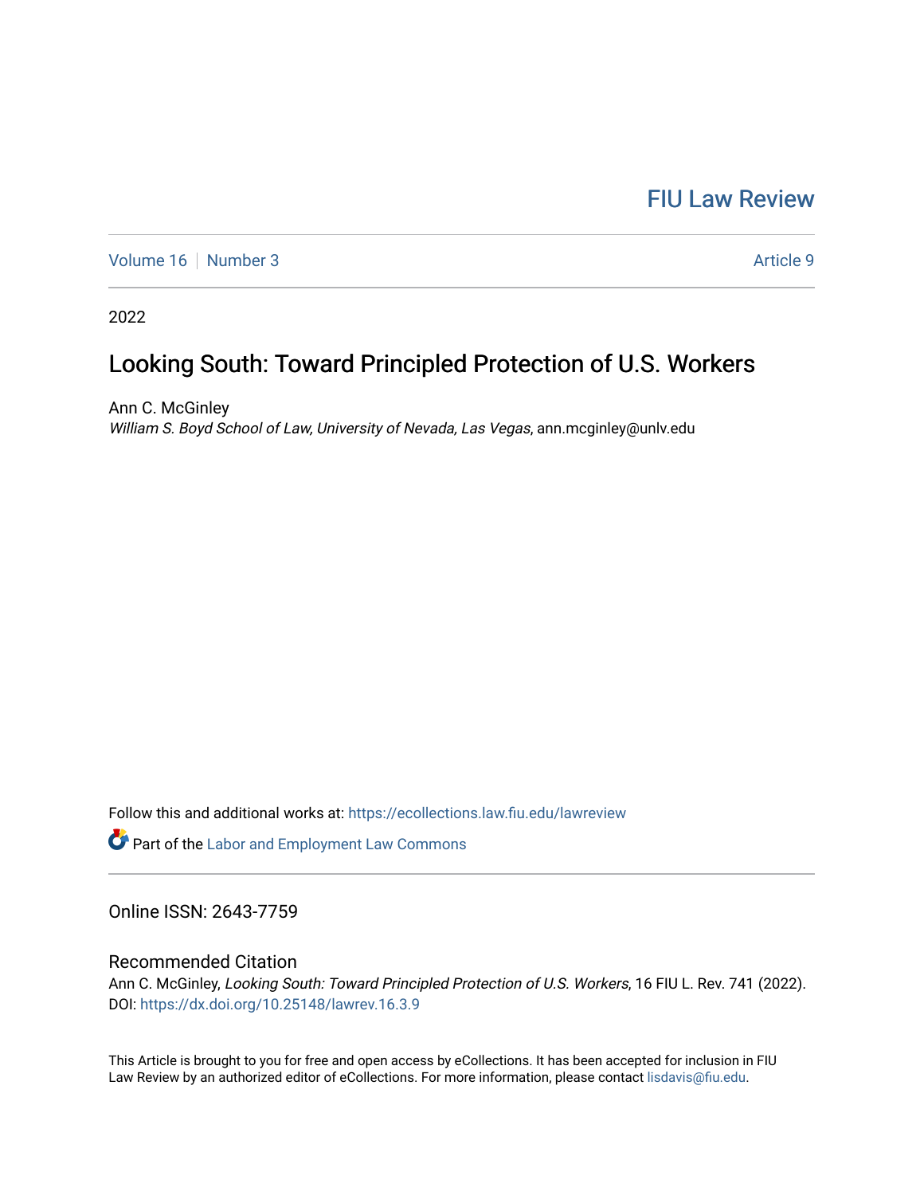FIU Law Review

Volume 16 | Number 3 | Article 9

2022

# Looking South: Toward Principled Protection of U.S. Workers

Ann C. McGinley
*William S. Boyd School of Law, University of Nevada, Las Vegas*, ann.mcginley@unlv.edu

Follow this and additional works at: https://ecollections.law.fiu.edu/lawreview

Part of the Labor and Employment Law Commons

Online ISSN: 2643-7759

## Recommended Citation

Ann C. McGinley, *Looking South: Toward Principled Protection of U.S. Workers*, 16 FIU L. Rev. 741 (2022).
DOI: https://dx.doi.org/10.25148/lawrev.16.3.9

This Article is brought to you for free and open access by eCollections. It has been accepted for inclusion in FIU Law Review by an authorized editor of eCollections. For more information, please contact lisdavis@fiu.edu.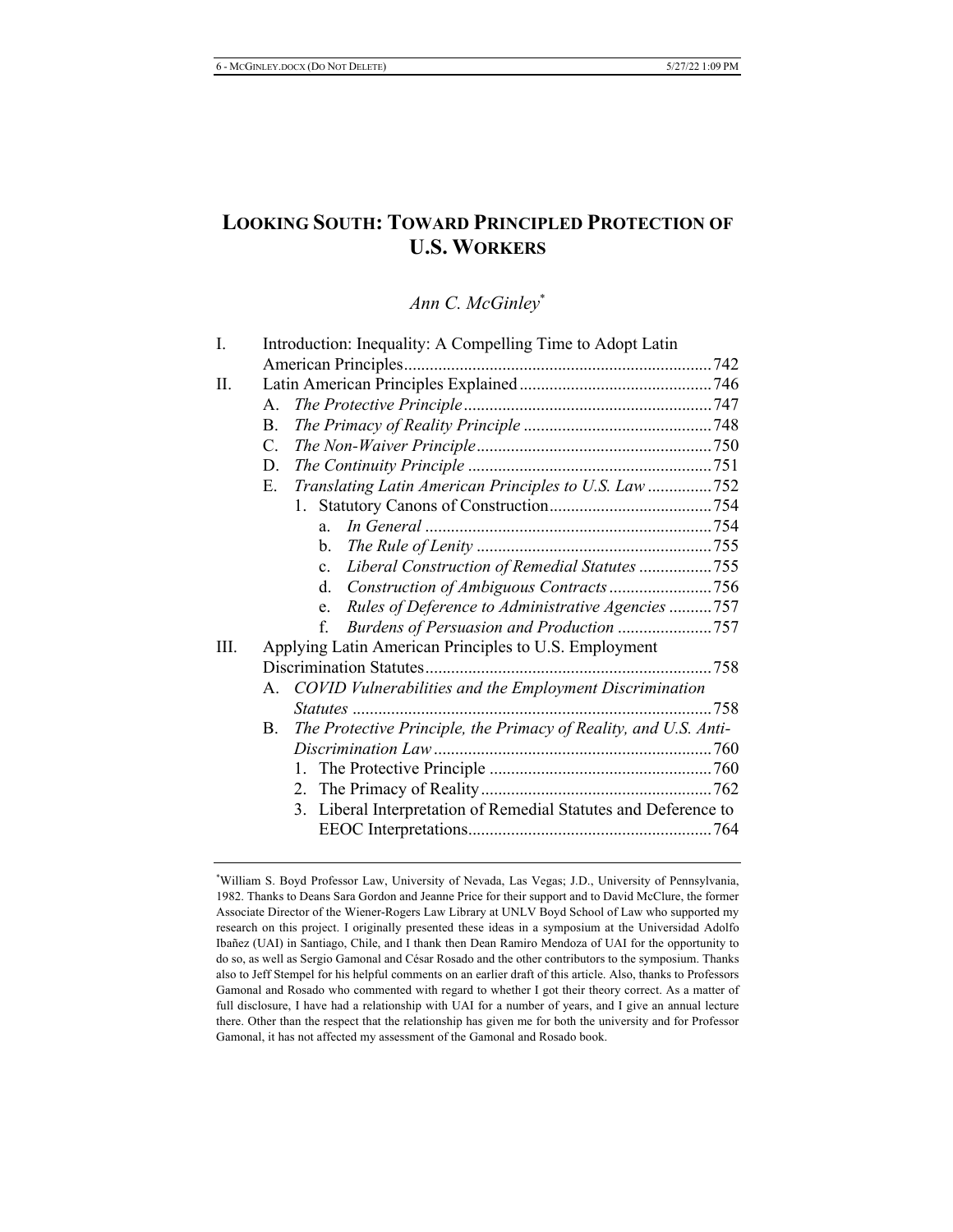# LOOKING SOUTH: TOWARD PRINCIPLED PROTECTION OF U.S. WORKERS

*Ann C. McGinley*[*]

I. Introduction: Inequality: A Compelling Time to Adopt Latin American Principles ........ 742

II. Latin American Principles Explained ........ 746

- A. *The Protective Principle* ........ 747
- B. *The Primacy of Reality Principle* ........ 748
- C. *The Non-Waiver Principle* ........ 750
- D. *The Continuity Principle* ........ 751
- E. *Translating Latin American Principles to U.S. Law* ........ 752
  - 1. Statutory Canons of Construction ........ 754
    - a. *In General* ........ 754
    - b. *The Rule of Lenity* ........ 755
    - c. *Liberal Construction of Remedial Statutes* ........ 755
    - d. *Construction of Ambiguous Contracts* ........ 756
    - e. *Rules of Deference to Administrative Agencies* ........ 757
    - f. *Burdens of Persuasion and Production* ........ 757

III. Applying Latin American Principles to U.S. Employment Discrimination Statutes ........ 758

- A. *COVID Vulnerabilities and the Employment Discrimination Statutes* ........ 758
- B. *The Protective Principle, the Primacy of Reality, and U.S. Anti-Discrimination Law* ........ 760
  - 1. The Protective Principle ........ 760
  - 2. The Primacy of Reality ........ 762
  - 3. Liberal Interpretation of Remedial Statutes and Deference to EEOC Interpretations ........ 764

---

[*] William S. Boyd Professor Law, University of Nevada, Las Vegas; J.D., University of Pennsylvania, 1982. Thanks to Deans Sara Gordon and Jeanne Price for their support and to David McClure, the former Associate Director of the Wiener-Rogers Law Library at UNLV Boyd School of Law who supported my research on this project. I originally presented these ideas in a symposium at the Universidad Adolfo Ibañez (UAI) in Santiago, Chile, and I thank then Dean Ramiro Mendoza of UAI for the opportunity to do so, as well as Sergio Gamonal and César Rosado and the other contributors to the symposium. Thanks also to Jeff Stempel for his helpful comments on an earlier draft of this article. Also, thanks to Professors Gamonal and Rosado who commented with regard to whether I got their theory correct. As a matter of full disclosure, I have had a relationship with UAI for a number of years, and I give an annual lecture there. Other than the respect that the relationship has given me for both the university and for Professor Gamonal, it has not affected my assessment of the Gamonal and Rosado book.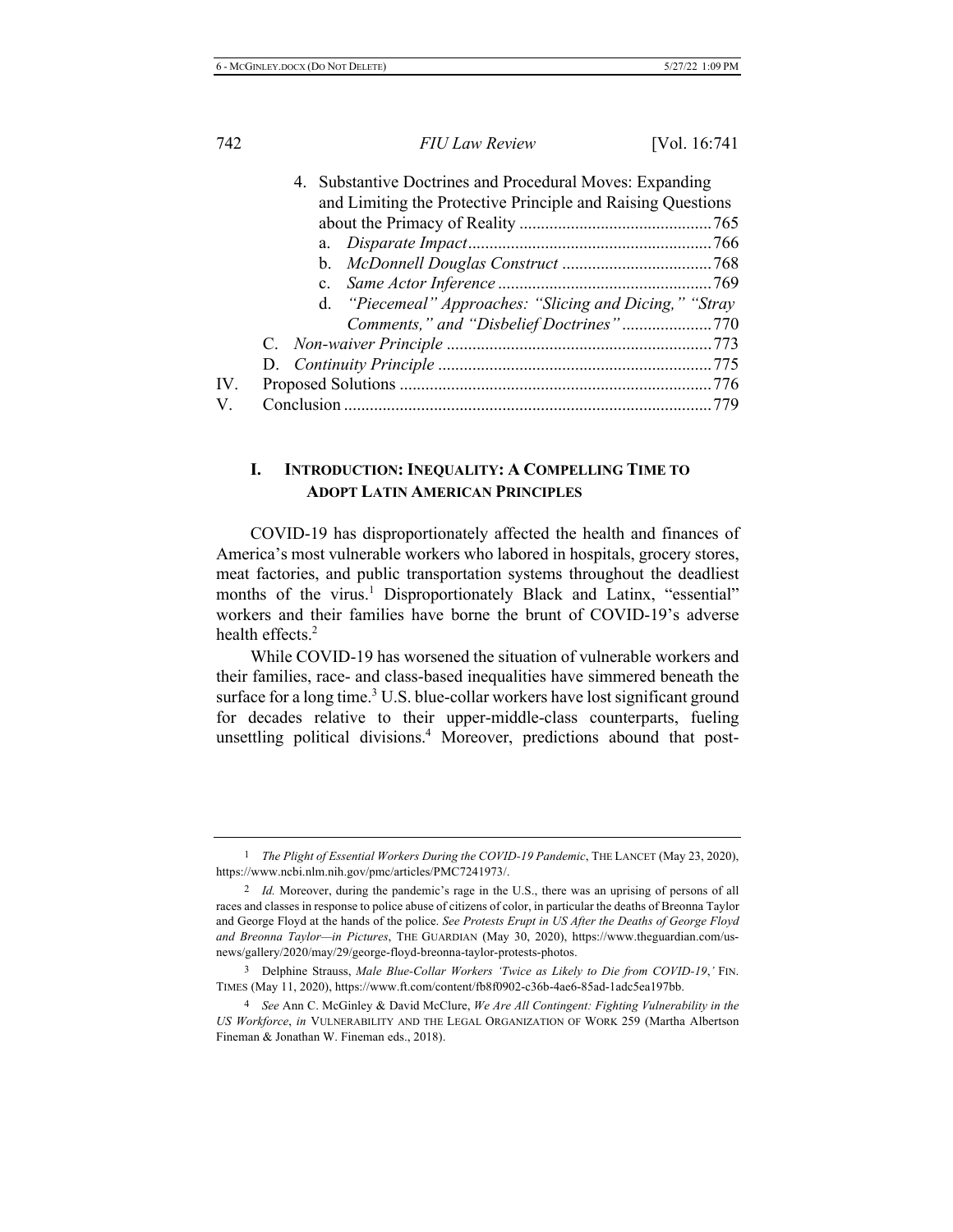4. Substantive Doctrines and Procedural Moves: Expanding and Limiting the Protective Principle and Raising Questions about the Primacy of Reality ............................................765
   a. *Disparate Impact*.......................................................766
   b. *McDonnell Douglas Construct* ..................................768
   c. *Same Actor Inference*.................................................769
   d. *"Piecemeal" Approaches: "Slicing and Dicing," "Stray Comments," and "Disbelief Doctrines"*.....................770

C. *Non-waiver Principle* .............................................................773

D. *Continuity Principle* ...............................................................775

IV. Proposed Solutions ........................................................................776

V. Conclusion ....................................................................................779

## I. INTRODUCTION: INEQUALITY: A COMPELLING TIME TO ADOPT LATIN AMERICAN PRINCIPLES

COVID-19 has disproportionately affected the health and finances of America's most vulnerable workers who labored in hospitals, grocery stores, meat factories, and public transportation systems throughout the deadliest months of the virus.[1] Disproportionately Black and Latinx, "essential" workers and their families have borne the brunt of COVID-19's adverse health effects.[2]

While COVID-19 has worsened the situation of vulnerable workers and their families, race- and class-based inequalities have simmered beneath the surface for a long time.[3] U.S. blue-collar workers have lost significant ground for decades relative to their upper-middle-class counterparts, fueling unsettling political divisions.[4] Moreover, predictions abound that post-

---

1 *The Plight of Essential Workers During the COVID-19 Pandemic*, THE LANCET (May 23, 2020), https://www.ncbi.nlm.nih.gov/pmc/articles/PMC7241973/.

2 *Id.* Moreover, during the pandemic's rage in the U.S., there was an uprising of persons of all races and classes in response to police abuse of citizens of color, in particular the deaths of Breonna Taylor and George Floyd at the hands of the police. *See Protests Erupt in US After the Deaths of George Floyd and Breonna Taylor—in Pictures*, THE GUARDIAN (May 30, 2020), https://www.theguardian.com/us-news/gallery/2020/may/29/george-floyd-breonna-taylor-protests-photos.

3 Delphine Strauss, *Male Blue-Collar Workers 'Twice as Likely to Die from COVID-19*,*'* FIN. TIMES (May 11, 2020), https://www.ft.com/content/fb8f0902-c36b-4ae6-85ad-1adc5ea197bb.

4 *See* Ann C. McGinley & David McClure, *We Are All Contingent: Fighting Vulnerability in the US Workforce*, *in* VULNERABILITY AND THE LEGAL ORGANIZATION OF WORK 259 (Martha Albertson Fineman & Jonathan W. Fineman eds., 2018).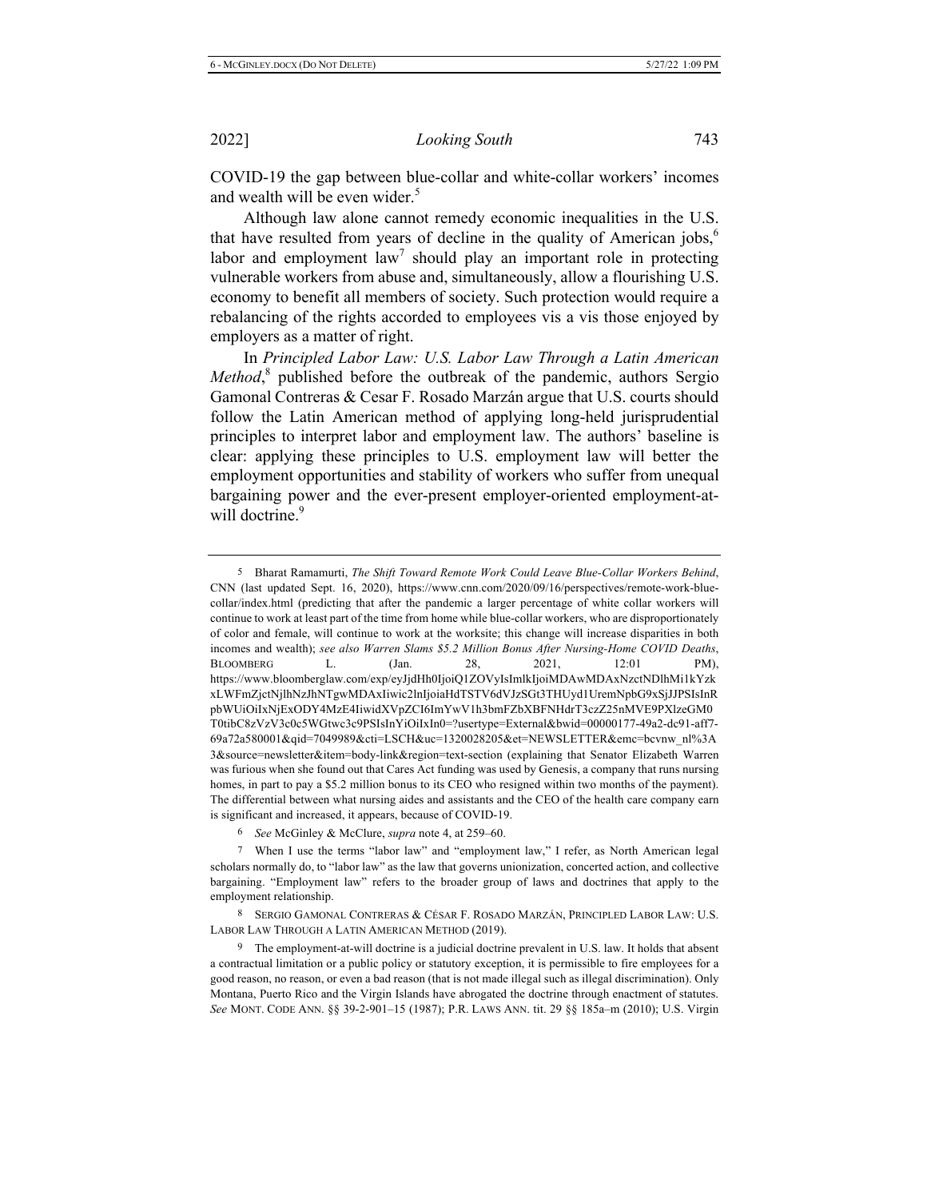COVID-19 the gap between blue-collar and white-collar workers' incomes and wealth will be even wider.[5]

Although law alone cannot remedy economic inequalities in the U.S. that have resulted from years of decline in the quality of American jobs,[6] labor and employment law[7] should play an important role in protecting vulnerable workers from abuse and, simultaneously, allow a flourishing U.S. economy to benefit all members of society. Such protection would require a rebalancing of the rights accorded to employees vis a vis those enjoyed by employers as a matter of right.

In *Principled Labor Law: U.S. Labor Law Through a Latin American Method*,[8] published before the outbreak of the pandemic, authors Sergio Gamonal Contreras & Cesar F. Rosado Marzán argue that U.S. courts should follow the Latin American method of applying long-held jurisprudential principles to interpret labor and employment law. The authors' baseline is clear: applying these principles to U.S. employment law will better the employment opportunities and stability of workers who suffer from unequal bargaining power and the ever-present employer-oriented employment-at-will doctrine.[9]

---

5 Bharat Ramamurti, *The Shift Toward Remote Work Could Leave Blue-Collar Workers Behind*, CNN (last updated Sept. 16, 2020), https://www.cnn.com/2020/09/16/perspectives/remote-work-blue-collar/index.html (predicting that after the pandemic a larger percentage of white collar workers will continue to work at least part of the time from home while blue-collar workers, who are disproportionately of color and female, will continue to work at the worksite; this change will increase disparities in both incomes and wealth); *see also Warren Slams $5.2 Million Bonus After Nursing-Home COVID Deaths*, BLOOMBERG L. (Jan. 28, 2021, 12:01 PM), https://www.bloomberglaw.com/exp/eyJjdHh0IjoiQ1ZOVyIsImlkIjoiMDAwMDAxNzctNDlhMi1kYzkxLWFmZjctNjlhNzJhNTgwMDAxIiwic2lnIjoiaHdTSTV6dVJzSGt3THUyd1UremNpbG9xSjJPSIsInRpbWUiOiIxNjExODY4MzE4IiwidXVpZCI6ImYwV1h3bmFZbXBFNHdrT3czZ25nMVE9PXlzeGM0T0tibC8zVzV3c0c5WGtwc3c9PSIsInYiOiIxIn0=?usertype=External&bwid=00000177-49a2-dc91-aff7-69a72a580001&qid=7049989&cti=LSCH&uc=1320028205&et=NEWSLETTER&emc=bcvnw_nl%3A3&source=newsletter&item=body-link&region=text-section (explaining that Senator Elizabeth Warren was furious when she found out that Cares Act funding was used by Genesis, a company that runs nursing homes, in part to pay a $5.2 million bonus to its CEO who resigned within two months of the payment). The differential between what nursing aides and assistants and the CEO of the health care company earn is significant and increased, it appears, because of COVID-19.

6 *See* McGinley & McClure, *supra* note 4, at 259–60.

7 When I use the terms "labor law" and "employment law," I refer, as North American legal scholars normally do, to "labor law" as the law that governs unionization, concerted action, and collective bargaining. "Employment law" refers to the broader group of laws and doctrines that apply to the employment relationship.

8 SERGIO GAMONAL CONTRERAS & CÉSAR F. ROSADO MARZÁN, PRINCIPLED LABOR LAW: U.S. LABOR LAW THROUGH A LATIN AMERICAN METHOD (2019).

9 The employment-at-will doctrine is a judicial doctrine prevalent in U.S. law. It holds that absent a contractual limitation or a public policy or statutory exception, it is permissible to fire employees for a good reason, no reason, or even a bad reason (that is not made illegal such as illegal discrimination). Only Montana, Puerto Rico and the Virgin Islands have abrogated the doctrine through enactment of statutes. *See* MONT. CODE ANN. §§ 39-2-901–15 (1987); P.R. LAWS ANN. tit. 29 §§ 185a–m (2010); U.S. Virgin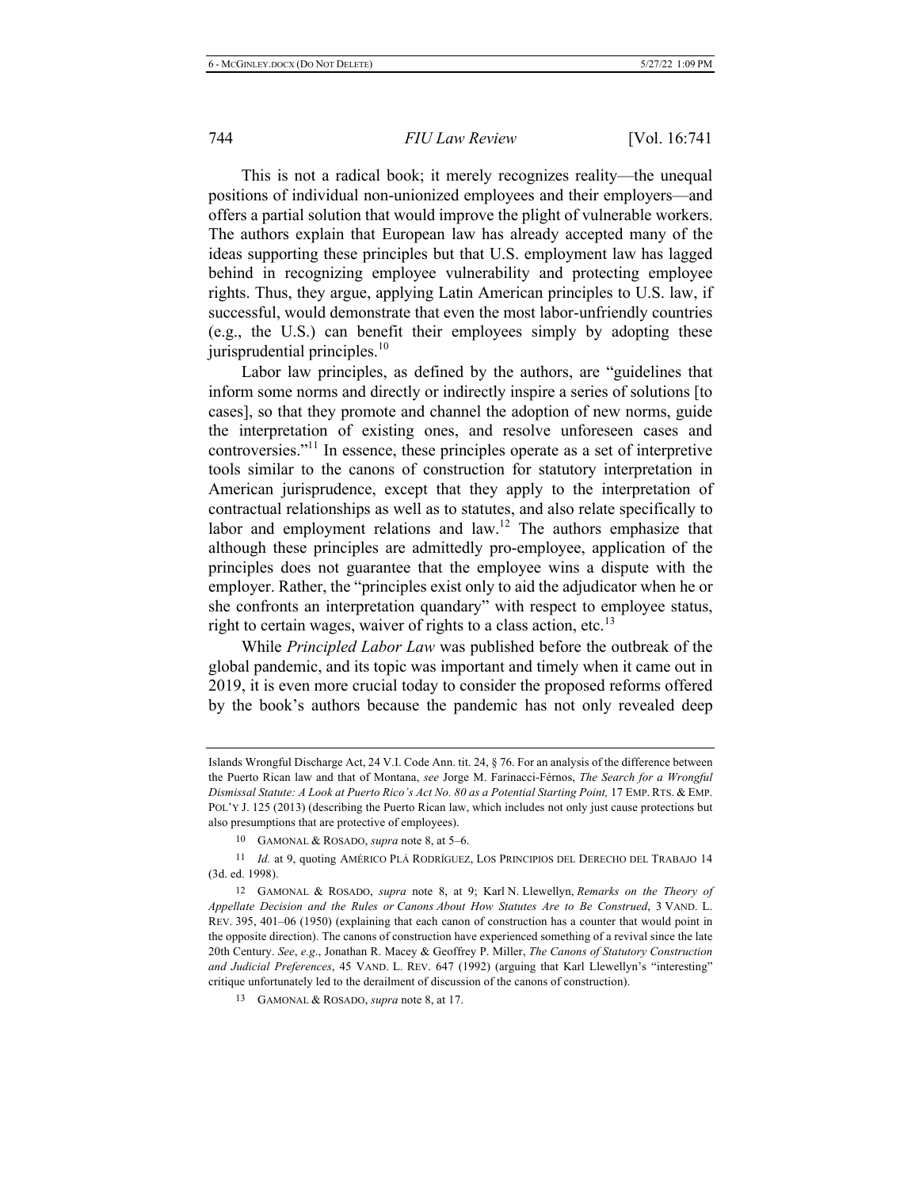This is not a radical book; it merely recognizes reality—the unequal positions of individual non-unionized employees and their employers—and offers a partial solution that would improve the plight of vulnerable workers. The authors explain that European law has already accepted many of the ideas supporting these principles but that U.S. employment law has lagged behind in recognizing employee vulnerability and protecting employee rights. Thus, they argue, applying Latin American principles to U.S. law, if successful, would demonstrate that even the most labor-unfriendly countries (e.g., the U.S.) can benefit their employees simply by adopting these jurisprudential principles.[10]

Labor law principles, as defined by the authors, are "guidelines that inform some norms and directly or indirectly inspire a series of solutions [to cases], so that they promote and channel the adoption of new norms, guide the interpretation of existing ones, and resolve unforeseen cases and controversies."[11] In essence, these principles operate as a set of interpretive tools similar to the canons of construction for statutory interpretation in American jurisprudence, except that they apply to the interpretation of contractual relationships as well as to statutes, and also relate specifically to labor and employment relations and law.[12] The authors emphasize that although these principles are admittedly pro-employee, application of the principles does not guarantee that the employee wins a dispute with the employer. Rather, the "principles exist only to aid the adjudicator when he or she confronts an interpretation quandary" with respect to employee status, right to certain wages, waiver of rights to a class action, etc.[13]

While *Principled Labor Law* was published before the outbreak of the global pandemic, and its topic was important and timely when it came out in 2019, it is even more crucial today to consider the proposed reforms offered by the book's authors because the pandemic has not only revealed deep

---

Islands Wrongful Discharge Act, 24 V.I. Code Ann. tit. 24, § 76. For an analysis of the difference between the Puerto Rican law and that of Montana, *see* Jorge M. Farinacci-Férnos, *The Search for a Wrongful Dismissal Statute: A Look at Puerto Rico's Act No. 80 as a Potential Starting Point,* 17 EMP. RTS. & EMP. POL'Y J. 125 (2013) (describing the Puerto Rican law, which includes not only just cause protections but also presumptions that are protective of employees).

10 GAMONAL & ROSADO, *supra* note 8, at 5–6.

11 *Id.* at 9, quoting AMÉRICO PLÁ RODRÍGUEZ, LOS PRINCIPIOS DEL DERECHO DEL TRABAJO 14 (3d. ed. 1998).

12 GAMONAL & ROSADO, *supra* note 8, at 9; Karl N. Llewellyn, *Remarks on the Theory of Appellate Decision and the Rules or Canons About How Statutes Are to Be Construed*, 3 VAND. L. REV. 395, 401–06 (1950) (explaining that each canon of construction has a counter that would point in the opposite direction). The canons of construction have experienced something of a revival since the late 20th Century. *See*, *e.g*., Jonathan R. Macey & Geoffrey P. Miller, *The Canons of Statutory Construction and Judicial Preferences*, 45 VAND. L. REV. 647 (1992) (arguing that Karl Llewellyn's "interesting" critique unfortunately led to the derailment of discussion of the canons of construction).

13 GAMONAL & ROSADO, *supra* note 8, at 17.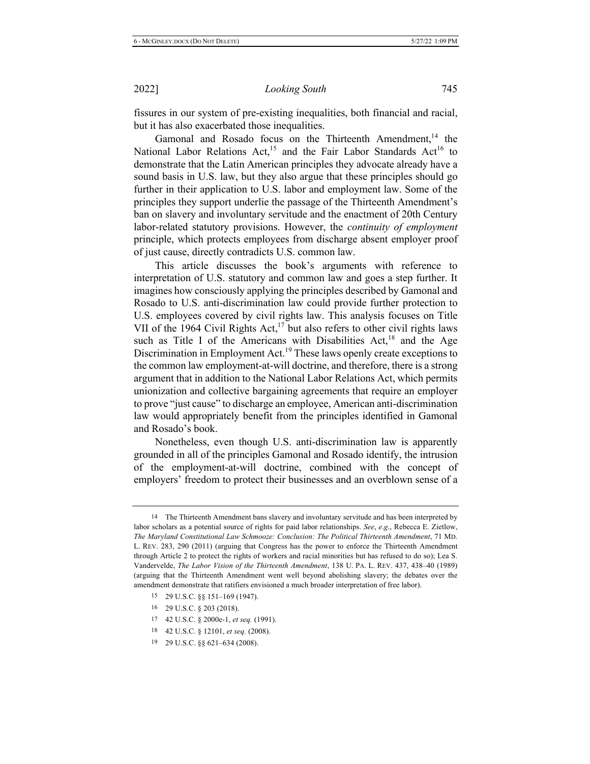fissures in our system of pre-existing inequalities, both financial and racial, but it has also exacerbated those inequalities.

Gamonal and Rosado focus on the Thirteenth Amendment,[14] the National Labor Relations Act,[15] and the Fair Labor Standards Act[16] to demonstrate that the Latin American principles they advocate already have a sound basis in U.S. law, but they also argue that these principles should go further in their application to U.S. labor and employment law. Some of the principles they support underlie the passage of the Thirteenth Amendment's ban on slavery and involuntary servitude and the enactment of 20th Century labor-related statutory provisions. However, the *continuity of employment* principle, which protects employees from discharge absent employer proof of just cause, directly contradicts U.S. common law.

This article discusses the book's arguments with reference to interpretation of U.S. statutory and common law and goes a step further. It imagines how consciously applying the principles described by Gamonal and Rosado to U.S. anti-discrimination law could provide further protection to U.S. employees covered by civil rights law. This analysis focuses on Title VII of the 1964 Civil Rights Act,[17] but also refers to other civil rights laws such as Title I of the Americans with Disabilities Act,[18] and the Age Discrimination in Employment Act.[19] These laws openly create exceptions to the common law employment-at-will doctrine, and therefore, there is a strong argument that in addition to the National Labor Relations Act, which permits unionization and collective bargaining agreements that require an employer to prove "just cause" to discharge an employee, American anti-discrimination law would appropriately benefit from the principles identified in Gamonal and Rosado's book.

Nonetheless, even though U.S. anti-discrimination law is apparently grounded in all of the principles Gamonal and Rosado identify, the intrusion of the employment-at-will doctrine, combined with the concept of employers' freedom to protect their businesses and an overblown sense of a

---

14 The Thirteenth Amendment bans slavery and involuntary servitude and has been interpreted by labor scholars as a potential source of rights for paid labor relationships. *See*, *e.g*., Rebecca E. Zietlow, *The Maryland Constitutional Law Schmooze: Conclusion: The Political Thirteenth Amendment*, 71 MD. L. REV. 283, 290 (2011) (arguing that Congress has the power to enforce the Thirteenth Amendment through Article 2 to protect the rights of workers and racial minorities but has refused to do so); Lea S. Vandervelde, *The Labor Vision of the Thirteenth Amendment*, 138 U. PA. L. REV. 437, 438–40 (1989) (arguing that the Thirteenth Amendment went well beyond abolishing slavery; the debates over the amendment demonstrate that ratifiers envisioned a much broader interpretation of free labor).

15 29 U.S.C. §§ 151–169 (1947).

16 29 U.S.C. § 203 (2018).

17 42 U.S.C. § 2000e-1, *et seq.* (1991).

18 42 U.S.C. § 12101, *et seq.* (2008).

19 29 U.S.C. §§ 621–634 (2008).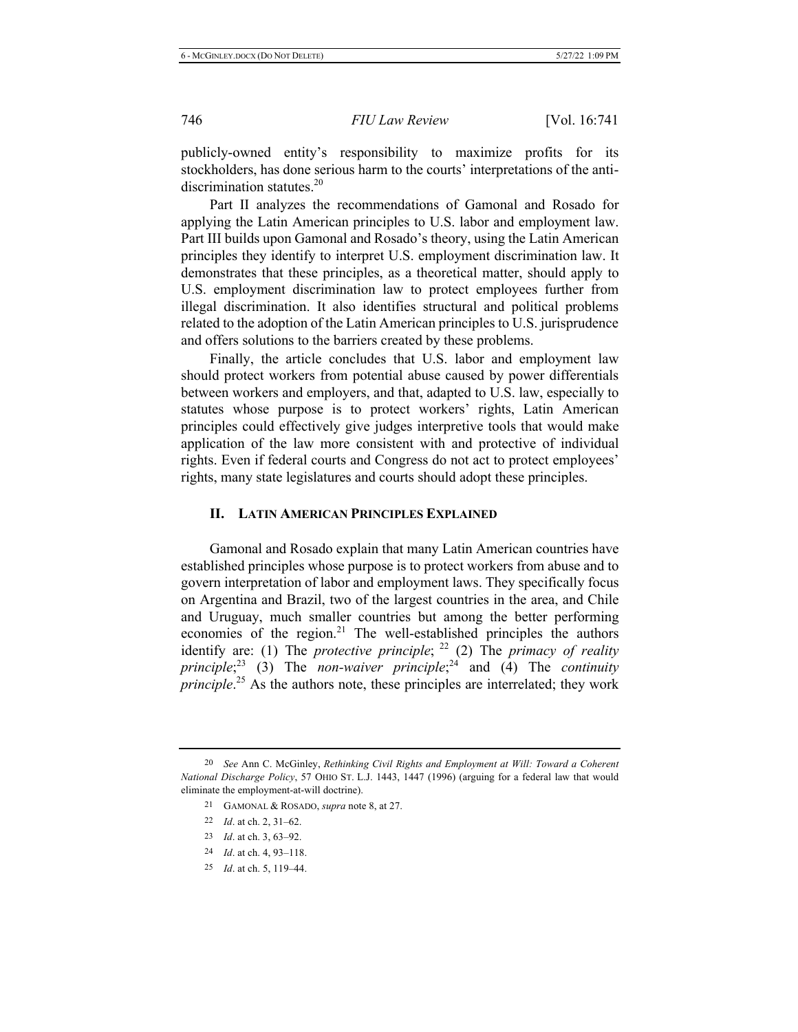publicly-owned entity's responsibility to maximize profits for its stockholders, has done serious harm to the courts' interpretations of the anti-discrimination statutes.[20]

Part II analyzes the recommendations of Gamonal and Rosado for applying the Latin American principles to U.S. labor and employment law. Part III builds upon Gamonal and Rosado's theory, using the Latin American principles they identify to interpret U.S. employment discrimination law. It demonstrates that these principles, as a theoretical matter, should apply to U.S. employment discrimination law to protect employees further from illegal discrimination. It also identifies structural and political problems related to the adoption of the Latin American principles to U.S. jurisprudence and offers solutions to the barriers created by these problems.

Finally, the article concludes that U.S. labor and employment law should protect workers from potential abuse caused by power differentials between workers and employers, and that, adapted to U.S. law, especially to statutes whose purpose is to protect workers' rights, Latin American principles could effectively give judges interpretive tools that would make application of the law more consistent with and protective of individual rights. Even if federal courts and Congress do not act to protect employees' rights, many state legislatures and courts should adopt these principles.

## II. LATIN AMERICAN PRINCIPLES EXPLAINED

Gamonal and Rosado explain that many Latin American countries have established principles whose purpose is to protect workers from abuse and to govern interpretation of labor and employment laws. They specifically focus on Argentina and Brazil, two of the largest countries in the area, and Chile and Uruguay, much smaller countries but among the better performing economies of the region.[21] The well-established principles the authors identify are: (1) The *protective principle*;[22] (2) The *primacy of reality principle*;[23] (3) The *non-waiver principle*;[24] and (4) The *continuity principle*.[25] As the authors note, these principles are interrelated; they work

---

[20] *See* Ann C. McGinley, *Rethinking Civil Rights and Employment at Will: Toward a Coherent National Discharge Policy*, 57 OHIO ST. L.J. 1443, 1447 (1996) (arguing for a federal law that would eliminate the employment-at-will doctrine).

[21] GAMONAL & ROSADO, *supra* note 8, at 27.

[22] *Id*. at ch. 2, 31–62.

[23] *Id*. at ch. 3, 63–92.

[24] *Id*. at ch. 4, 93–118.

[25] *Id*. at ch. 5, 119–44.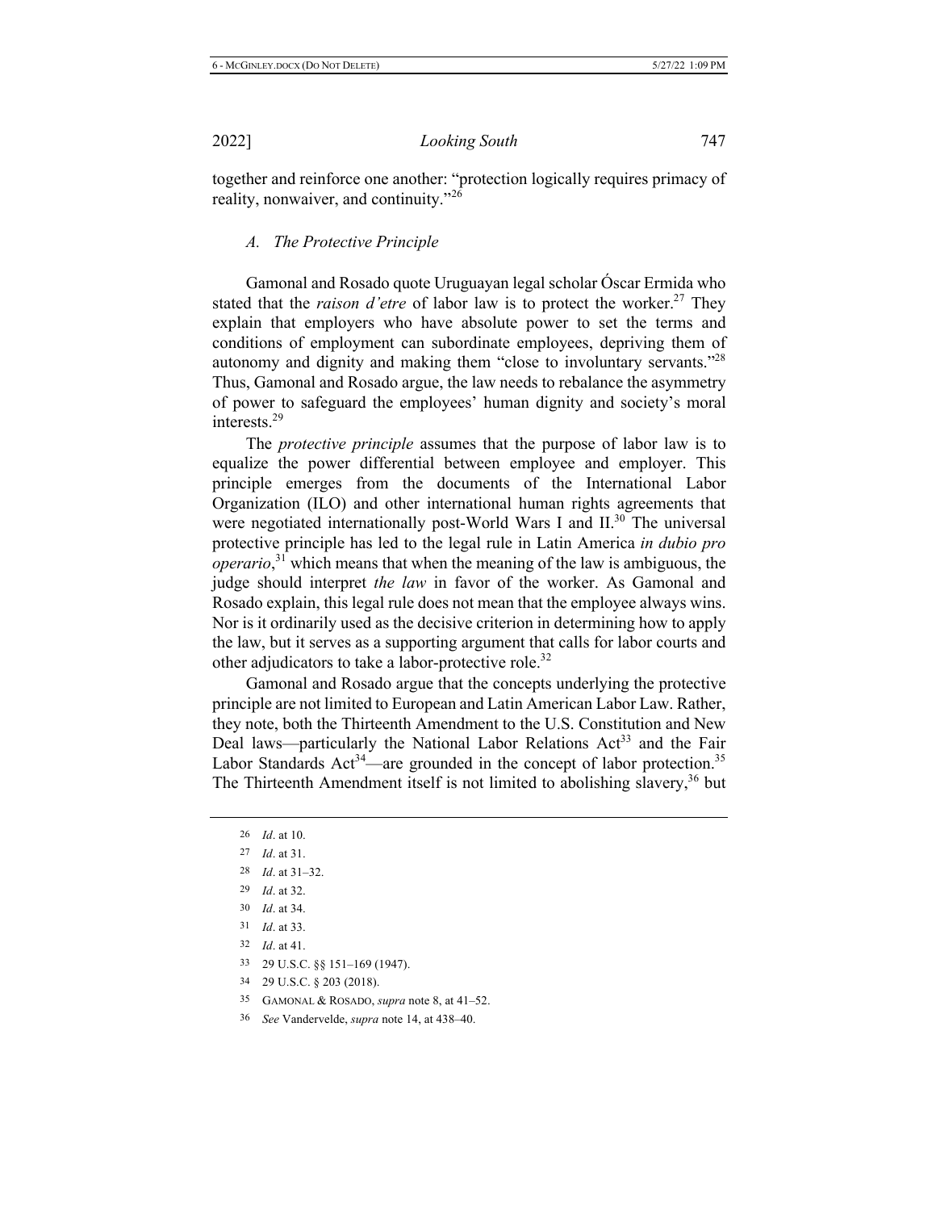together and reinforce one another: "protection logically requires primacy of reality, nonwaiver, and continuity."[26]

### *A. The Protective Principle*

Gamonal and Rosado quote Uruguayan legal scholar Óscar Ermida who stated that the *raison d'etre* of labor law is to protect the worker.[27] They explain that employers who have absolute power to set the terms and conditions of employment can subordinate employees, depriving them of autonomy and dignity and making them "close to involuntary servants."[28] Thus, Gamonal and Rosado argue, the law needs to rebalance the asymmetry of power to safeguard the employees' human dignity and society's moral interests.[29]

The *protective principle* assumes that the purpose of labor law is to equalize the power differential between employee and employer. This principle emerges from the documents of the International Labor Organization (ILO) and other international human rights agreements that were negotiated internationally post-World Wars I and II.[30] The universal protective principle has led to the legal rule in Latin America *in dubio pro operario*,[31] which means that when the meaning of the law is ambiguous, the judge should interpret *the law* in favor of the worker. As Gamonal and Rosado explain, this legal rule does not mean that the employee always wins. Nor is it ordinarily used as the decisive criterion in determining how to apply the law, but it serves as a supporting argument that calls for labor courts and other adjudicators to take a labor-protective role.[32]

Gamonal and Rosado argue that the concepts underlying the protective principle are not limited to European and Latin American Labor Law. Rather, they note, both the Thirteenth Amendment to the U.S. Constitution and New Deal laws—particularly the National Labor Relations Act[33] and the Fair Labor Standards Act[34]—are grounded in the concept of labor protection.[35] The Thirteenth Amendment itself is not limited to abolishing slavery,[36] but

---

26 *Id*. at 10.

27 *Id*. at 31.

28 *Id*. at 31–32.

29 *Id*. at 32.

30 *Id*. at 34.

31 *Id*. at 33.

32 *Id*. at 41.

33 29 U.S.C. §§ 151–169 (1947).

34 29 U.S.C. § 203 (2018).

35 GAMONAL & ROSADO, *supra* note 8, at 41–52.

36 *See* Vandervelde, *supra* note 14, at 438–40.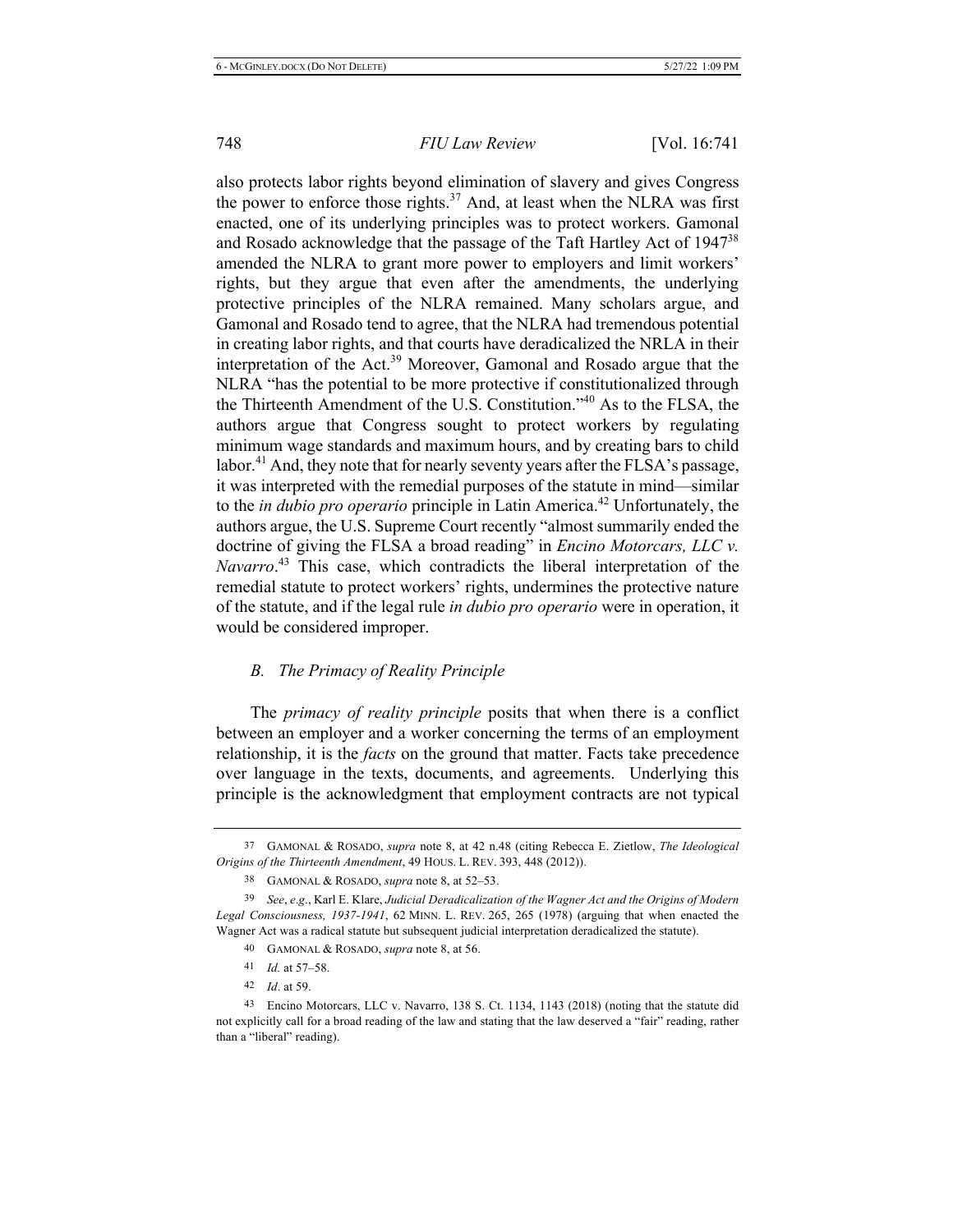also protects labor rights beyond elimination of slavery and gives Congress the power to enforce those rights.[37] And, at least when the NLRA was first enacted, one of its underlying principles was to protect workers. Gamonal and Rosado acknowledge that the passage of the Taft Hartley Act of 1947[38] amended the NLRA to grant more power to employers and limit workers' rights, but they argue that even after the amendments, the underlying protective principles of the NLRA remained. Many scholars argue, and Gamonal and Rosado tend to agree, that the NLRA had tremendous potential in creating labor rights, and that courts have deradicalized the NRLA in their interpretation of the Act.[39] Moreover, Gamonal and Rosado argue that the NLRA "has the potential to be more protective if constitutionalized through the Thirteenth Amendment of the U.S. Constitution."[40] As to the FLSA, the authors argue that Congress sought to protect workers by regulating minimum wage standards and maximum hours, and by creating bars to child labor.[41] And, they note that for nearly seventy years after the FLSA's passage, it was interpreted with the remedial purposes of the statute in mind—similar to the *in dubio pro operario* principle in Latin America.[42] Unfortunately, the authors argue, the U.S. Supreme Court recently "almost summarily ended the doctrine of giving the FLSA a broad reading" in *Encino Motorcars, LLC v. Navarro*.[43] This case, which contradicts the liberal interpretation of the remedial statute to protect workers' rights, undermines the protective nature of the statute, and if the legal rule *in dubio pro operario* were in operation, it would be considered improper.

### *B. The Primacy of Reality Principle*

The *primacy of reality principle* posits that when there is a conflict between an employer and a worker concerning the terms of an employment relationship, it is the *facts* on the ground that matter. Facts take precedence over language in the texts, documents, and agreements. Underlying this principle is the acknowledgment that employment contracts are not typical

---

37 GAMONAL & ROSADO, *supra* note 8, at 42 n.48 (citing Rebecca E. Zietlow, *The Ideological Origins of the Thirteenth Amendment*, 49 HOUS. L. REV. 393, 448 (2012)).

38 GAMONAL & ROSADO, *supra* note 8, at 52–53.

39 *See*, *e.g.*, Karl E. Klare, *Judicial Deradicalization of the Wagner Act and the Origins of Modern Legal Consciousness, 1937-1941*, 62 MINN. L. REV. 265, 265 (1978) (arguing that when enacted the Wagner Act was a radical statute but subsequent judicial interpretation deradicalized the statute).

40 GAMONAL & ROSADO, *supra* note 8, at 56.

41 *Id.* at 57–58.

42 *Id*. at 59.

43 Encino Motorcars, LLC v. Navarro, 138 S. Ct. 1134, 1143 (2018) (noting that the statute did not explicitly call for a broad reading of the law and stating that the law deserved a "fair" reading, rather than a "liberal" reading).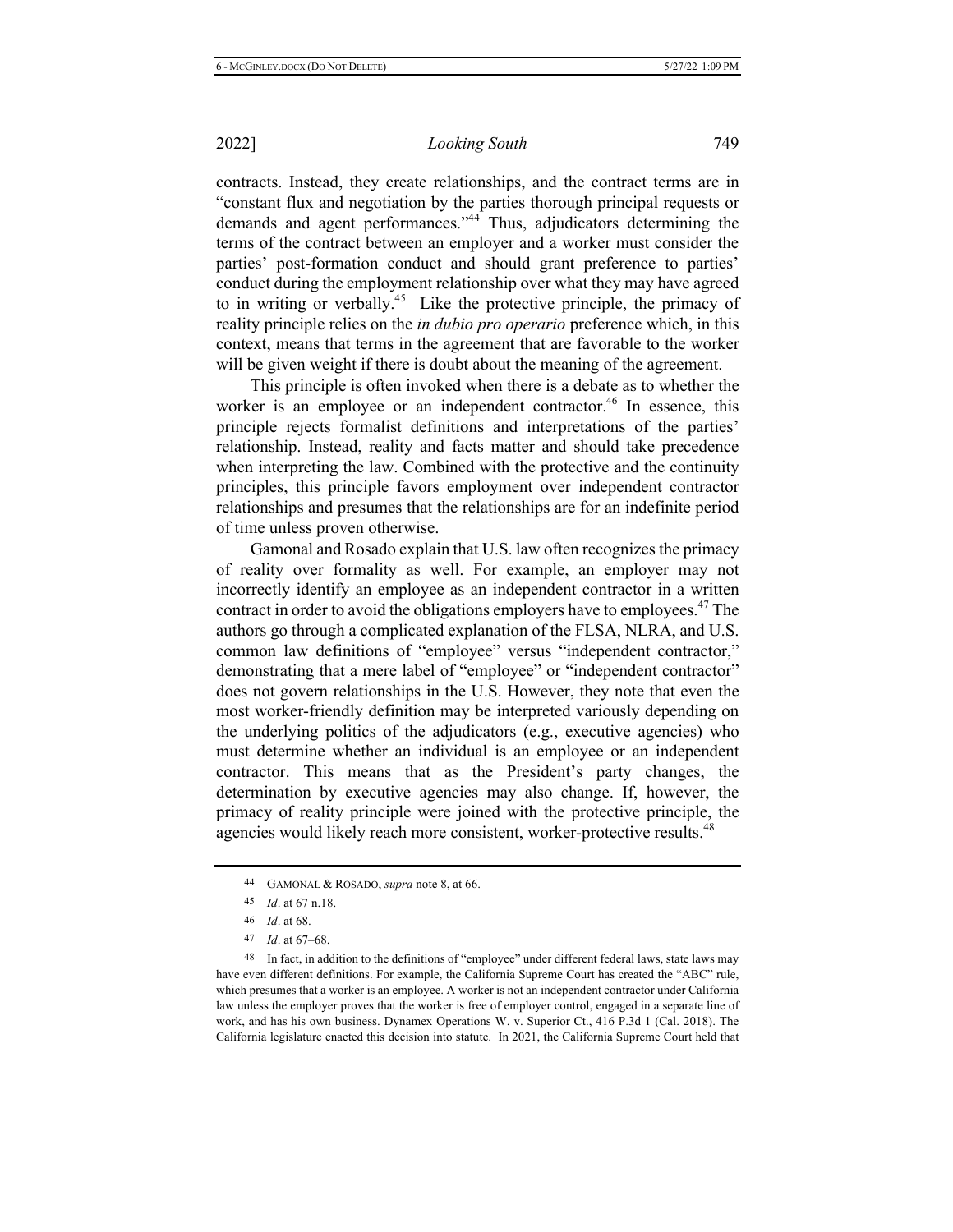contracts. Instead, they create relationships, and the contract terms are in "constant flux and negotiation by the parties thorough principal requests or demands and agent performances."[44] Thus, adjudicators determining the terms of the contract between an employer and a worker must consider the parties' post-formation conduct and should grant preference to parties' conduct during the employment relationship over what they may have agreed to in writing or verbally.[45] Like the protective principle, the primacy of reality principle relies on the *in dubio pro operario* preference which, in this context, means that terms in the agreement that are favorable to the worker will be given weight if there is doubt about the meaning of the agreement.

This principle is often invoked when there is a debate as to whether the worker is an employee or an independent contractor.[46] In essence, this principle rejects formalist definitions and interpretations of the parties' relationship. Instead, reality and facts matter and should take precedence when interpreting the law. Combined with the protective and the continuity principles, this principle favors employment over independent contractor relationships and presumes that the relationships are for an indefinite period of time unless proven otherwise.

Gamonal and Rosado explain that U.S. law often recognizes the primacy of reality over formality as well. For example, an employer may not incorrectly identify an employee as an independent contractor in a written contract in order to avoid the obligations employers have to employees.[47] The authors go through a complicated explanation of the FLSA, NLRA, and U.S. common law definitions of "employee" versus "independent contractor," demonstrating that a mere label of "employee" or "independent contractor" does not govern relationships in the U.S. However, they note that even the most worker-friendly definition may be interpreted variously depending on the underlying politics of the adjudicators (e.g., executive agencies) who must determine whether an individual is an employee or an independent contractor. This means that as the President's party changes, the determination by executive agencies may also change. If, however, the primacy of reality principle were joined with the protective principle, the agencies would likely reach more consistent, worker-protective results.[48]

---

44 GAMONAL & ROSADO, *supra* note 8, at 66.

45 *Id*. at 67 n.18.

46 *Id*. at 68.

47 *Id*. at 67–68.

48 In fact, in addition to the definitions of "employee" under different federal laws, state laws may have even different definitions. For example, the California Supreme Court has created the "ABC" rule, which presumes that a worker is an employee. A worker is not an independent contractor under California law unless the employer proves that the worker is free of employer control, engaged in a separate line of work, and has his own business. Dynamex Operations W. v. Superior Ct., 416 P.3d 1 (Cal. 2018). The California legislature enacted this decision into statute. In 2021, the California Supreme Court held that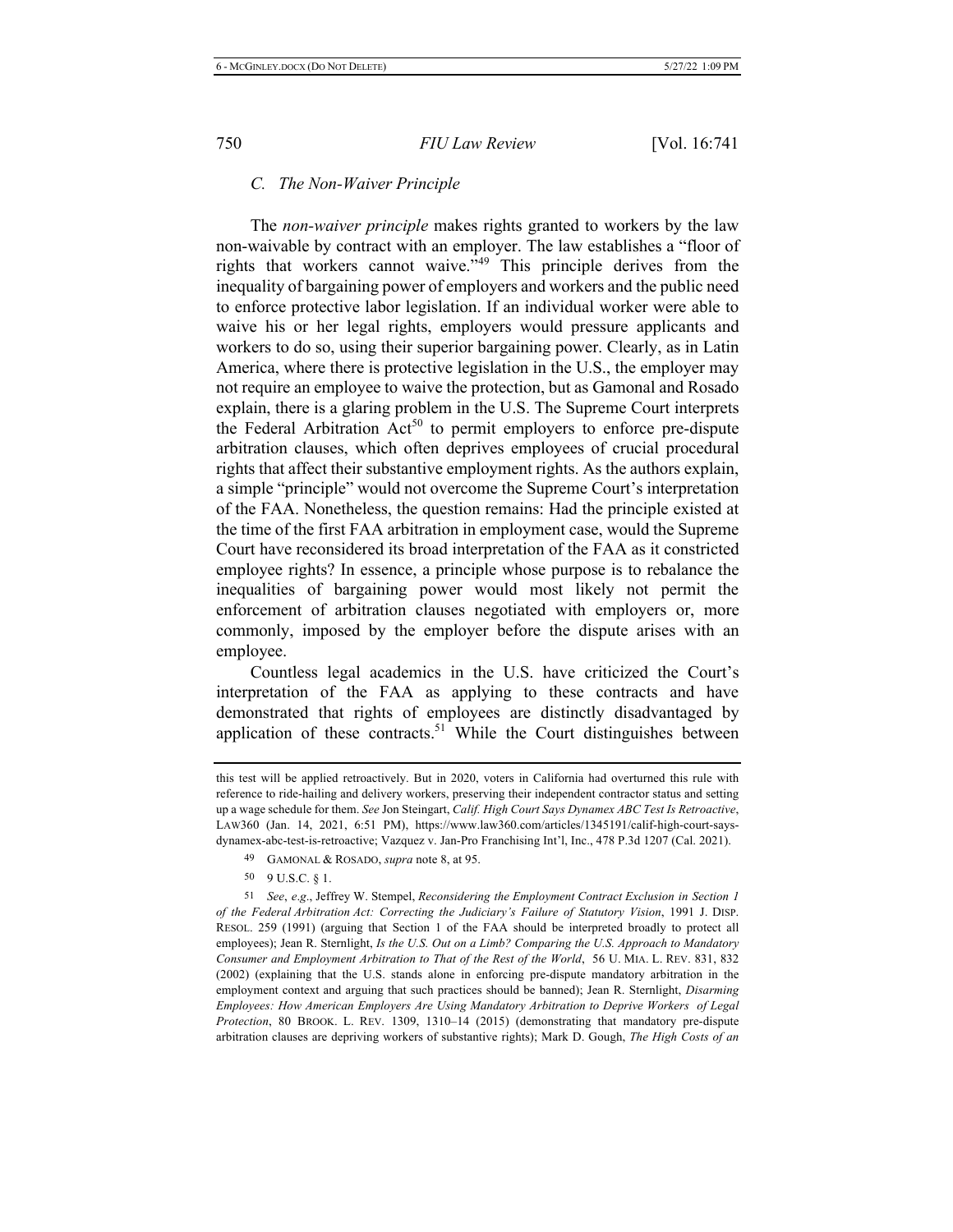### *C. The Non-Waiver Principle*

The *non-waiver principle* makes rights granted to workers by the law non-waivable by contract with an employer. The law establishes a "floor of rights that workers cannot waive."[49] This principle derives from the inequality of bargaining power of employers and workers and the public need to enforce protective labor legislation. If an individual worker were able to waive his or her legal rights, employers would pressure applicants and workers to do so, using their superior bargaining power. Clearly, as in Latin America, where there is protective legislation in the U.S., the employer may not require an employee to waive the protection, but as Gamonal and Rosado explain, there is a glaring problem in the U.S. The Supreme Court interprets the Federal Arbitration Act[50] to permit employers to enforce pre-dispute arbitration clauses, which often deprives employees of crucial procedural rights that affect their substantive employment rights. As the authors explain, a simple "principle" would not overcome the Supreme Court's interpretation of the FAA. Nonetheless, the question remains: Had the principle existed at the time of the first FAA arbitration in employment case, would the Supreme Court have reconsidered its broad interpretation of the FAA as it constricted employee rights? In essence, a principle whose purpose is to rebalance the inequalities of bargaining power would most likely not permit the enforcement of arbitration clauses negotiated with employers or, more commonly, imposed by the employer before the dispute arises with an employee.

Countless legal academics in the U.S. have criticized the Court's interpretation of the FAA as applying to these contracts and have demonstrated that rights of employees are distinctly disadvantaged by application of these contracts.[51] While the Court distinguishes between

---

this test will be applied retroactively. But in 2020, voters in California had overturned this rule with reference to ride-hailing and delivery workers, preserving their independent contractor status and setting up a wage schedule for them. *See* Jon Steingart, *Calif. High Court Says Dynamex ABC Test Is Retroactive*, LAW360 (Jan. 14, 2021, 6:51 PM), https://www.law360.com/articles/1345191/calif-high-court-says-dynamex-abc-test-is-retroactive; Vazquez v. Jan-Pro Franchising Int'l, Inc., 478 P.3d 1207 (Cal. 2021).

[49] GAMONAL & ROSADO, *supra* note 8, at 95.

[50] 9 U.S.C. § 1.

[51] *See*, *e.g*., Jeffrey W. Stempel, *Reconsidering the Employment Contract Exclusion in Section 1 of the Federal Arbitration Act: Correcting the Judiciary's Failure of Statutory Vision*, 1991 J. DISP. RESOL. 259 (1991) (arguing that Section 1 of the FAA should be interpreted broadly to protect all employees); Jean R. Sternlight, *Is the U.S. Out on a Limb? Comparing the U.S. Approach to Mandatory Consumer and Employment Arbitration to That of the Rest of the World*, 56 U. MIA. L. REV. 831, 832 (2002) (explaining that the U.S. stands alone in enforcing pre-dispute mandatory arbitration in the employment context and arguing that such practices should be banned); Jean R. Sternlight, *Disarming Employees: How American Employers Are Using Mandatory Arbitration to Deprive Workers of Legal Protection*, 80 BROOK. L. REV. 1309, 1310–14 (2015) (demonstrating that mandatory pre-dispute arbitration clauses are depriving workers of substantive rights); Mark D. Gough, *The High Costs of an*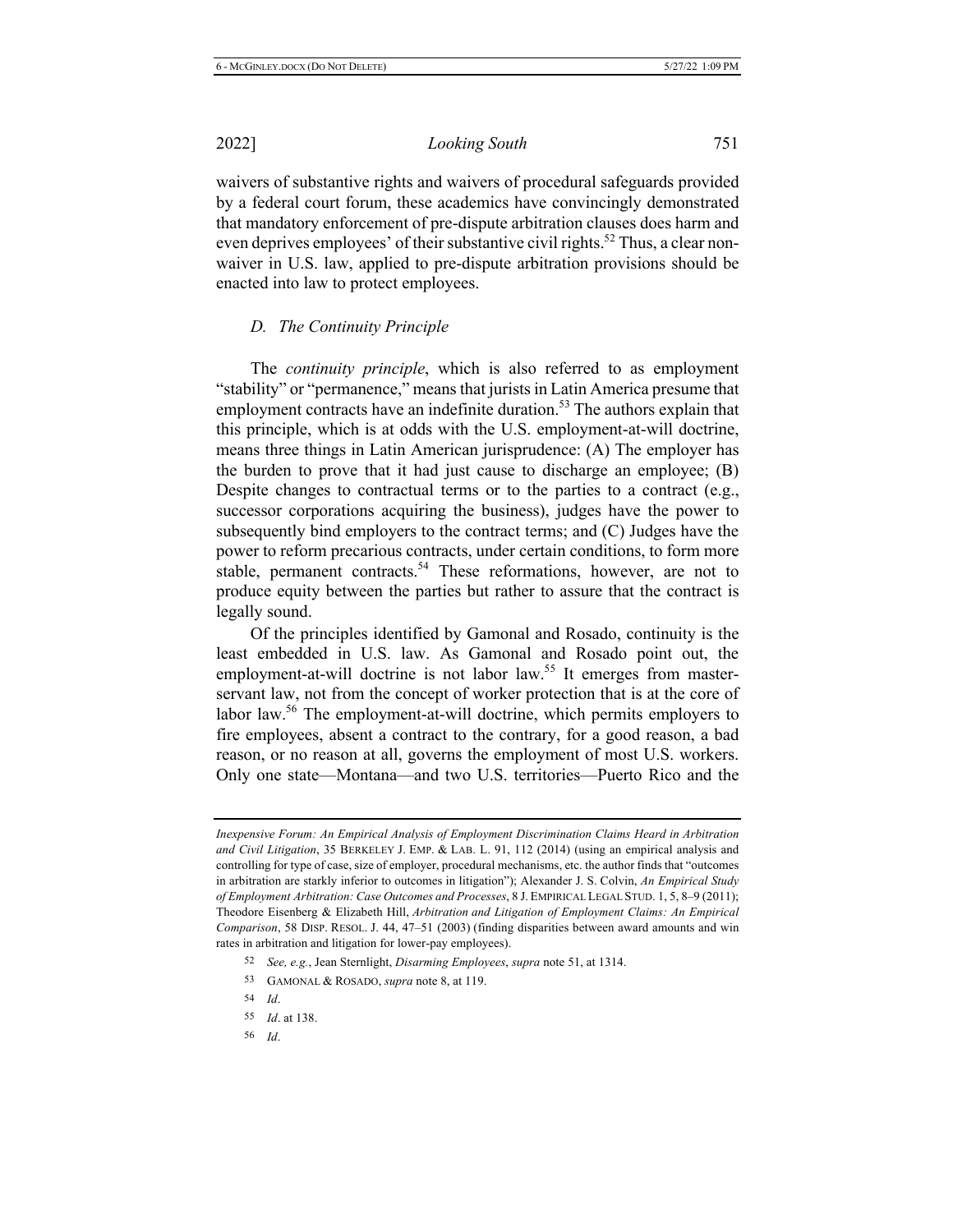waivers of substantive rights and waivers of procedural safeguards provided by a federal court forum, these academics have convincingly demonstrated that mandatory enforcement of pre-dispute arbitration clauses does harm and even deprives employees' of their substantive civil rights.[52] Thus, a clear non-waiver in U.S. law, applied to pre-dispute arbitration provisions should be enacted into law to protect employees.

### *D. The Continuity Principle*

The *continuity principle*, which is also referred to as employment "stability" or "permanence," means that jurists in Latin America presume that employment contracts have an indefinite duration.[53] The authors explain that this principle, which is at odds with the U.S. employment-at-will doctrine, means three things in Latin American jurisprudence: (A) The employer has the burden to prove that it had just cause to discharge an employee; (B) Despite changes to contractual terms or to the parties to a contract (e.g., successor corporations acquiring the business), judges have the power to subsequently bind employers to the contract terms; and (C) Judges have the power to reform precarious contracts, under certain conditions, to form more stable, permanent contracts.[54] These reformations, however, are not to produce equity between the parties but rather to assure that the contract is legally sound.

Of the principles identified by Gamonal and Rosado, continuity is the least embedded in U.S. law. As Gamonal and Rosado point out, the employment-at-will doctrine is not labor law.[55] It emerges from master-servant law, not from the concept of worker protection that is at the core of labor law.[56] The employment-at-will doctrine, which permits employers to fire employees, absent a contract to the contrary, for a good reason, a bad reason, or no reason at all, governs the employment of most U.S. workers. Only one state—Montana—and two U.S. territories—Puerto Rico and the

---

*Inexpensive Forum: An Empirical Analysis of Employment Discrimination Claims Heard in Arbitration and Civil Litigation*, 35 BERKELEY J. EMP. & LAB. L. 91, 112 (2014) (using an empirical analysis and controlling for type of case, size of employer, procedural mechanisms, etc. the author finds that "outcomes in arbitration are starkly inferior to outcomes in litigation"); Alexander J. S. Colvin, *An Empirical Study of Employment Arbitration: Case Outcomes and Processes*, 8 J. EMPIRICAL LEGAL STUD. 1, 5, 8–9 (2011); Theodore Eisenberg & Elizabeth Hill, *Arbitration and Litigation of Employment Claims: An Empirical Comparison*, 58 DISP. RESOL. J. 44, 47–51 (2003) (finding disparities between award amounts and win rates in arbitration and litigation for lower-pay employees).

52 *See, e.g.*, Jean Sternlight, *Disarming Employees*, *supra* note 51, at 1314.

53 GAMONAL & ROSADO, *supra* note 8, at 119.

54 *Id*.

55 *Id*. at 138.

56 *Id*.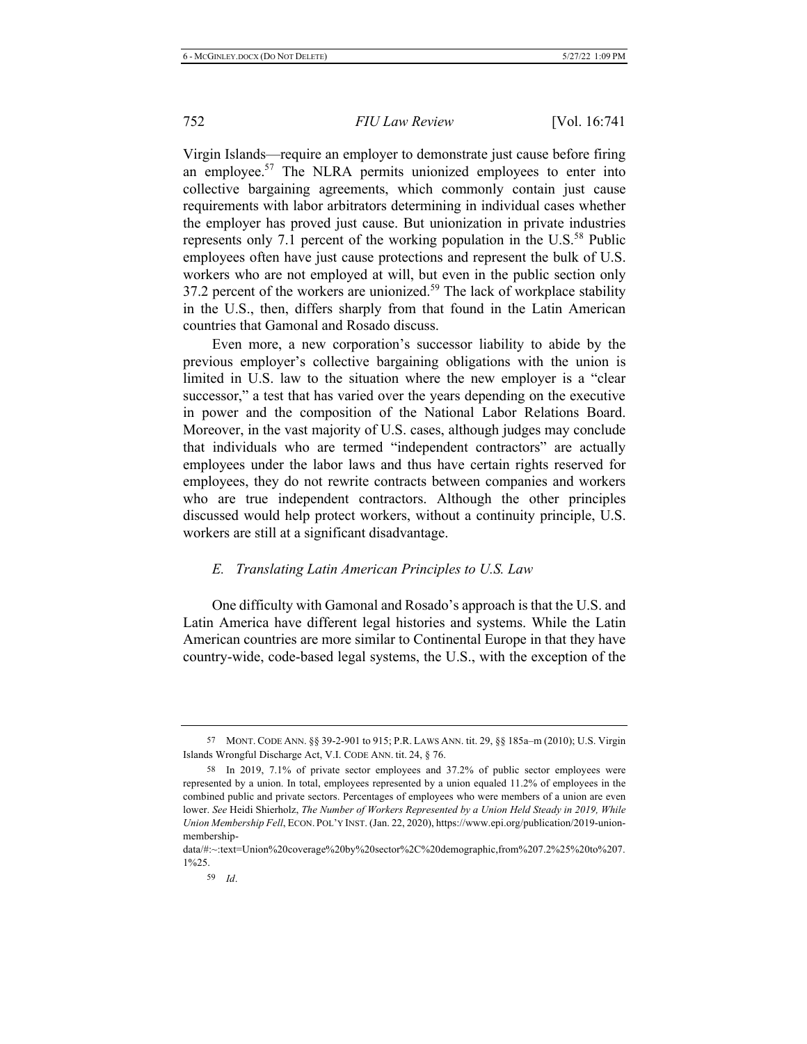Virgin Islands—require an employer to demonstrate just cause before firing an employee.[57] The NLRA permits unionized employees to enter into collective bargaining agreements, which commonly contain just cause requirements with labor arbitrators determining in individual cases whether the employer has proved just cause. But unionization in private industries represents only 7.1 percent of the working population in the U.S.[58] Public employees often have just cause protections and represent the bulk of U.S. workers who are not employed at will, but even in the public section only 37.2 percent of the workers are unionized.[59] The lack of workplace stability in the U.S., then, differs sharply from that found in the Latin American countries that Gamonal and Rosado discuss.

Even more, a new corporation's successor liability to abide by the previous employer's collective bargaining obligations with the union is limited in U.S. law to the situation where the new employer is a "clear successor," a test that has varied over the years depending on the executive in power and the composition of the National Labor Relations Board. Moreover, in the vast majority of U.S. cases, although judges may conclude that individuals who are termed "independent contractors" are actually employees under the labor laws and thus have certain rights reserved for employees, they do not rewrite contracts between companies and workers who are true independent contractors. Although the other principles discussed would help protect workers, without a continuity principle, U.S. workers are still at a significant disadvantage.

### *E. Translating Latin American Principles to U.S. Law*

One difficulty with Gamonal and Rosado's approach is that the U.S. and Latin America have different legal histories and systems. While the Latin American countries are more similar to Continental Europe in that they have country-wide, code-based legal systems, the U.S., with the exception of the

---

57 MONT. CODE ANN. §§ 39-2-901 to 915; P.R. LAWS ANN. tit. 29, §§ 185a–m (2010); U.S. Virgin Islands Wrongful Discharge Act, V.I. CODE ANN. tit. 24, § 76.

58 In 2019, 7.1% of private sector employees and 37.2% of public sector employees were represented by a union. In total, employees represented by a union equaled 11.2% of employees in the combined public and private sectors. Percentages of employees who were members of a union are even lower. *See* Heidi Shierholz, *The Number of Workers Represented by a Union Held Steady in 2019, While Union Membership Fell*, ECON. POL'Y INST. (Jan. 22, 2020), https://www.epi.org/publication/2019-union-membership-data/#:~:text=Union%20coverage%20by%20sector%2C%20demographic,from%207.2%25%20to%207.1%25.

59 *Id*.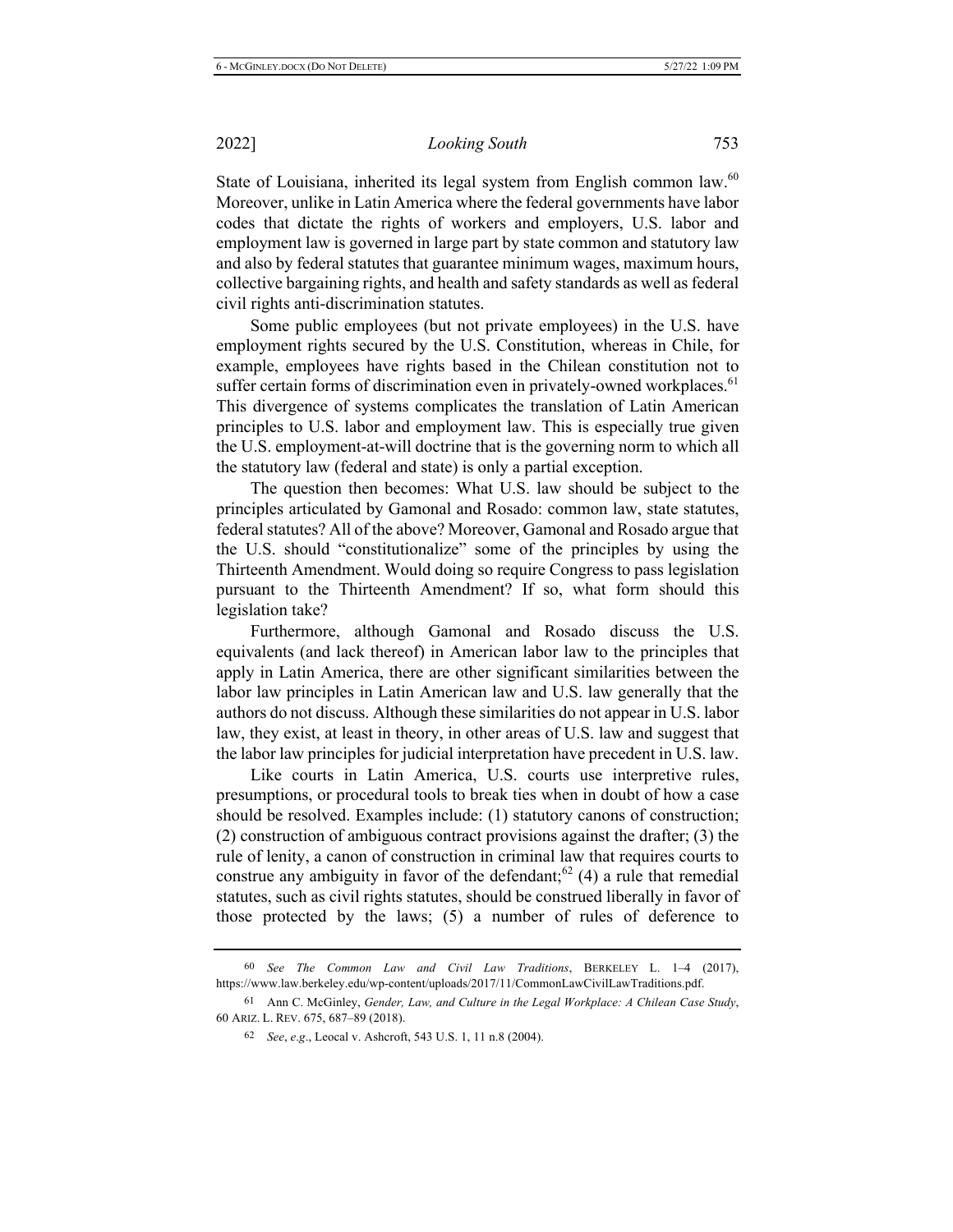State of Louisiana, inherited its legal system from English common law.[60] Moreover, unlike in Latin America where the federal governments have labor codes that dictate the rights of workers and employers, U.S. labor and employment law is governed in large part by state common and statutory law and also by federal statutes that guarantee minimum wages, maximum hours, collective bargaining rights, and health and safety standards as well as federal civil rights anti-discrimination statutes.

Some public employees (but not private employees) in the U.S. have employment rights secured by the U.S. Constitution, whereas in Chile, for example, employees have rights based in the Chilean constitution not to suffer certain forms of discrimination even in privately-owned workplaces.[61] This divergence of systems complicates the translation of Latin American principles to U.S. labor and employment law. This is especially true given the U.S. employment-at-will doctrine that is the governing norm to which all the statutory law (federal and state) is only a partial exception.

The question then becomes: What U.S. law should be subject to the principles articulated by Gamonal and Rosado: common law, state statutes, federal statutes? All of the above? Moreover, Gamonal and Rosado argue that the U.S. should "constitutionalize" some of the principles by using the Thirteenth Amendment. Would doing so require Congress to pass legislation pursuant to the Thirteenth Amendment? If so, what form should this legislation take?

Furthermore, although Gamonal and Rosado discuss the U.S. equivalents (and lack thereof) in American labor law to the principles that apply in Latin America, there are other significant similarities between the labor law principles in Latin American law and U.S. law generally that the authors do not discuss. Although these similarities do not appear in U.S. labor law, they exist, at least in theory, in other areas of U.S. law and suggest that the labor law principles for judicial interpretation have precedent in U.S. law.

Like courts in Latin America, U.S. courts use interpretive rules, presumptions, or procedural tools to break ties when in doubt of how a case should be resolved. Examples include: (1) statutory canons of construction; (2) construction of ambiguous contract provisions against the drafter; (3) the rule of lenity, a canon of construction in criminal law that requires courts to construe any ambiguity in favor of the defendant;[62] (4) a rule that remedial statutes, such as civil rights statutes, should be construed liberally in favor of those protected by the laws; (5) a number of rules of deference to

---

60 *See The Common Law and Civil Law Traditions*, BERKELEY L. 1–4 (2017), https://www.law.berkeley.edu/wp-content/uploads/2017/11/CommonLawCivilLawTraditions.pdf.

61 Ann C. McGinley, *Gender, Law, and Culture in the Legal Workplace: A Chilean Case Study*, 60 ARIZ. L. REV. 675, 687–89 (2018).

62 *See*, *e.g*., Leocal v. Ashcroft, 543 U.S. 1, 11 n.8 (2004).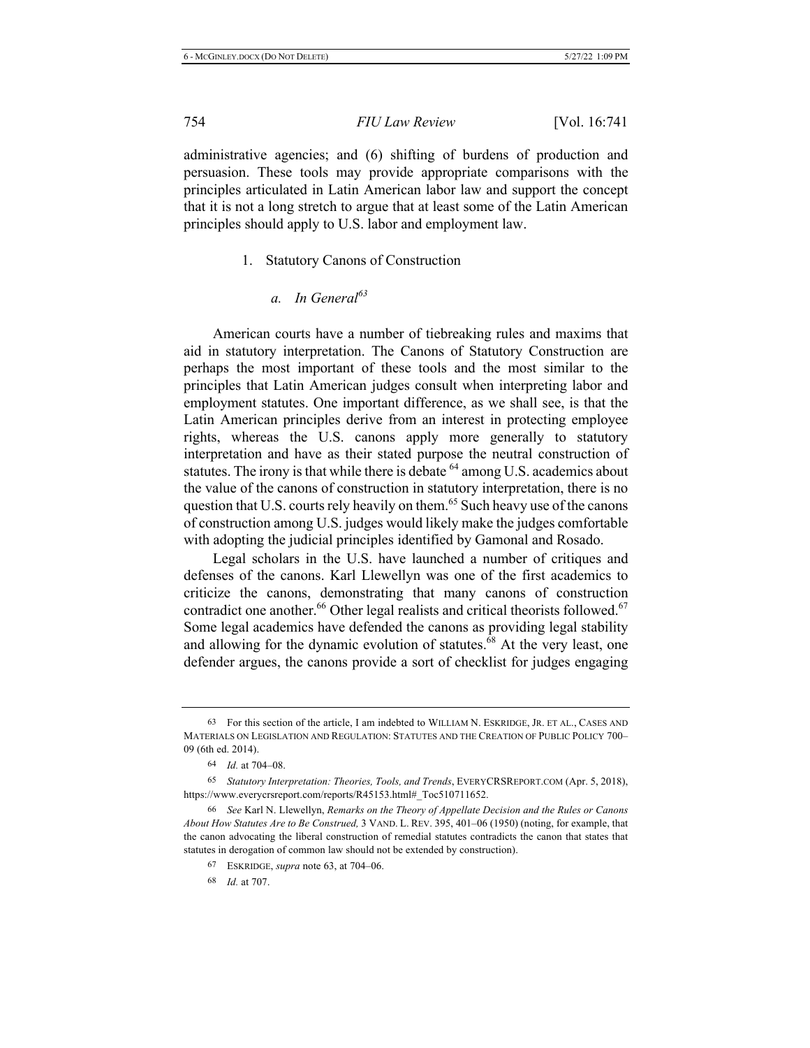administrative agencies; and (6) shifting of burdens of production and persuasion. These tools may provide appropriate comparisons with the principles articulated in Latin American labor law and support the concept that it is not a long stretch to argue that at least some of the Latin American principles should apply to U.S. labor and employment law.

1. Statutory Canons of Construction

*a. In General*[63]

American courts have a number of tiebreaking rules and maxims that aid in statutory interpretation. The Canons of Statutory Construction are perhaps the most important of these tools and the most similar to the principles that Latin American judges consult when interpreting labor and employment statutes. One important difference, as we shall see, is that the Latin American principles derive from an interest in protecting employee rights, whereas the U.S. canons apply more generally to statutory interpretation and have as their stated purpose the neutral construction of statutes. The irony is that while there is debate [64] among U.S. academics about the value of the canons of construction in statutory interpretation, there is no question that U.S. courts rely heavily on them.[65] Such heavy use of the canons of construction among U.S. judges would likely make the judges comfortable with adopting the judicial principles identified by Gamonal and Rosado.

Legal scholars in the U.S. have launched a number of critiques and defenses of the canons. Karl Llewellyn was one of the first academics to criticize the canons, demonstrating that many canons of construction contradict one another.[66] Other legal realists and critical theorists followed.[67] Some legal academics have defended the canons as providing legal stability and allowing for the dynamic evolution of statutes.[68] At the very least, one defender argues, the canons provide a sort of checklist for judges engaging

---

63 For this section of the article, I am indebted to WILLIAM N. ESKRIDGE, JR. ET AL., CASES AND MATERIALS ON LEGISLATION AND REGULATION: STATUTES AND THE CREATION OF PUBLIC POLICY 700–09 (6th ed. 2014).

64 *Id.* at 704–08.

65 *Statutory Interpretation: Theories, Tools, and Trends*, EVERYCRSREPORT.COM (Apr. 5, 2018), https://www.everycrsreport.com/reports/R45153.html#_Toc510711652.

66 *See* Karl N. Llewellyn, *Remarks on the Theory of Appellate Decision and the Rules or Canons About How Statutes Are to Be Construed,* 3 VAND. L. REV. 395, 401–06 (1950) (noting, for example, that the canon advocating the liberal construction of remedial statutes contradicts the canon that states that statutes in derogation of common law should not be extended by construction).

67 ESKRIDGE, *supra* note 63, at 704–06.

68 *Id.* at 707.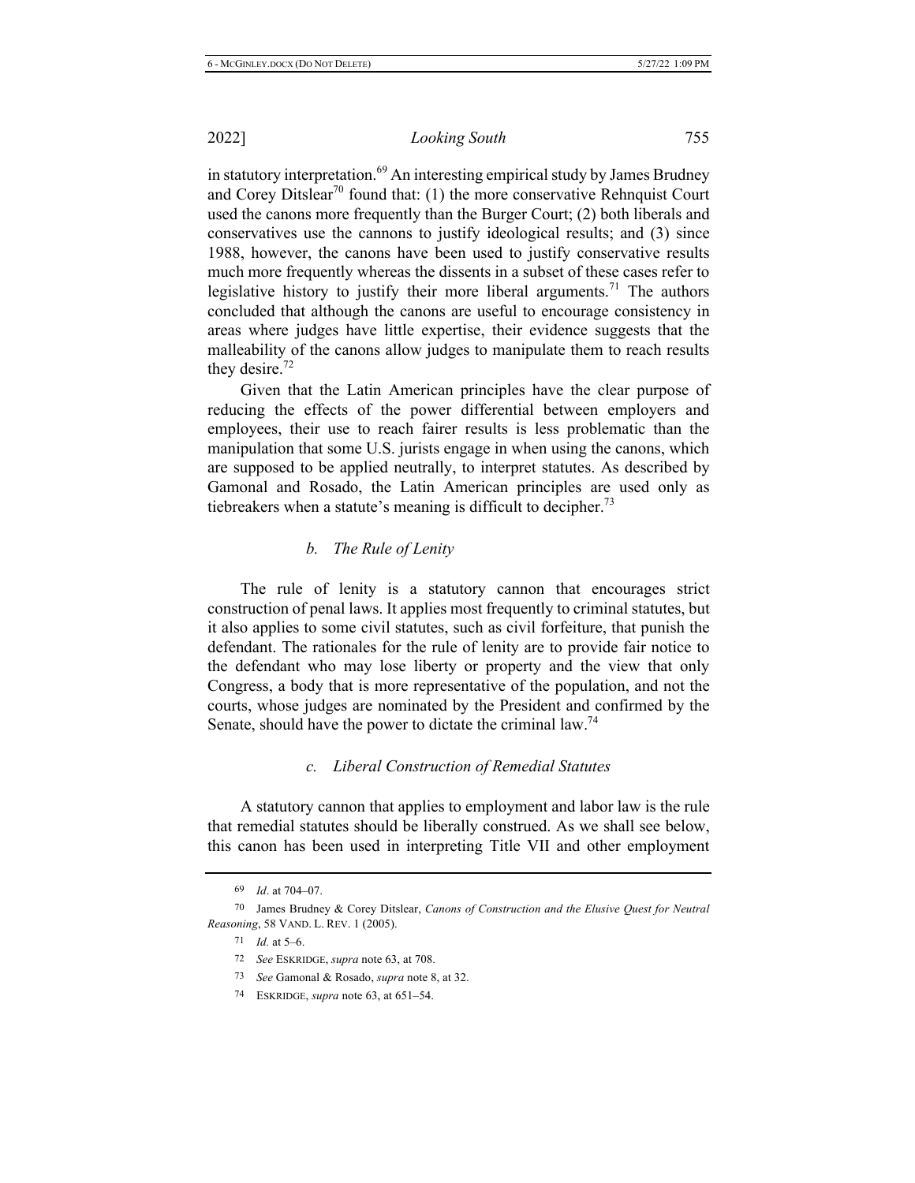in statutory interpretation.[69] An interesting empirical study by James Brudney and Corey Ditslear[70] found that: (1) the more conservative Rehnquist Court used the canons more frequently than the Burger Court; (2) both liberals and conservatives use the cannons to justify ideological results; and (3) since 1988, however, the canons have been used to justify conservative results much more frequently whereas the dissents in a subset of these cases refer to legislative history to justify their more liberal arguments.[71] The authors concluded that although the canons are useful to encourage consistency in areas where judges have little expertise, their evidence suggests that the malleability of the canons allow judges to manipulate them to reach results they desire.[72]

Given that the Latin American principles have the clear purpose of reducing the effects of the power differential between employers and employees, their use to reach fairer results is less problematic than the manipulation that some U.S. jurists engage in when using the canons, which are supposed to be applied neutrally, to interpret statutes. As described by Gamonal and Rosado, the Latin American principles are used only as tiebreakers when a statute's meaning is difficult to decipher.[73]

#### *b. The Rule of Lenity*

The rule of lenity is a statutory cannon that encourages strict construction of penal laws. It applies most frequently to criminal statutes, but it also applies to some civil statutes, such as civil forfeiture, that punish the defendant. The rationales for the rule of lenity are to provide fair notice to the defendant who may lose liberty or property and the view that only Congress, a body that is more representative of the population, and not the courts, whose judges are nominated by the President and confirmed by the Senate, should have the power to dictate the criminal law.[74]

#### *c. Liberal Construction of Remedial Statutes*

A statutory cannon that applies to employment and labor law is the rule that remedial statutes should be liberally construed. As we shall see below, this canon has been used in interpreting Title VII and other employment

---

69 *Id*. at 704–07.

70 James Brudney & Corey Ditslear, *Canons of Construction and the Elusive Quest for Neutral Reasoning*, 58 VAND. L. REV. 1 (2005).

71 *Id.* at 5–6.

72 *See* ESKRIDGE, *supra* note 63, at 708.

73 *See* Gamonal & Rosado, *supra* note 8, at 32.

74 ESKRIDGE, *supra* note 63, at 651–54.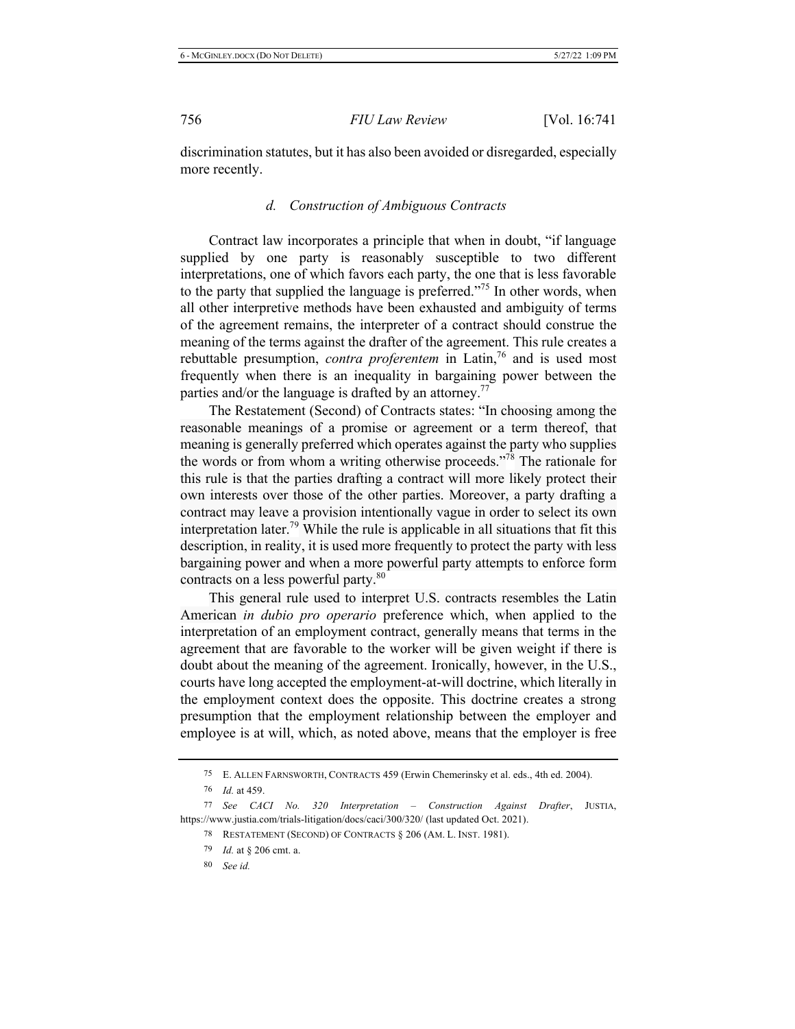discrimination statutes, but it has also been avoided or disregarded, especially more recently.

#### *d. Construction of Ambiguous Contracts*

Contract law incorporates a principle that when in doubt, "if language supplied by one party is reasonably susceptible to two different interpretations, one of which favors each party, the one that is less favorable to the party that supplied the language is preferred."[75] In other words, when all other interpretive methods have been exhausted and ambiguity of terms of the agreement remains, the interpreter of a contract should construe the meaning of the terms against the drafter of the agreement. This rule creates a rebuttable presumption, *contra proferentem* in Latin,[76] and is used most frequently when there is an inequality in bargaining power between the parties and/or the language is drafted by an attorney.[77]

The Restatement (Second) of Contracts states: "In choosing among the reasonable meanings of a promise or agreement or a term thereof, that meaning is generally preferred which operates against the party who supplies the words or from whom a writing otherwise proceeds."[78] The rationale for this rule is that the parties drafting a contract will more likely protect their own interests over those of the other parties. Moreover, a party drafting a contract may leave a provision intentionally vague in order to select its own interpretation later.[79] While the rule is applicable in all situations that fit this description, in reality, it is used more frequently to protect the party with less bargaining power and when a more powerful party attempts to enforce form contracts on a less powerful party.[80]

This general rule used to interpret U.S. contracts resembles the Latin American *in dubio pro operario* preference which, when applied to the interpretation of an employment contract, generally means that terms in the agreement that are favorable to the worker will be given weight if there is doubt about the meaning of the agreement. Ironically, however, in the U.S., courts have long accepted the employment-at-will doctrine, which literally in the employment context does the opposite. This doctrine creates a strong presumption that the employment relationship between the employer and employee is at will, which, as noted above, means that the employer is free

---

75 E. ALLEN FARNSWORTH, CONTRACTS 459 (Erwin Chemerinsky et al. eds., 4th ed. 2004).

76 *Id.* at 459.

77 *See CACI No. 320 Interpretation – Construction Against Drafter*, JUSTIA, https://www.justia.com/trials-litigation/docs/caci/300/320/ (last updated Oct. 2021).

78 RESTATEMENT (SECOND) OF CONTRACTS § 206 (AM. L. INST. 1981).

79 *Id.* at § 206 cmt. a.

80 *See id.*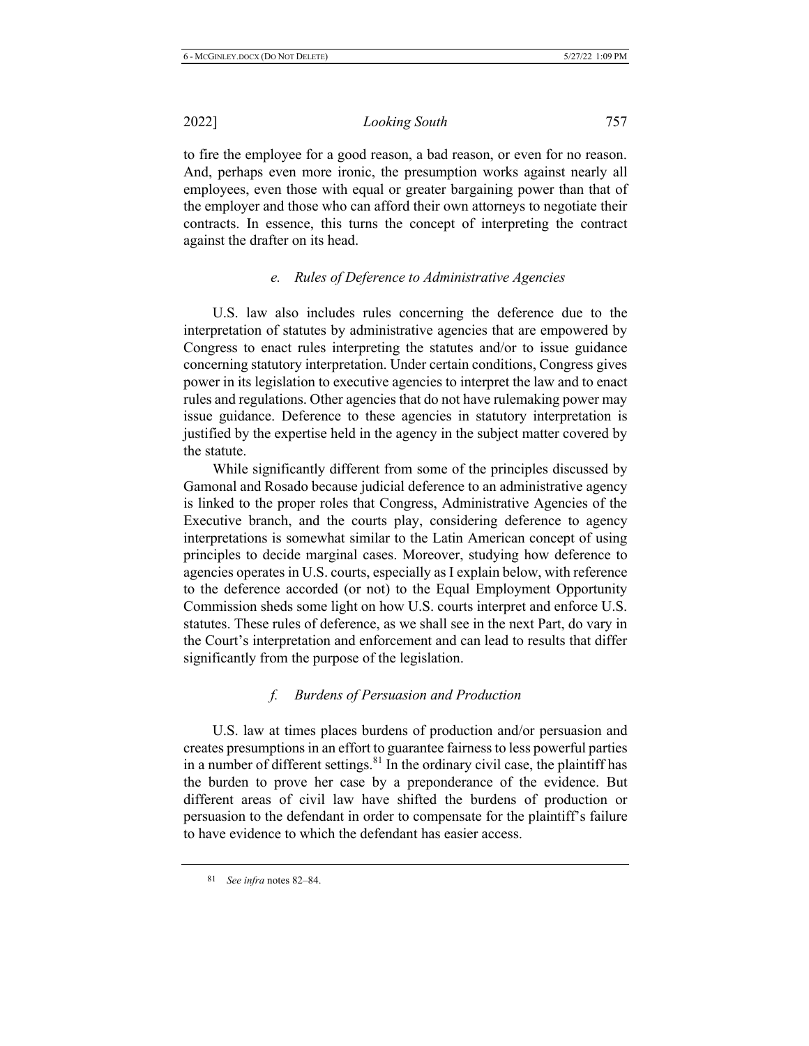to fire the employee for a good reason, a bad reason, or even for no reason. And, perhaps even more ironic, the presumption works against nearly all employees, even those with equal or greater bargaining power than that of the employer and those who can afford their own attorneys to negotiate their contracts. In essence, this turns the concept of interpreting the contract against the drafter on its head.

#### *e. Rules of Deference to Administrative Agencies*

U.S. law also includes rules concerning the deference due to the interpretation of statutes by administrative agencies that are empowered by Congress to enact rules interpreting the statutes and/or to issue guidance concerning statutory interpretation. Under certain conditions, Congress gives power in its legislation to executive agencies to interpret the law and to enact rules and regulations. Other agencies that do not have rulemaking power may issue guidance. Deference to these agencies in statutory interpretation is justified by the expertise held in the agency in the subject matter covered by the statute.

While significantly different from some of the principles discussed by Gamonal and Rosado because judicial deference to an administrative agency is linked to the proper roles that Congress, Administrative Agencies of the Executive branch, and the courts play, considering deference to agency interpretations is somewhat similar to the Latin American concept of using principles to decide marginal cases. Moreover, studying how deference to agencies operates in U.S. courts, especially as I explain below, with reference to the deference accorded (or not) to the Equal Employment Opportunity Commission sheds some light on how U.S. courts interpret and enforce U.S. statutes. These rules of deference, as we shall see in the next Part, do vary in the Court's interpretation and enforcement and can lead to results that differ significantly from the purpose of the legislation.

#### *f. Burdens of Persuasion and Production*

U.S. law at times places burdens of production and/or persuasion and creates presumptions in an effort to guarantee fairness to less powerful parties in a number of different settings.[81] In the ordinary civil case, the plaintiff has the burden to prove her case by a preponderance of the evidence. But different areas of civil law have shifted the burdens of production or persuasion to the defendant in order to compensate for the plaintiff's failure to have evidence to which the defendant has easier access.

---

[81] *See infra* notes 82–84.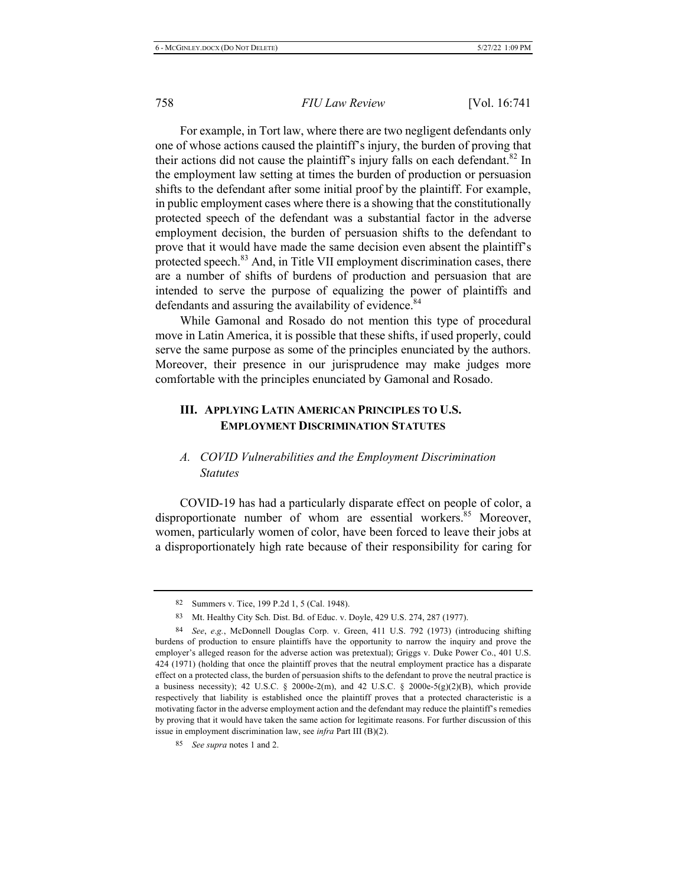For example, in Tort law, where there are two negligent defendants only one of whose actions caused the plaintiff's injury, the burden of proving that their actions did not cause the plaintiff's injury falls on each defendant.[82] In the employment law setting at times the burden of production or persuasion shifts to the defendant after some initial proof by the plaintiff. For example, in public employment cases where there is a showing that the constitutionally protected speech of the defendant was a substantial factor in the adverse employment decision, the burden of persuasion shifts to the defendant to prove that it would have made the same decision even absent the plaintiff's protected speech.[83] And, in Title VII employment discrimination cases, there are a number of shifts of burdens of production and persuasion that are intended to serve the purpose of equalizing the power of plaintiffs and defendants and assuring the availability of evidence.[84]

While Gamonal and Rosado do not mention this type of procedural move in Latin America, it is possible that these shifts, if used properly, could serve the same purpose as some of the principles enunciated by the authors. Moreover, their presence in our jurisprudence may make judges more comfortable with the principles enunciated by Gamonal and Rosado.

## III. Applying Latin American Principles to U.S. Employment Discrimination Statutes

### *A. COVID Vulnerabilities and the Employment Discrimination Statutes*

COVID-19 has had a particularly disparate effect on people of color, a disproportionate number of whom are essential workers.[85] Moreover, women, particularly women of color, have been forced to leave their jobs at a disproportionately high rate because of their responsibility for caring for

---

82 Summers v. Tice, 199 P.2d 1, 5 (Cal. 1948).

83 Mt. Healthy City Sch. Dist. Bd. of Educ. v. Doyle, 429 U.S. 274, 287 (1977).

84 *See*, *e.g.*, McDonnell Douglas Corp. v. Green, 411 U.S. 792 (1973) (introducing shifting burdens of production to ensure plaintiffs have the opportunity to narrow the inquiry and prove the employer's alleged reason for the adverse action was pretextual); Griggs v. Duke Power Co., 401 U.S. 424 (1971) (holding that once the plaintiff proves that the neutral employment practice has a disparate effect on a protected class, the burden of persuasion shifts to the defendant to prove the neutral practice is a business necessity); 42 U.S.C. § 2000e-2(m), and 42 U.S.C. § 2000e-5(g)(2)(B), which provide respectively that liability is established once the plaintiff proves that a protected characteristic is a motivating factor in the adverse employment action and the defendant may reduce the plaintiff's remedies by proving that it would have taken the same action for legitimate reasons. For further discussion of this issue in employment discrimination law, see *infra* Part III (B)(2).

85 *See supra* notes 1 and 2.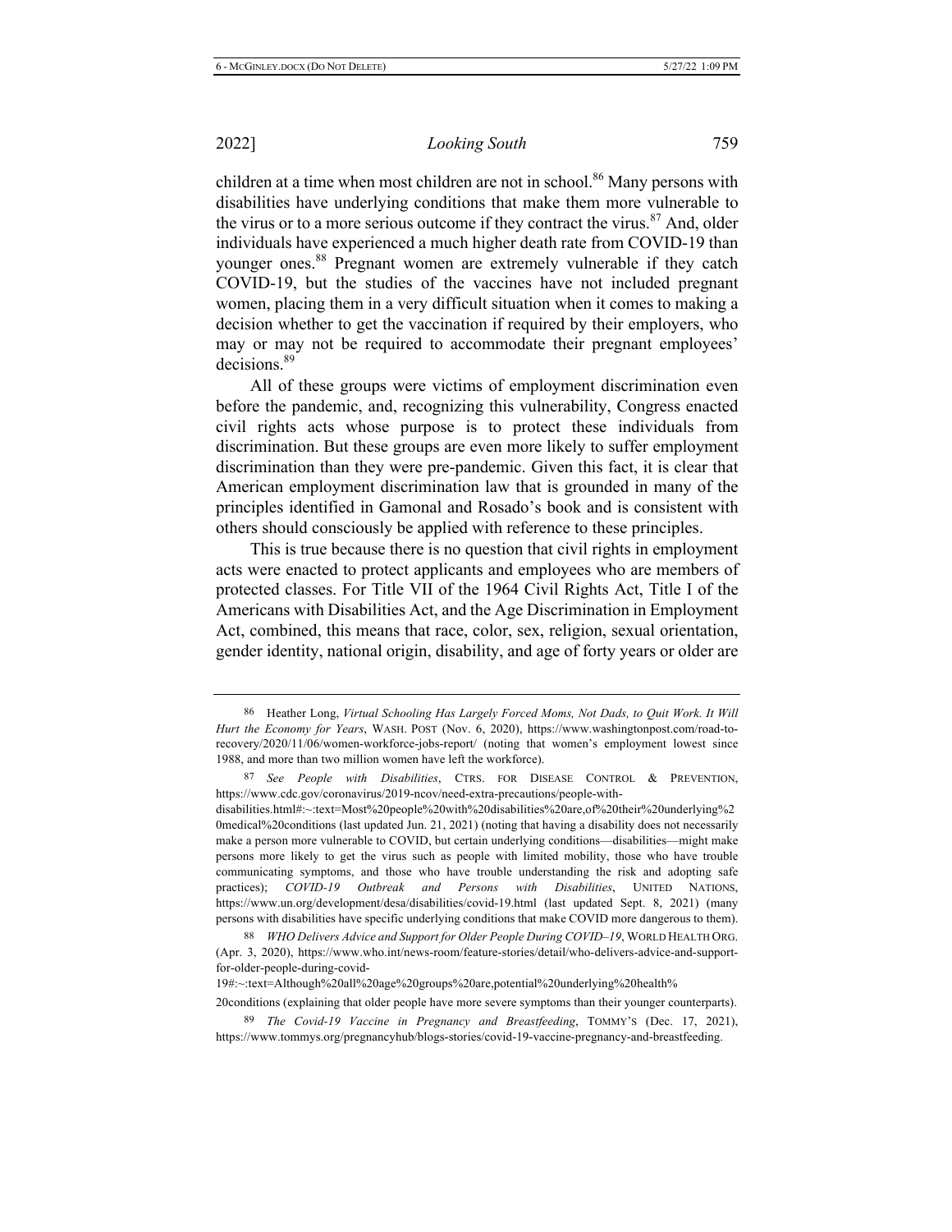children at a time when most children are not in school.[86] Many persons with disabilities have underlying conditions that make them more vulnerable to the virus or to a more serious outcome if they contract the virus.[87] And, older individuals have experienced a much higher death rate from COVID-19 than younger ones.[88] Pregnant women are extremely vulnerable if they catch COVID-19, but the studies of the vaccines have not included pregnant women, placing them in a very difficult situation when it comes to making a decision whether to get the vaccination if required by their employers, who may or may not be required to accommodate their pregnant employees' decisions.[89]

All of these groups were victims of employment discrimination even before the pandemic, and, recognizing this vulnerability, Congress enacted civil rights acts whose purpose is to protect these individuals from discrimination. But these groups are even more likely to suffer employment discrimination than they were pre-pandemic. Given this fact, it is clear that American employment discrimination law that is grounded in many of the principles identified in Gamonal and Rosado's book and is consistent with others should consciously be applied with reference to these principles.

This is true because there is no question that civil rights in employment acts were enacted to protect applicants and employees who are members of protected classes. For Title VII of the 1964 Civil Rights Act, Title I of the Americans with Disabilities Act, and the Age Discrimination in Employment Act, combined, this means that race, color, sex, religion, sexual orientation, gender identity, national origin, disability, and age of forty years or older are

---

86 Heather Long, *Virtual Schooling Has Largely Forced Moms, Not Dads, to Quit Work. It Will Hurt the Economy for Years*, WASH. POST (Nov. 6, 2020), https://www.washingtonpost.com/road-to-recovery/2020/11/06/women-workforce-jobs-report/ (noting that women's employment lowest since 1988, and more than two million women have left the workforce).

87 *See People with Disabilities*, CTRS. FOR DISEASE CONTROL & PREVENTION, https://www.cdc.gov/coronavirus/2019-ncov/need-extra-precautions/people-with-disabilities.html#:~:text=Most%20people%20with%20disabilities%20are,of%20their%20underlying%20medical%20conditions (last updated Jun. 21, 2021) (noting that having a disability does not necessarily make a person more vulnerable to COVID, but certain underlying conditions—disabilities—might make persons more likely to get the virus such as people with limited mobility, those who have trouble communicating symptoms, and those who have trouble understanding the risk and adopting safe practices); *COVID-19 Outbreak and Persons with Disabilities*, UNITED NATIONS, https://www.un.org/development/desa/disabilities/covid-19.html (last updated Sept. 8, 2021) (many persons with disabilities have specific underlying conditions that make COVID more dangerous to them).

88 *WHO Delivers Advice and Support for Older People During COVID–19*, WORLD HEALTH ORG. (Apr. 3, 2020), https://www.who.int/news-room/feature-stories/detail/who-delivers-advice-and-support-for-older-people-during-covid-19#:~:text=Although%20all%20age%20groups%20are,potential%20underlying%20health%20conditions (explaining that older people have more severe symptoms than their younger counterparts).

89 *The Covid-19 Vaccine in Pregnancy and Breastfeeding*, TOMMY'S (Dec. 17, 2021), https://www.tommys.org/pregnancyhub/blogs-stories/covid-19-vaccine-pregnancy-and-breastfeeding.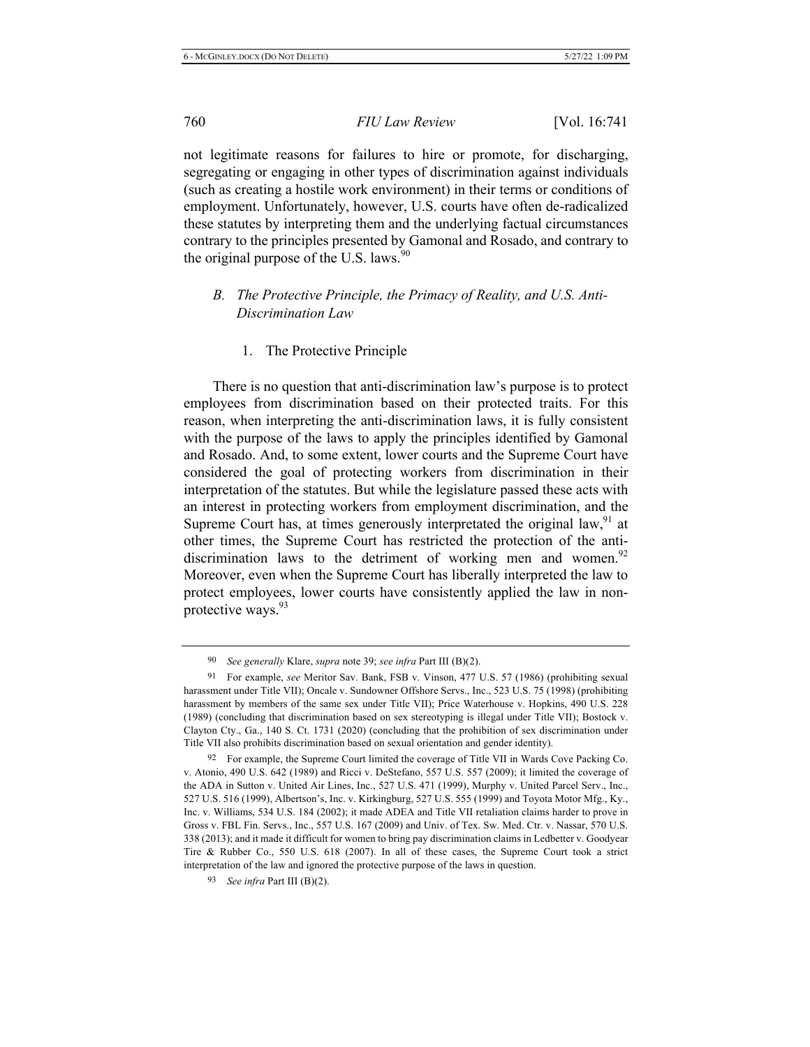not legitimate reasons for failures to hire or promote, for discharging, segregating or engaging in other types of discrimination against individuals (such as creating a hostile work environment) in their terms or conditions of employment. Unfortunately, however, U.S. courts have often de-radicalized these statutes by interpreting them and the underlying factual circumstances contrary to the principles presented by Gamonal and Rosado, and contrary to the original purpose of the U.S. laws.[90]

### *B. The Protective Principle, the Primacy of Reality, and U.S. Anti-Discrimination Law*

#### 1. The Protective Principle

There is no question that anti-discrimination law's purpose is to protect employees from discrimination based on their protected traits. For this reason, when interpreting the anti-discrimination laws, it is fully consistent with the purpose of the laws to apply the principles identified by Gamonal and Rosado. And, to some extent, lower courts and the Supreme Court have considered the goal of protecting workers from discrimination in their interpretation of the statutes. But while the legislature passed these acts with an interest in protecting workers from employment discrimination, and the Supreme Court has, at times generously interpretated the original law,[91] at other times, the Supreme Court has restricted the protection of the anti-discrimination laws to the detriment of working men and women.[92] Moreover, even when the Supreme Court has liberally interpreted the law to protect employees, lower courts have consistently applied the law in non-protective ways.[93]

---

90 *See generally* Klare, *supra* note 39; *see infra* Part III (B)(2).

91 For example, *see* Meritor Sav. Bank, FSB v. Vinson, 477 U.S. 57 (1986) (prohibiting sexual harassment under Title VII); Oncale v. Sundowner Offshore Servs., Inc., 523 U.S. 75 (1998) (prohibiting harassment by members of the same sex under Title VII); Price Waterhouse v. Hopkins, 490 U.S. 228 (1989) (concluding that discrimination based on sex stereotyping is illegal under Title VII); Bostock v. Clayton Cty., Ga., 140 S. Ct. 1731 (2020) (concluding that the prohibition of sex discrimination under Title VII also prohibits discrimination based on sexual orientation and gender identity).

92 For example, the Supreme Court limited the coverage of Title VII in Wards Cove Packing Co. v. Atonio, 490 U.S. 642 (1989) and Ricci v. DeStefano, 557 U.S. 557 (2009); it limited the coverage of the ADA in Sutton v. United Air Lines, Inc., 527 U.S. 471 (1999), Murphy v. United Parcel Serv., Inc., 527 U.S. 516 (1999), Albertson's, Inc. v. Kirkingburg, 527 U.S. 555 (1999) and Toyota Motor Mfg., Ky., Inc. v. Williams, 534 U.S. 184 (2002); it made ADEA and Title VII retaliation claims harder to prove in Gross v. FBL Fin. Servs., Inc., 557 U.S. 167 (2009) and Univ. of Tex. Sw. Med. Ctr. v. Nassar, 570 U.S. 338 (2013); and it made it difficult for women to bring pay discrimination claims in Ledbetter v. Goodyear Tire & Rubber Co., 550 U.S. 618 (2007). In all of these cases, the Supreme Court took a strict interpretation of the law and ignored the protective purpose of the laws in question.

93 *See infra* Part III (B)(2).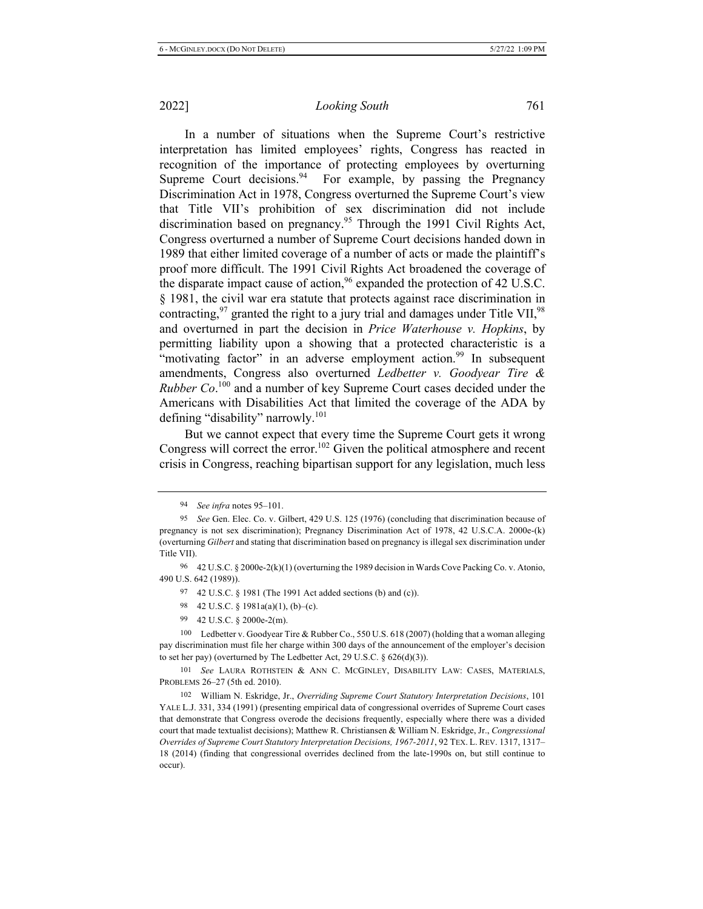In a number of situations when the Supreme Court's restrictive interpretation has limited employees' rights, Congress has reacted in recognition of the importance of protecting employees by overturning Supreme Court decisions.[94] For example, by passing the Pregnancy Discrimination Act in 1978, Congress overturned the Supreme Court's view that Title VII's prohibition of sex discrimination did not include discrimination based on pregnancy.[95] Through the 1991 Civil Rights Act, Congress overturned a number of Supreme Court decisions handed down in 1989 that either limited coverage of a number of acts or made the plaintiff's proof more difficult. The 1991 Civil Rights Act broadened the coverage of the disparate impact cause of action,[96] expanded the protection of 42 U.S.C. § 1981, the civil war era statute that protects against race discrimination in contracting,[97] granted the right to a jury trial and damages under Title VII,[98] and overturned in part the decision in *Price Waterhouse v. Hopkins*, by permitting liability upon a showing that a protected characteristic is a "motivating factor" in an adverse employment action.[99] In subsequent amendments, Congress also overturned *Ledbetter v. Goodyear Tire & Rubber Co*.[100] and a number of key Supreme Court cases decided under the Americans with Disabilities Act that limited the coverage of the ADA by defining "disability" narrowly.[101]

But we cannot expect that every time the Supreme Court gets it wrong Congress will correct the error.[102] Given the political atmosphere and recent crisis in Congress, reaching bipartisan support for any legislation, much less

---

94 *See infra* notes 95–101.

95 *See* Gen. Elec. Co. v. Gilbert, 429 U.S. 125 (1976) (concluding that discrimination because of pregnancy is not sex discrimination); Pregnancy Discrimination Act of 1978, 42 U.S.C.A. 2000e-(k) (overturning *Gilbert* and stating that discrimination based on pregnancy is illegal sex discrimination under Title VII).

96 42 U.S.C. § 2000e-2(k)(1) (overturning the 1989 decision in Wards Cove Packing Co. v. Atonio, 490 U.S. 642 (1989)).

97 42 U.S.C. § 1981 (The 1991 Act added sections (b) and (c)).

98 42 U.S.C. § 1981a(a)(1), (b)–(c).

99 42 U.S.C. § 2000e-2(m).

100 Ledbetter v. Goodyear Tire & Rubber Co., 550 U.S. 618 (2007) (holding that a woman alleging pay discrimination must file her charge within 300 days of the announcement of the employer's decision to set her pay) (overturned by The Ledbetter Act, 29 U.S.C. § 626(d)(3)).

101 *See* LAURA ROTHSTEIN & ANN C. MCGINLEY, DISABILITY LAW: CASES, MATERIALS, PROBLEMS 26–27 (5th ed. 2010).

102 William N. Eskridge, Jr., *Overriding Supreme Court Statutory Interpretation Decisions*, 101 YALE L.J. 331, 334 (1991) (presenting empirical data of congressional overrides of Supreme Court cases that demonstrate that Congress overode the decisions frequently, especially where there was a divided court that made textualist decisions); Matthew R. Christiansen & William N. Eskridge, Jr., *Congressional Overrides of Supreme Court Statutory Interpretation Decisions, 1967-2011*, 92 TEX. L. REV. 1317, 1317–18 (2014) (finding that congressional overrides declined from the late-1990s on, but still continue to occur).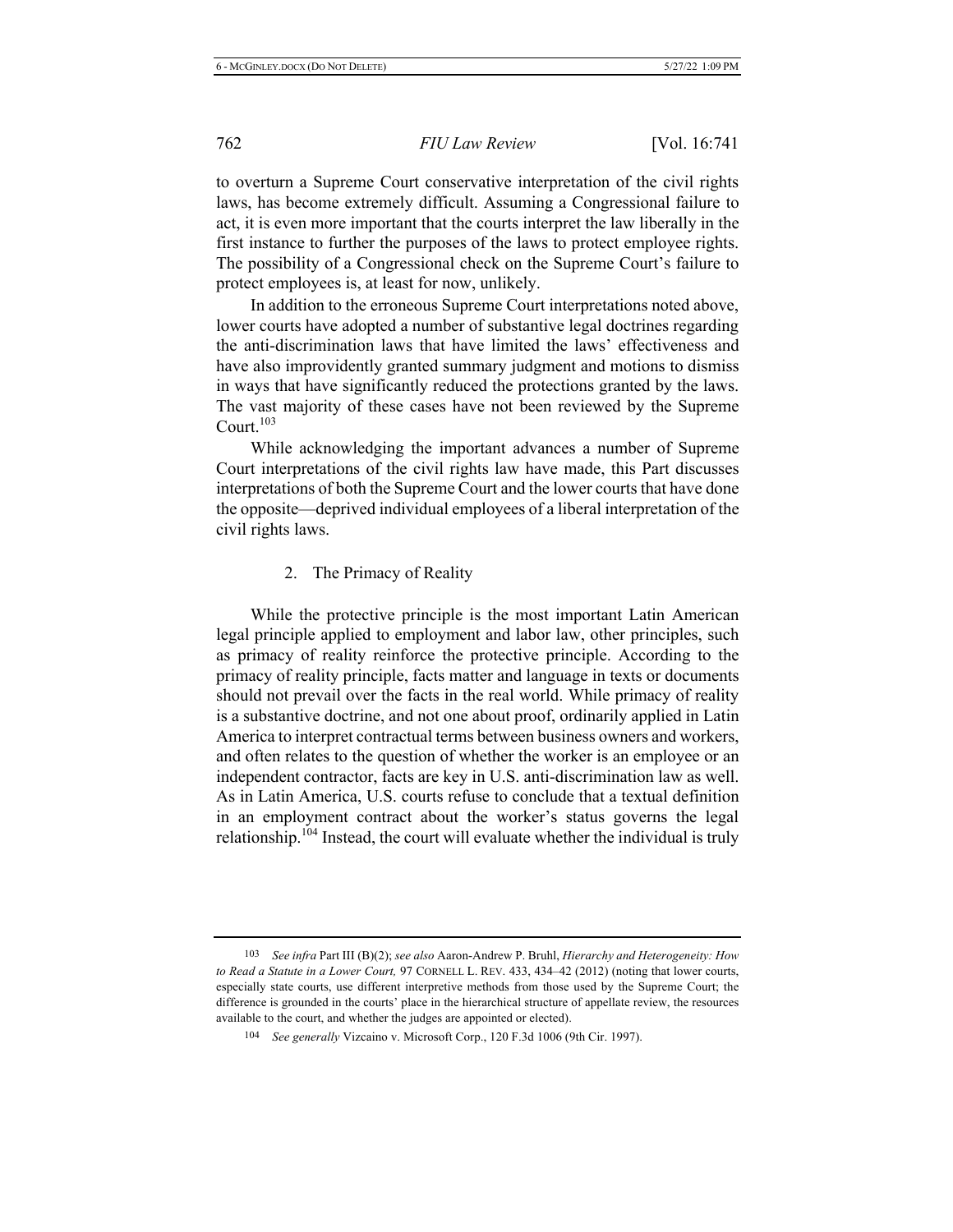to overturn a Supreme Court conservative interpretation of the civil rights laws, has become extremely difficult. Assuming a Congressional failure to act, it is even more important that the courts interpret the law liberally in the first instance to further the purposes of the laws to protect employee rights. The possibility of a Congressional check on the Supreme Court's failure to protect employees is, at least for now, unlikely.

In addition to the erroneous Supreme Court interpretations noted above, lower courts have adopted a number of substantive legal doctrines regarding the anti-discrimination laws that have limited the laws' effectiveness and have also improvidently granted summary judgment and motions to dismiss in ways that have significantly reduced the protections granted by the laws. The vast majority of these cases have not been reviewed by the Supreme Court.[103]

While acknowledging the important advances a number of Supreme Court interpretations of the civil rights law have made, this Part discusses interpretations of both the Supreme Court and the lower courts that have done the opposite—deprived individual employees of a liberal interpretation of the civil rights laws.

### 2. The Primacy of Reality

While the protective principle is the most important Latin American legal principle applied to employment and labor law, other principles, such as primacy of reality reinforce the protective principle. According to the primacy of reality principle, facts matter and language in texts or documents should not prevail over the facts in the real world. While primacy of reality is a substantive doctrine, and not one about proof, ordinarily applied in Latin America to interpret contractual terms between business owners and workers, and often relates to the question of whether the worker is an employee or an independent contractor, facts are key in U.S. anti-discrimination law as well. As in Latin America, U.S. courts refuse to conclude that a textual definition in an employment contract about the worker's status governs the legal relationship.[104] Instead, the court will evaluate whether the individual is truly

---

103 *See infra* Part III (B)(2); *see also* Aaron-Andrew P. Bruhl, *Hierarchy and Heterogeneity: How to Read a Statute in a Lower Court,* 97 CORNELL L. REV. 433, 434–42 (2012) (noting that lower courts, especially state courts, use different interpretive methods from those used by the Supreme Court; the difference is grounded in the courts' place in the hierarchical structure of appellate review, the resources available to the court, and whether the judges are appointed or elected).

104 *See generally* Vizcaino v. Microsoft Corp., 120 F.3d 1006 (9th Cir. 1997).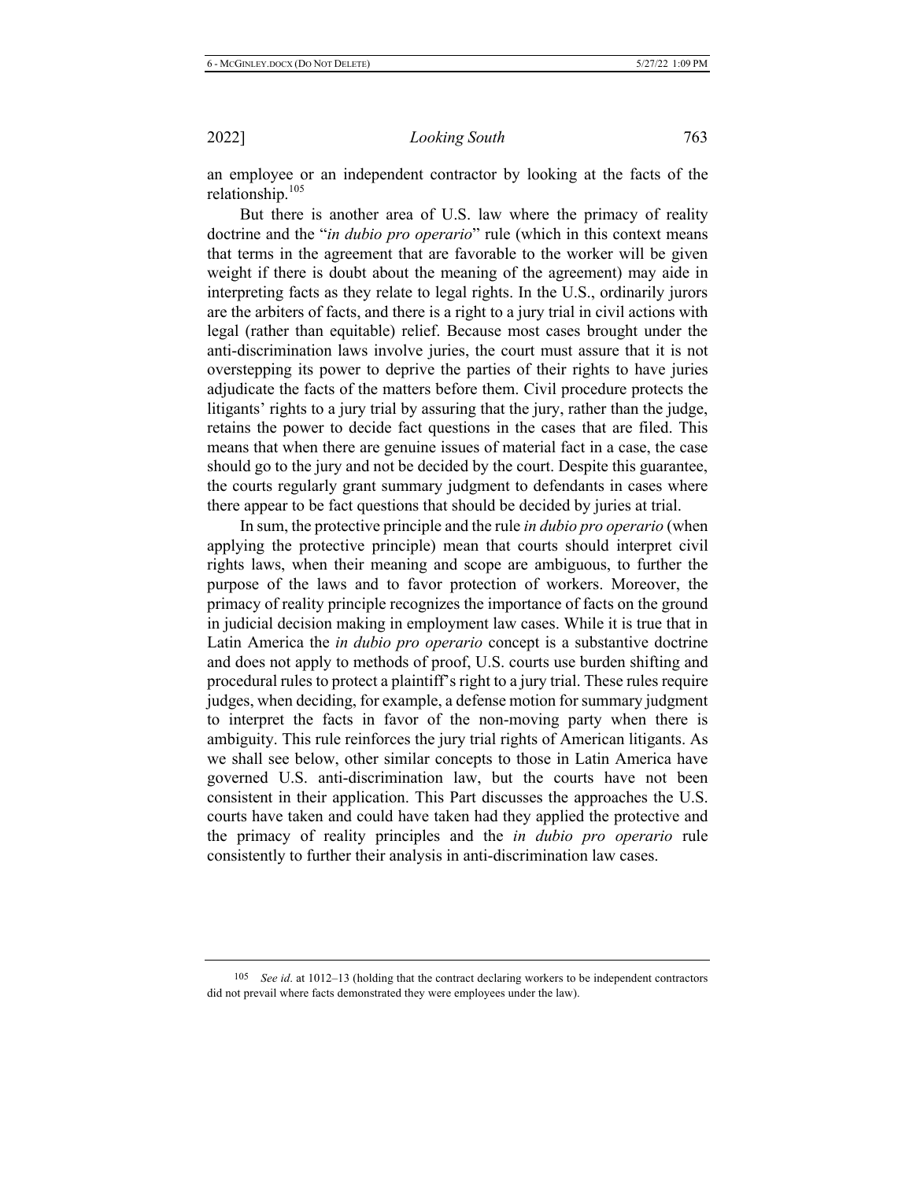an employee or an independent contractor by looking at the facts of the relationship.[105]

But there is another area of U.S. law where the primacy of reality doctrine and the "*in dubio pro operario*" rule (which in this context means that terms in the agreement that are favorable to the worker will be given weight if there is doubt about the meaning of the agreement) may aide in interpreting facts as they relate to legal rights. In the U.S., ordinarily jurors are the arbiters of facts, and there is a right to a jury trial in civil actions with legal (rather than equitable) relief. Because most cases brought under the anti-discrimination laws involve juries, the court must assure that it is not overstepping its power to deprive the parties of their rights to have juries adjudicate the facts of the matters before them. Civil procedure protects the litigants' rights to a jury trial by assuring that the jury, rather than the judge, retains the power to decide fact questions in the cases that are filed. This means that when there are genuine issues of material fact in a case, the case should go to the jury and not be decided by the court. Despite this guarantee, the courts regularly grant summary judgment to defendants in cases where there appear to be fact questions that should be decided by juries at trial.

In sum, the protective principle and the rule *in dubio pro operario* (when applying the protective principle) mean that courts should interpret civil rights laws, when their meaning and scope are ambiguous, to further the purpose of the laws and to favor protection of workers. Moreover, the primacy of reality principle recognizes the importance of facts on the ground in judicial decision making in employment law cases. While it is true that in Latin America the *in dubio pro operario* concept is a substantive doctrine and does not apply to methods of proof, U.S. courts use burden shifting and procedural rules to protect a plaintiff's right to a jury trial. These rules require judges, when deciding, for example, a defense motion for summary judgment to interpret the facts in favor of the non-moving party when there is ambiguity. This rule reinforces the jury trial rights of American litigants. As we shall see below, other similar concepts to those in Latin America have governed U.S. anti-discrimination law, but the courts have not been consistent in their application. This Part discusses the approaches the U.S. courts have taken and could have taken had they applied the protective and the primacy of reality principles and the *in dubio pro operario* rule consistently to further their analysis in anti-discrimination law cases.

---

[105] *See id*. at 1012–13 (holding that the contract declaring workers to be independent contractors did not prevail where facts demonstrated they were employees under the law).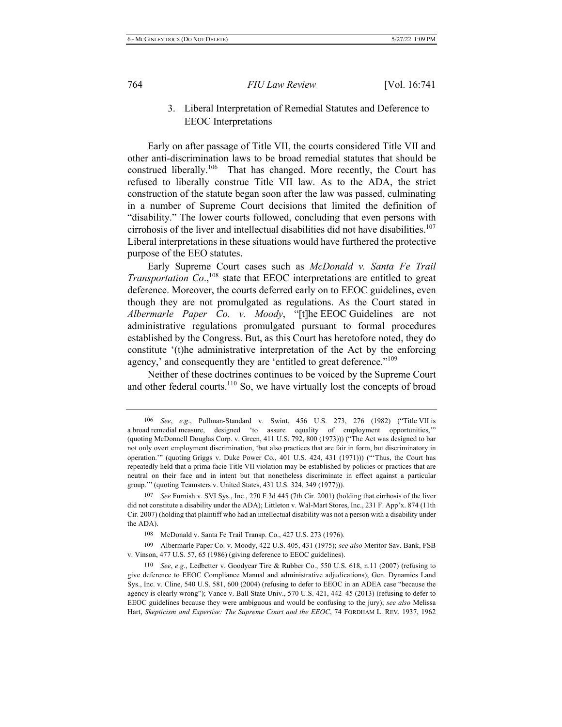### 3. Liberal Interpretation of Remedial Statutes and Deference to EEOC Interpretations

Early on after passage of Title VII, the courts considered Title VII and other anti-discrimination laws to be broad remedial statutes that should be construed liberally.[106] That has changed. More recently, the Court has refused to liberally construe Title VII law. As to the ADA, the strict construction of the statute began soon after the law was passed, culminating in a number of Supreme Court decisions that limited the definition of "disability." The lower courts followed, concluding that even persons with cirrhosis of the liver and intellectual disabilities did not have disabilities.[107] Liberal interpretations in these situations would have furthered the protective purpose of the EEO statutes.

Early Supreme Court cases such as *McDonald v. Santa Fe Trail Transportation Co*.,[108] state that EEOC interpretations are entitled to great deference. Moreover, the courts deferred early on to EEOC guidelines, even though they are not promulgated as regulations. As the Court stated in *Albermarle Paper Co. v. Moody*, "[t]he EEOC Guidelines are not administrative regulations promulgated pursuant to formal procedures established by the Congress. But, as this Court has heretofore noted, they do constitute '(t)he administrative interpretation of the Act by the enforcing agency,' and consequently they are 'entitled to great deference.'"[109]

Neither of these doctrines continues to be voiced by the Supreme Court and other federal courts.[110] So, we have virtually lost the concepts of broad

---

106 *See*, *e.g*., Pullman-Standard v. Swint, 456 U.S. 273, 276 (1982) ("Title VII is a broad remedial measure, designed 'to assure equality of employment opportunities,'" (quoting McDonnell Douglas Corp. v. Green, 411 U.S. 792, 800 (1973))) ("The Act was designed to bar not only overt employment discrimination, 'but also practices that are fair in form, but discriminatory in operation.'" (quoting Griggs v. Duke Power Co., 401 U.S. 424, 431 (1971))) ("'Thus, the Court has repeatedly held that a prima facie Title VII violation may be established by policies or practices that are neutral on their face and in intent but that nonetheless discriminate in effect against a particular group.'" (quoting Teamsters v. United States, 431 U.S. 324, 349 (1977))).

107 *See* Furnish v. SVI Sys., Inc., 270 F.3d 445 (7th Cir. 2001) (holding that cirrhosis of the liver did not constitute a disability under the ADA); Littleton v. Wal-Mart Stores, Inc., 231 F. App'x. 874 (11th Cir. 2007) (holding that plaintiff who had an intellectual disability was not a person with a disability under the ADA).

108 McDonald v. Santa Fe Trail Transp. Co., 427 U.S. 273 (1976).

109 Albermarle Paper Co. v. Moody, 422 U.S. 405, 431 (1975); *see also* Meritor Sav. Bank, FSB v. Vinson, 477 U.S. 57, 65 (1986) (giving deference to EEOC guidelines).

110 *See*, *e.g*., Ledbetter v. Goodyear Tire & Rubber Co., 550 U.S. 618, n.11 (2007) (refusing to give deference to EEOC Compliance Manual and administrative adjudications); Gen. Dynamics Land Sys., Inc. v. Cline, 540 U.S. 581, 600 (2004) (refusing to defer to EEOC in an ADEA case "because the agency is clearly wrong"); Vance v. Ball State Univ., 570 U.S. 421, 442–45 (2013) (refusing to defer to EEOC guidelines because they were ambiguous and would be confusing to the jury); *see also* Melissa Hart, *Skepticism and Expertise: The Supreme Court and the EEOC*, 74 FORDHAM L. REV. 1937, 1962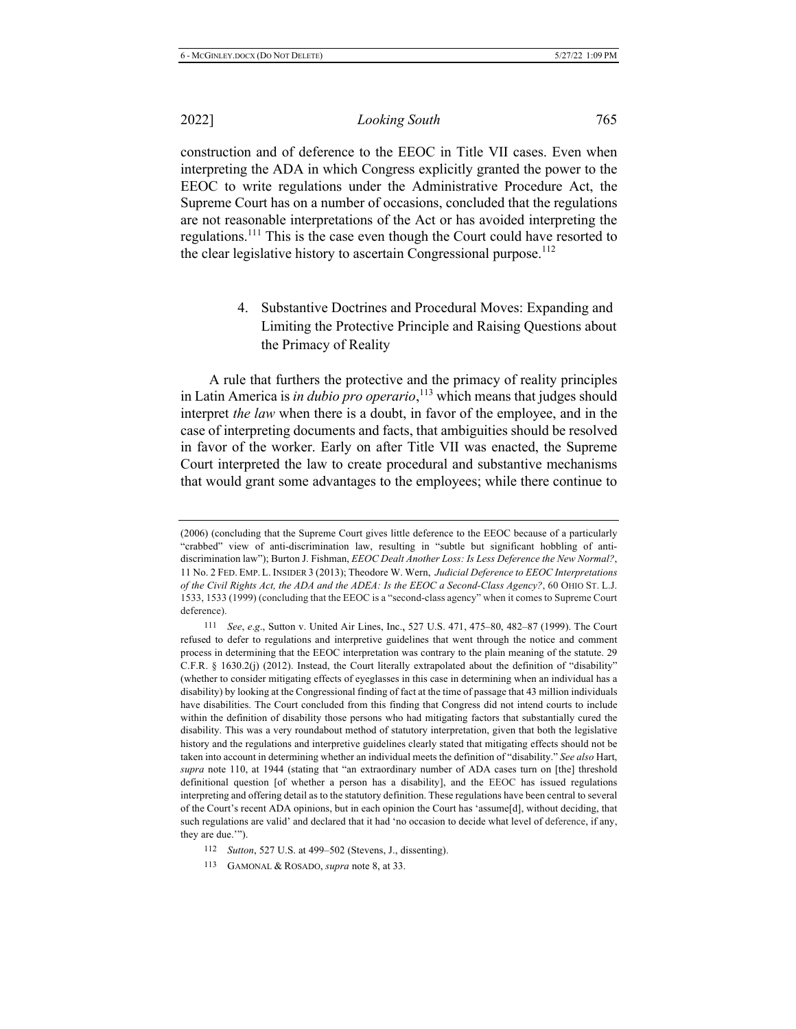construction and of deference to the EEOC in Title VII cases. Even when interpreting the ADA in which Congress explicitly granted the power to the EEOC to write regulations under the Administrative Procedure Act, the Supreme Court has on a number of occasions, concluded that the regulations are not reasonable interpretations of the Act or has avoided interpreting the regulations.[111] This is the case even though the Court could have resorted to the clear legislative history to ascertain Congressional purpose.[112]

#### 4. Substantive Doctrines and Procedural Moves: Expanding and Limiting the Protective Principle and Raising Questions about the Primacy of Reality

A rule that furthers the protective and the primacy of reality principles in Latin America is *in dubio pro operario*,[113] which means that judges should interpret *the law* when there is a doubt, in favor of the employee, and in the case of interpreting documents and facts, that ambiguities should be resolved in favor of the worker. Early on after Title VII was enacted, the Supreme Court interpreted the law to create procedural and substantive mechanisms that would grant some advantages to the employees; while there continue to

---

(2006) (concluding that the Supreme Court gives little deference to the EEOC because of a particularly "crabbed" view of anti-discrimination law, resulting in "subtle but significant hobbling of anti-discrimination law"); Burton J. Fishman, *EEOC Dealt Another Loss: Is Less Deference the New Normal?*, 11 No. 2 FED. EMP. L. INSIDER 3 (2013); Theodore W. Wern, *Judicial Deference to EEOC Interpretations of the Civil Rights Act, the ADA and the ADEA: Is the EEOC a Second-Class Agency?*, 60 OHIO ST. L.J. 1533, 1533 (1999) (concluding that the EEOC is a "second-class agency" when it comes to Supreme Court deference).

111 *See*, *e.g*., Sutton v. United Air Lines, Inc., 527 U.S. 471, 475–80, 482–87 (1999). The Court refused to defer to regulations and interpretive guidelines that went through the notice and comment process in determining that the EEOC interpretation was contrary to the plain meaning of the statute. 29 C.F.R. § 1630.2(j) (2012). Instead, the Court literally extrapolated about the definition of "disability" (whether to consider mitigating effects of eyeglasses in this case in determining when an individual has a disability) by looking at the Congressional finding of fact at the time of passage that 43 million individuals have disabilities. The Court concluded from this finding that Congress did not intend courts to include within the definition of disability those persons who had mitigating factors that substantially cured the disability. This was a very roundabout method of statutory interpretation, given that both the legislative history and the regulations and interpretive guidelines clearly stated that mitigating effects should not be taken into account in determining whether an individual meets the definition of "disability." *See also* Hart, *supra* note 110, at 1944 (stating that "an extraordinary number of ADA cases turn on [the] threshold definitional question [of whether a person has a disability], and the EEOC has issued regulations interpreting and offering detail as to the statutory definition. These regulations have been central to several of the Court's recent ADA opinions, but in each opinion the Court has 'assume[d], without deciding, that such regulations are valid' and declared that it had 'no occasion to decide what level of deference, if any, they are due.'").

112 *Sutton*, 527 U.S. at 499–502 (Stevens, J., dissenting).

113 GAMONAL & ROSADO, *supra* note 8, at 33.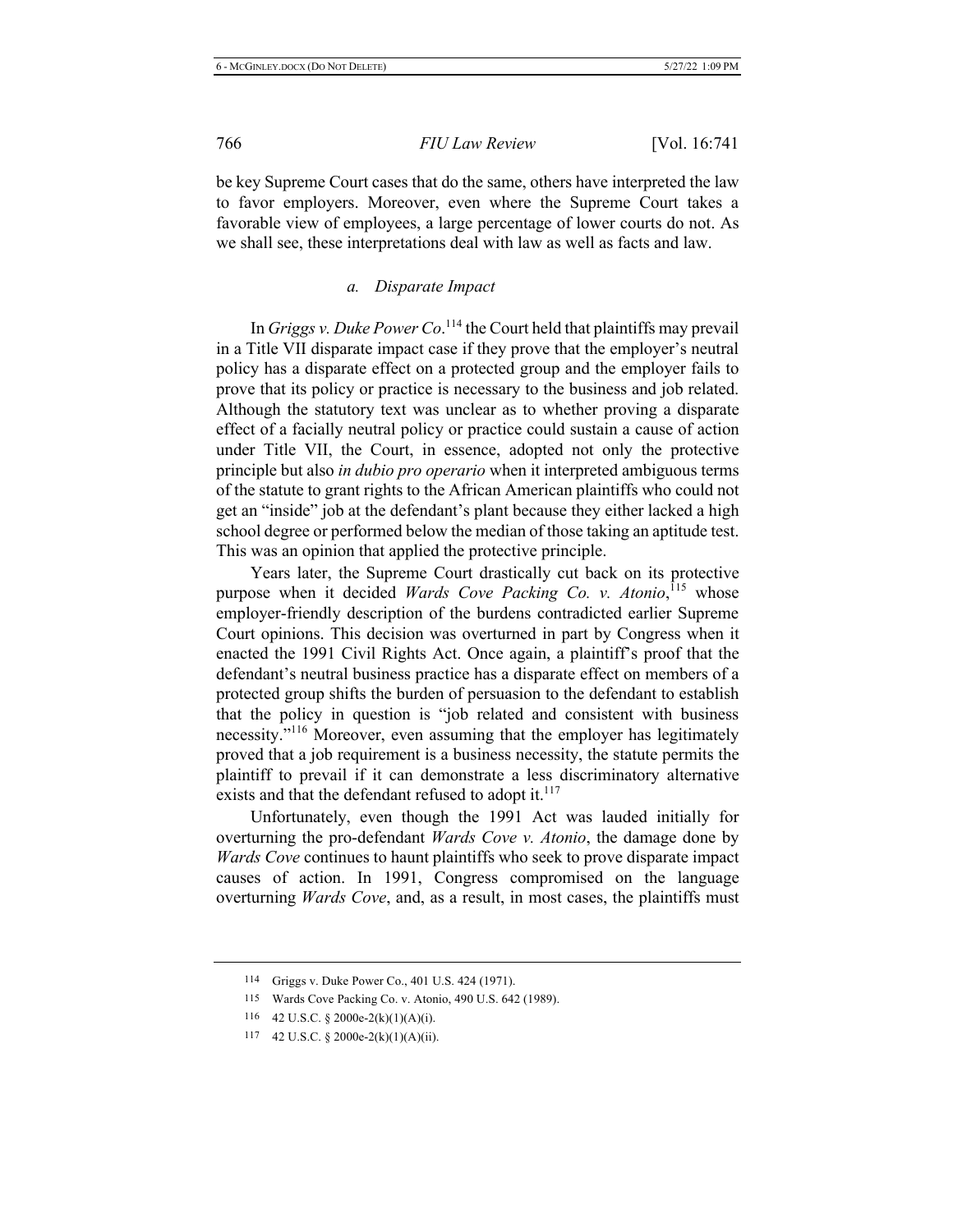be key Supreme Court cases that do the same, others have interpreted the law to favor employers. Moreover, even where the Supreme Court takes a favorable view of employees, a large percentage of lower courts do not. As we shall see, these interpretations deal with law as well as facts and law.

#### *a. Disparate Impact*

In *Griggs v. Duke Power Co*.[114] the Court held that plaintiffs may prevail in a Title VII disparate impact case if they prove that the employer's neutral policy has a disparate effect on a protected group and the employer fails to prove that its policy or practice is necessary to the business and job related. Although the statutory text was unclear as to whether proving a disparate effect of a facially neutral policy or practice could sustain a cause of action under Title VII, the Court, in essence, adopted not only the protective principle but also *in dubio pro operario* when it interpreted ambiguous terms of the statute to grant rights to the African American plaintiffs who could not get an "inside" job at the defendant's plant because they either lacked a high school degree or performed below the median of those taking an aptitude test. This was an opinion that applied the protective principle.

Years later, the Supreme Court drastically cut back on its protective purpose when it decided *Wards Cove Packing Co. v. Atonio*,[115] whose employer-friendly description of the burdens contradicted earlier Supreme Court opinions. This decision was overturned in part by Congress when it enacted the 1991 Civil Rights Act. Once again, a plaintiff's proof that the defendant's neutral business practice has a disparate effect on members of a protected group shifts the burden of persuasion to the defendant to establish that the policy in question is "job related and consistent with business necessity."[116] Moreover, even assuming that the employer has legitimately proved that a job requirement is a business necessity, the statute permits the plaintiff to prevail if it can demonstrate a less discriminatory alternative exists and that the defendant refused to adopt it.[117]

Unfortunately, even though the 1991 Act was lauded initially for overturning the pro-defendant *Wards Cove v. Atonio*, the damage done by *Wards Cove* continues to haunt plaintiffs who seek to prove disparate impact causes of action. In 1991, Congress compromised on the language overturning *Wards Cove*, and, as a result, in most cases, the plaintiffs must

---

114 Griggs v. Duke Power Co., 401 U.S. 424 (1971).

115 Wards Cove Packing Co. v. Atonio, 490 U.S. 642 (1989).

116 42 U.S.C. § 2000e-2(k)(1)(A)(i).

117 42 U.S.C. § 2000e-2(k)(1)(A)(ii).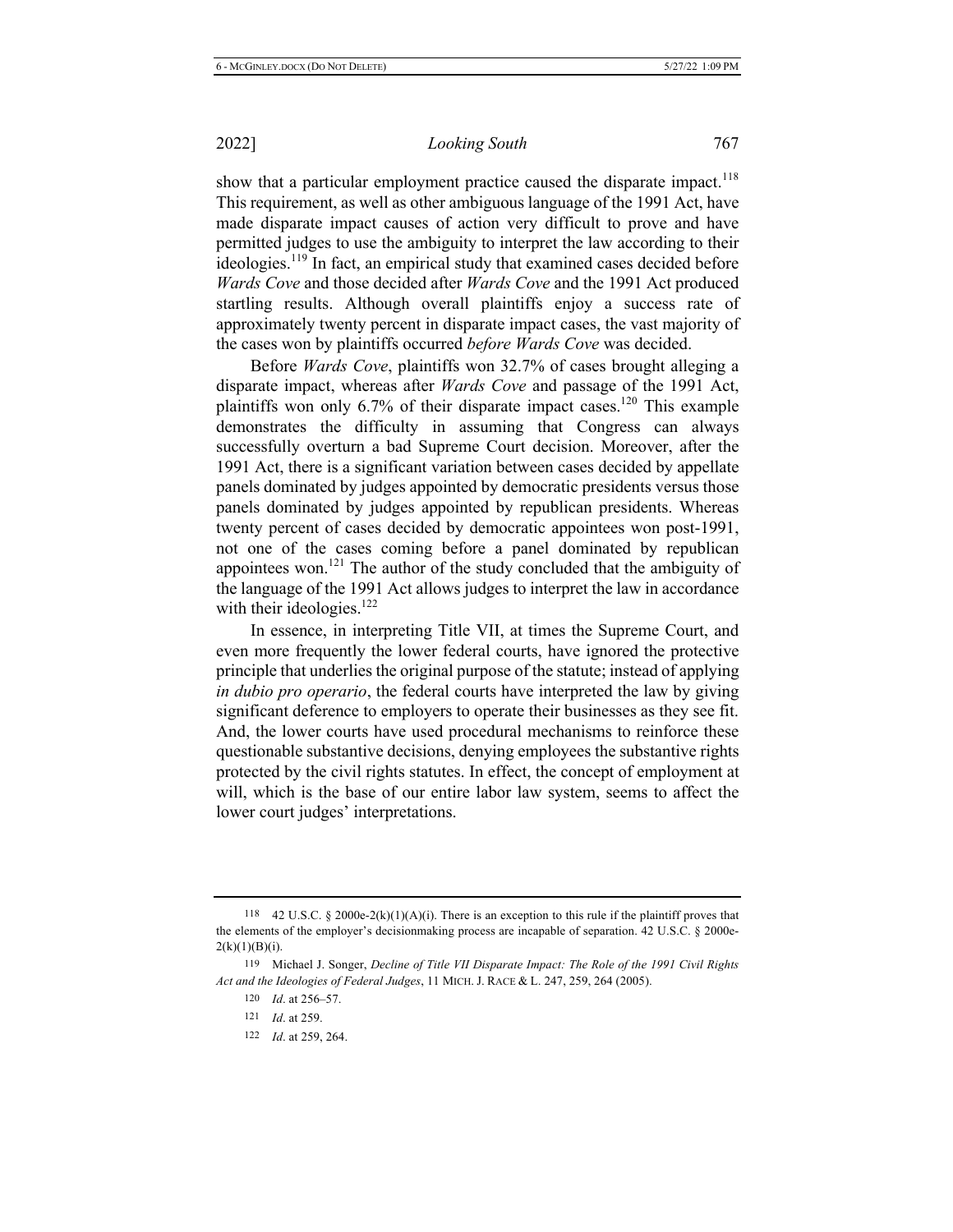show that a particular employment practice caused the disparate impact.[118] This requirement, as well as other ambiguous language of the 1991 Act, have made disparate impact causes of action very difficult to prove and have permitted judges to use the ambiguity to interpret the law according to their ideologies.[119] In fact, an empirical study that examined cases decided before *Wards Cove* and those decided after *Wards Cove* and the 1991 Act produced startling results. Although overall plaintiffs enjoy a success rate of approximately twenty percent in disparate impact cases, the vast majority of the cases won by plaintiffs occurred *before Wards Cove* was decided.

Before *Wards Cove*, plaintiffs won 32.7% of cases brought alleging a disparate impact, whereas after *Wards Cove* and passage of the 1991 Act, plaintiffs won only 6.7% of their disparate impact cases.[120] This example demonstrates the difficulty in assuming that Congress can always successfully overturn a bad Supreme Court decision. Moreover, after the 1991 Act, there is a significant variation between cases decided by appellate panels dominated by judges appointed by democratic presidents versus those panels dominated by judges appointed by republican presidents. Whereas twenty percent of cases decided by democratic appointees won post-1991, not one of the cases coming before a panel dominated by republican appointees won.[121] The author of the study concluded that the ambiguity of the language of the 1991 Act allows judges to interpret the law in accordance with their ideologies.[122]

In essence, in interpreting Title VII, at times the Supreme Court, and even more frequently the lower federal courts, have ignored the protective principle that underlies the original purpose of the statute; instead of applying *in dubio pro operario*, the federal courts have interpreted the law by giving significant deference to employers to operate their businesses as they see fit. And, the lower courts have used procedural mechanisms to reinforce these questionable substantive decisions, denying employees the substantive rights protected by the civil rights statutes. In effect, the concept of employment at will, which is the base of our entire labor law system, seems to affect the lower court judges' interpretations.

---

118 42 U.S.C. § 2000e-2(k)(1)(A)(i). There is an exception to this rule if the plaintiff proves that the elements of the employer's decisionmaking process are incapable of separation. 42 U.S.C. § 2000e-2(k)(1)(B)(i).

119 Michael J. Songer, *Decline of Title VII Disparate Impact: The Role of the 1991 Civil Rights Act and the Ideologies of Federal Judges*, 11 MICH. J. RACE & L. 247, 259, 264 (2005).

120 *Id*. at 256–57.

121 *Id*. at 259.

122 *Id*. at 259, 264.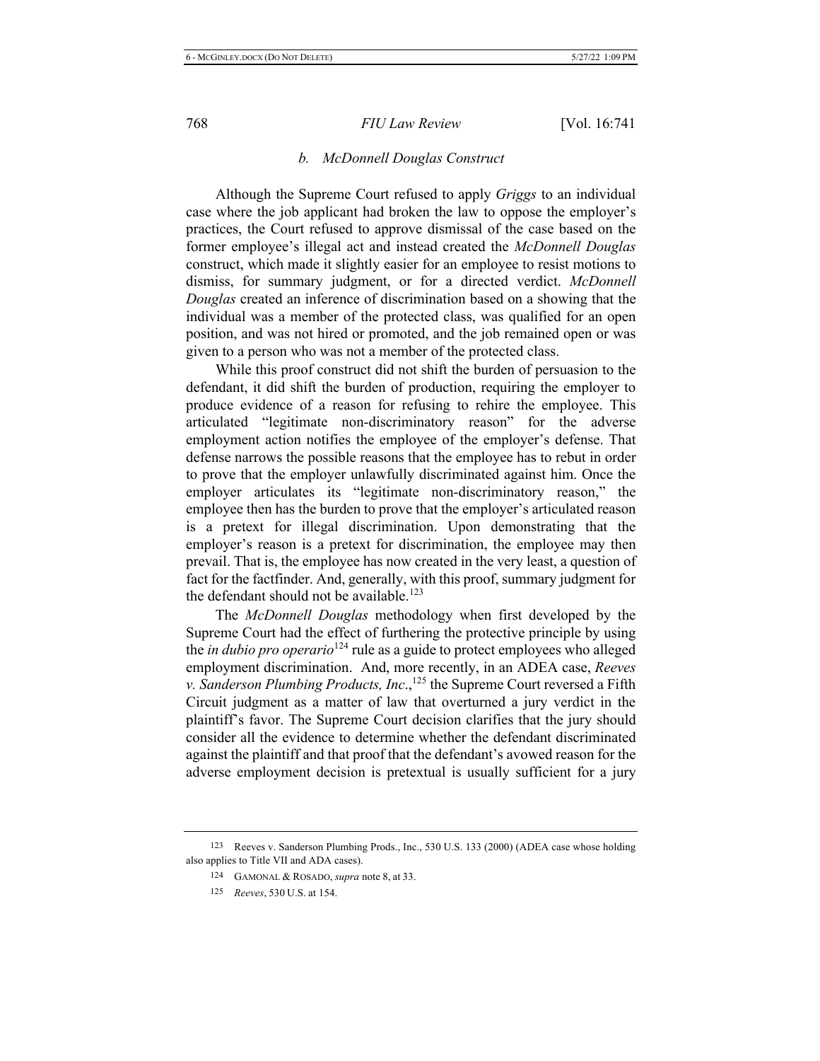### *b. McDonnell Douglas Construct*

Although the Supreme Court refused to apply *Griggs* to an individual case where the job applicant had broken the law to oppose the employer's practices, the Court refused to approve dismissal of the case based on the former employee's illegal act and instead created the *McDonnell Douglas* construct, which made it slightly easier for an employee to resist motions to dismiss, for summary judgment, or for a directed verdict. *McDonnell Douglas* created an inference of discrimination based on a showing that the individual was a member of the protected class, was qualified for an open position, and was not hired or promoted, and the job remained open or was given to a person who was not a member of the protected class.

While this proof construct did not shift the burden of persuasion to the defendant, it did shift the burden of production, requiring the employer to produce evidence of a reason for refusing to rehire the employee. This articulated "legitimate non-discriminatory reason" for the adverse employment action notifies the employee of the employer's defense. That defense narrows the possible reasons that the employee has to rebut in order to prove that the employer unlawfully discriminated against him. Once the employer articulates its "legitimate non-discriminatory reason," the employee then has the burden to prove that the employer's articulated reason is a pretext for illegal discrimination. Upon demonstrating that the employer's reason is a pretext for discrimination, the employee may then prevail. That is, the employee has now created in the very least, a question of fact for the factfinder. And, generally, with this proof, summary judgment for the defendant should not be available.[123]

The *McDonnell Douglas* methodology when first developed by the Supreme Court had the effect of furthering the protective principle by using the *in dubio pro operario*[124] rule as a guide to protect employees who alleged employment discrimination. And, more recently, in an ADEA case, *Reeves v. Sanderson Plumbing Products, Inc*.,[125] the Supreme Court reversed a Fifth Circuit judgment as a matter of law that overturned a jury verdict in the plaintiff's favor. The Supreme Court decision clarifies that the jury should consider all the evidence to determine whether the defendant discriminated against the plaintiff and that proof that the defendant's avowed reason for the adverse employment decision is pretextual is usually sufficient for a jury

---

[123] Reeves v. Sanderson Plumbing Prods., Inc., 530 U.S. 133 (2000) (ADEA case whose holding also applies to Title VII and ADA cases).

[124] GAMONAL & ROSADO, *supra* note 8, at 33.

[125] *Reeves*, 530 U.S. at 154.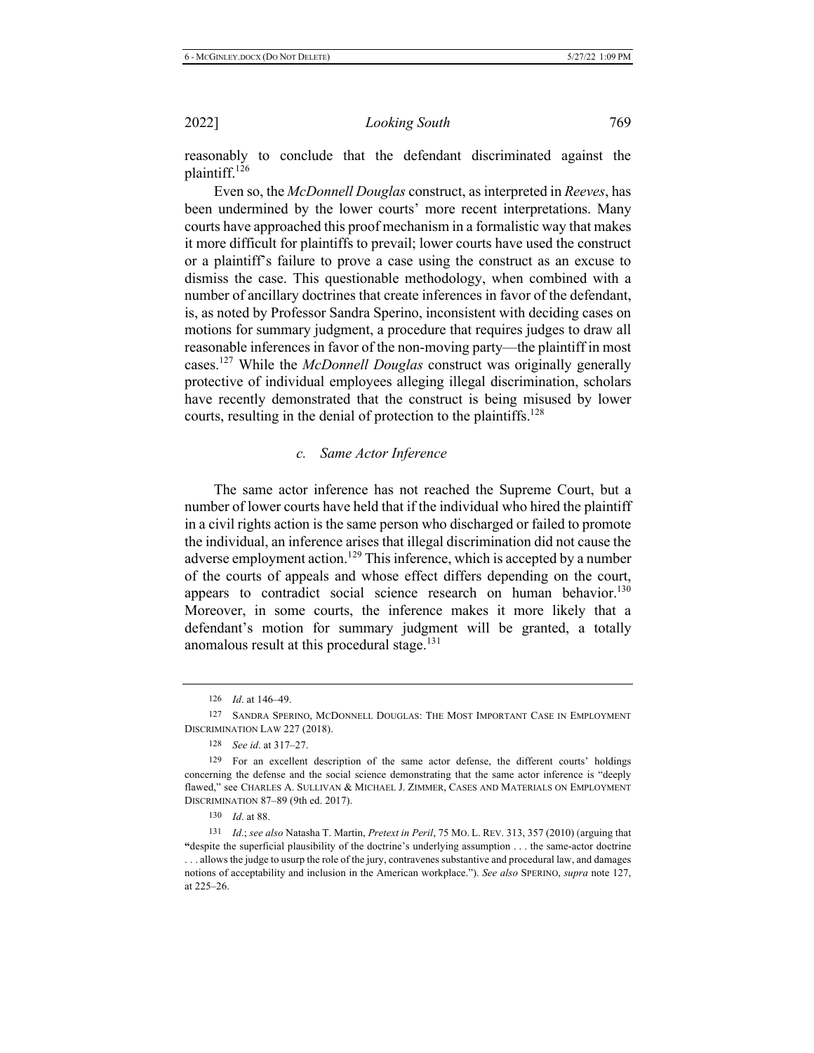reasonably to conclude that the defendant discriminated against the plaintiff.[126]

Even so, the *McDonnell Douglas* construct, as interpreted in *Reeves*, has been undermined by the lower courts' more recent interpretations. Many courts have approached this proof mechanism in a formalistic way that makes it more difficult for plaintiffs to prevail; lower courts have used the construct or a plaintiff's failure to prove a case using the construct as an excuse to dismiss the case. This questionable methodology, when combined with a number of ancillary doctrines that create inferences in favor of the defendant, is, as noted by Professor Sandra Sperino, inconsistent with deciding cases on motions for summary judgment, a procedure that requires judges to draw all reasonable inferences in favor of the non-moving party—the plaintiff in most cases.[127] While the *McDonnell Douglas* construct was originally generally protective of individual employees alleging illegal discrimination, scholars have recently demonstrated that the construct is being misused by lower courts, resulting in the denial of protection to the plaintiffs.[128]

### *c. Same Actor Inference*

The same actor inference has not reached the Supreme Court, but a number of lower courts have held that if the individual who hired the plaintiff in a civil rights action is the same person who discharged or failed to promote the individual, an inference arises that illegal discrimination did not cause the adverse employment action.[129] This inference, which is accepted by a number of the courts of appeals and whose effect differs depending on the court, appears to contradict social science research on human behavior.[130] Moreover, in some courts, the inference makes it more likely that a defendant's motion for summary judgment will be granted, a totally anomalous result at this procedural stage.[131]

---

126 *Id*. at 146–49.

127 SANDRA SPERINO, MCDONNELL DOUGLAS: THE MOST IMPORTANT CASE IN EMPLOYMENT DISCRIMINATION LAW 227 (2018).

128 *See id*. at 317–27.

129 For an excellent description of the same actor defense, the different courts' holdings concerning the defense and the social science demonstrating that the same actor inference is "deeply flawed," see CHARLES A. SULLIVAN & MICHAEL J. ZIMMER, CASES AND MATERIALS ON EMPLOYMENT DISCRIMINATION 87–89 (9th ed. 2017).

130 *Id*. at 88.

131 *Id*.; *see also* Natasha T. Martin, *Pretext in Peril*, 75 MO. L. REV. 313, 357 (2010) (arguing that "despite the superficial plausibility of the doctrine's underlying assumption . . . the same-actor doctrine . . . allows the judge to usurp the role of the jury, contravenes substantive and procedural law, and damages notions of acceptability and inclusion in the American workplace."). *See also* SPERINO, *supra* note 127, at 225–26.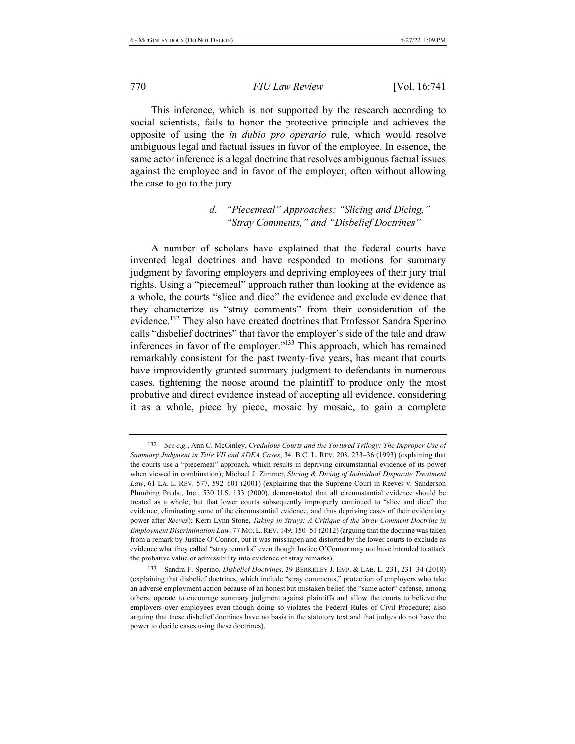This inference, which is not supported by the research according to social scientists, fails to honor the protective principle and achieves the opposite of using the *in dubio pro operario* rule, which would resolve ambiguous legal and factual issues in favor of the employee. In essence, the same actor inference is a legal doctrine that resolves ambiguous factual issues against the employee and in favor of the employer, often without allowing the case to go to the jury.

#### *d. "Piecemeal" Approaches: "Slicing and Dicing," "Stray Comments," and "Disbelief Doctrines"*

A number of scholars have explained that the federal courts have invented legal doctrines and have responded to motions for summary judgment by favoring employers and depriving employees of their jury trial rights. Using a "piecemeal" approach rather than looking at the evidence as a whole, the courts "slice and dice" the evidence and exclude evidence that they characterize as "stray comments" from their consideration of the evidence.[132] They also have created doctrines that Professor Sandra Sperino calls "disbelief doctrines" that favor the employer's side of the tale and draw inferences in favor of the employer."[133] This approach, which has remained remarkably consistent for the past twenty-five years, has meant that courts have improvidently granted summary judgment to defendants in numerous cases, tightening the noose around the plaintiff to produce only the most probative and direct evidence instead of accepting all evidence, considering it as a whole, piece by piece, mosaic by mosaic, to gain a complete

---

132 *See e.g.*, Ann C. McGinley, *Credulous Courts and the Tortured Trilogy: The Improper Use of Summary Judgment in Title VII and ADEA Cases*, 34. B.C. L. REV. 203, 233–36 (1993) (explaining that the courts use a "piecemeal" approach, which results in depriving circumstantial evidence of its power when viewed in combination); Michael J. Zimmer, *Slicing & Dicing of Individual Disparate Treatment Law*, 61 LA. L. REV. 577, 592–601 (2001) (explaining that the Supreme Court in Reeves v. Sanderson Plumbing Prods., Inc., 530 U.S. 133 (2000), demonstrated that all circumstantial evidence should be treated as a whole, but that lower courts subsequently improperly continued to "slice and dice" the evidence, eliminating some of the circumstantial evidence, and thus depriving cases of their evidentiary power after *Reeves*); Kerri Lynn Stone, *Taking in Strays: A Critique of the Stray Comment Doctrine in Employment Discrimination Law*, 77 MO. L. REV. 149, 150–51 (2012) (arguing that the doctrine was taken from a remark by Justice O'Connor, but it was misshapen and distorted by the lower courts to exclude as evidence what they called "stray remarks" even though Justice O'Connor may not have intended to attack the probative value or admissibility into evidence of stray remarks).

133 Sandra F. Sperino, *Disbelief Doctrines*, 39 BERKELEY J. EMP. & LAB. L. 231, 231–34 (2018) (explaining that disbelief doctrines, which include "stray comments," protection of employers who take an adverse employment action because of an honest but mistaken belief, the "same actor" defense, among others, operate to encourage summary judgment against plaintiffs and allow the courts to believe the employers over employees even though doing so violates the Federal Rules of Civil Procedure; also arguing that these disbelief doctrines have no basis in the statutory text and that judges do not have the power to decide cases using these doctrines).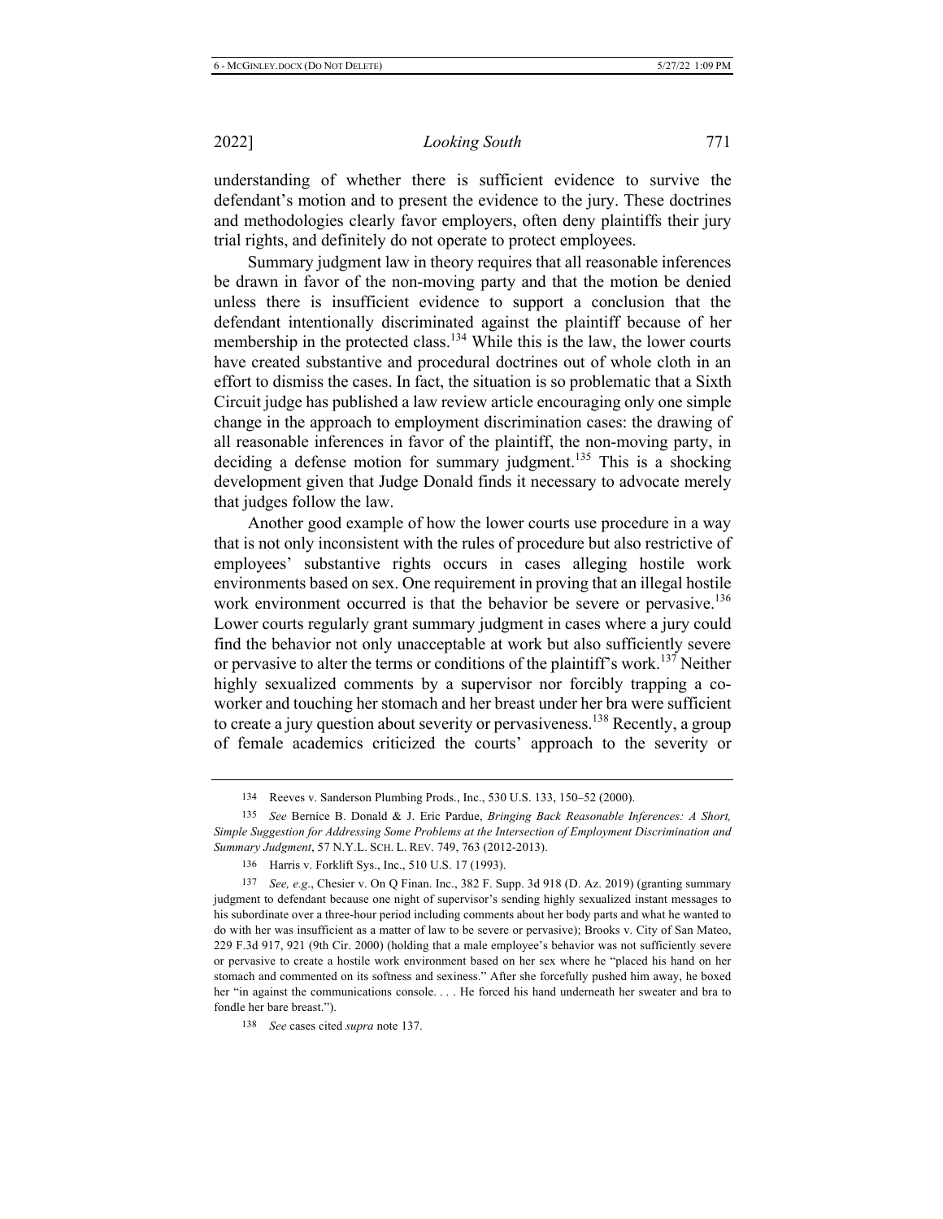understanding of whether there is sufficient evidence to survive the defendant's motion and to present the evidence to the jury. These doctrines and methodologies clearly favor employers, often deny plaintiffs their jury trial rights, and definitely do not operate to protect employees.

Summary judgment law in theory requires that all reasonable inferences be drawn in favor of the non-moving party and that the motion be denied unless there is insufficient evidence to support a conclusion that the defendant intentionally discriminated against the plaintiff because of her membership in the protected class.[134] While this is the law, the lower courts have created substantive and procedural doctrines out of whole cloth in an effort to dismiss the cases. In fact, the situation is so problematic that a Sixth Circuit judge has published a law review article encouraging only one simple change in the approach to employment discrimination cases: the drawing of all reasonable inferences in favor of the plaintiff, the non-moving party, in deciding a defense motion for summary judgment.[135] This is a shocking development given that Judge Donald finds it necessary to advocate merely that judges follow the law.

Another good example of how the lower courts use procedure in a way that is not only inconsistent with the rules of procedure but also restrictive of employees' substantive rights occurs in cases alleging hostile work environments based on sex. One requirement in proving that an illegal hostile work environment occurred is that the behavior be severe or pervasive.[136] Lower courts regularly grant summary judgment in cases where a jury could find the behavior not only unacceptable at work but also sufficiently severe or pervasive to alter the terms or conditions of the plaintiff's work.[137] Neither highly sexualized comments by a supervisor nor forcibly trapping a co-worker and touching her stomach and her breast under her bra were sufficient to create a jury question about severity or pervasiveness.[138] Recently, a group of female academics criticized the courts' approach to the severity or

---

134 Reeves v. Sanderson Plumbing Prods., Inc., 530 U.S. 133, 150–52 (2000).

135 *See* Bernice B. Donald & J. Eric Pardue, *Bringing Back Reasonable Inferences: A Short, Simple Suggestion for Addressing Some Problems at the Intersection of Employment Discrimination and Summary Judgment*, 57 N.Y.L. SCH. L. REV. 749, 763 (2012-2013).

136 Harris v. Forklift Sys., Inc., 510 U.S. 17 (1993).

137 *See, e.g.*, Chesier v. On Q Finan. Inc., 382 F. Supp. 3d 918 (D. Az. 2019) (granting summary judgment to defendant because one night of supervisor's sending highly sexualized instant messages to his subordinate over a three-hour period including comments about her body parts and what he wanted to do with her was insufficient as a matter of law to be severe or pervasive); Brooks v. City of San Mateo, 229 F.3d 917, 921 (9th Cir. 2000) (holding that a male employee's behavior was not sufficiently severe or pervasive to create a hostile work environment based on her sex where he "placed his hand on her stomach and commented on its softness and sexiness." After she forcefully pushed him away, he boxed her "in against the communications console. . . . He forced his hand underneath her sweater and bra to fondle her bare breast.").

138 *See* cases cited *supra* note 137.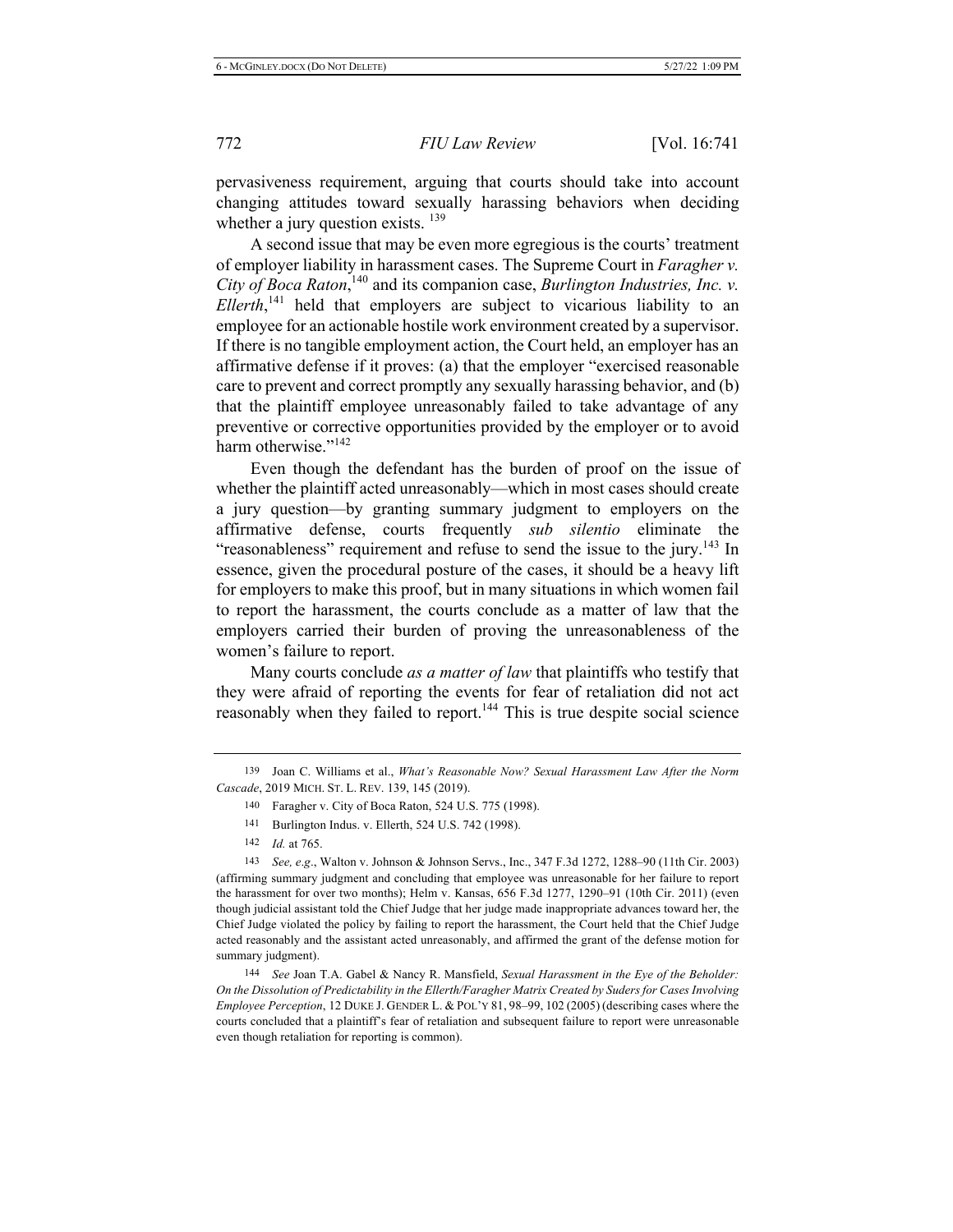pervasiveness requirement, arguing that courts should take into account changing attitudes toward sexually harassing behaviors when deciding whether a jury question exists. [139]

A second issue that may be even more egregious is the courts' treatment of employer liability in harassment cases. The Supreme Court in *Faragher v. City of Boca Raton*,[140] and its companion case, *Burlington Industries, Inc. v. Ellerth*,[141] held that employers are subject to vicarious liability to an employee for an actionable hostile work environment created by a supervisor. If there is no tangible employment action, the Court held, an employer has an affirmative defense if it proves: (a) that the employer "exercised reasonable care to prevent and correct promptly any sexually harassing behavior, and (b) that the plaintiff employee unreasonably failed to take advantage of any preventive or corrective opportunities provided by the employer or to avoid harm otherwise."[142]

Even though the defendant has the burden of proof on the issue of whether the plaintiff acted unreasonably—which in most cases should create a jury question—by granting summary judgment to employers on the affirmative defense, courts frequently *sub silentio* eliminate the "reasonableness" requirement and refuse to send the issue to the jury.[143] In essence, given the procedural posture of the cases, it should be a heavy lift for employers to make this proof, but in many situations in which women fail to report the harassment, the courts conclude as a matter of law that the employers carried their burden of proving the unreasonableness of the women's failure to report.

Many courts conclude *as a matter of law* that plaintiffs who testify that they were afraid of reporting the events for fear of retaliation did not act reasonably when they failed to report.[144] This is true despite social science

---

139 Joan C. Williams et al., *What's Reasonable Now? Sexual Harassment Law After the Norm Cascade*, 2019 MICH. ST. L. REV. 139, 145 (2019).

140 Faragher v. City of Boca Raton, 524 U.S. 775 (1998).

141 Burlington Indus. v. Ellerth, 524 U.S. 742 (1998).

142 *Id.* at 765.

143 *See, e.g*., Walton v. Johnson & Johnson Servs., Inc., 347 F.3d 1272, 1288–90 (11th Cir. 2003) (affirming summary judgment and concluding that employee was unreasonable for her failure to report the harassment for over two months); Helm v. Kansas, 656 F.3d 1277, 1290–91 (10th Cir. 2011) (even though judicial assistant told the Chief Judge that her judge made inappropriate advances toward her, the Chief Judge violated the policy by failing to report the harassment, the Court held that the Chief Judge acted reasonably and the assistant acted unreasonably, and affirmed the grant of the defense motion for summary judgment).

144 *See* Joan T.A. Gabel & Nancy R. Mansfield, *Sexual Harassment in the Eye of the Beholder: On the Dissolution of Predictability in the Ellerth/Faragher Matrix Created by Suders for Cases Involving Employee Perception*, 12 DUKE J. GENDER L. & POL'Y 81, 98–99, 102 (2005) (describing cases where the courts concluded that a plaintiff's fear of retaliation and subsequent failure to report were unreasonable even though retaliation for reporting is common).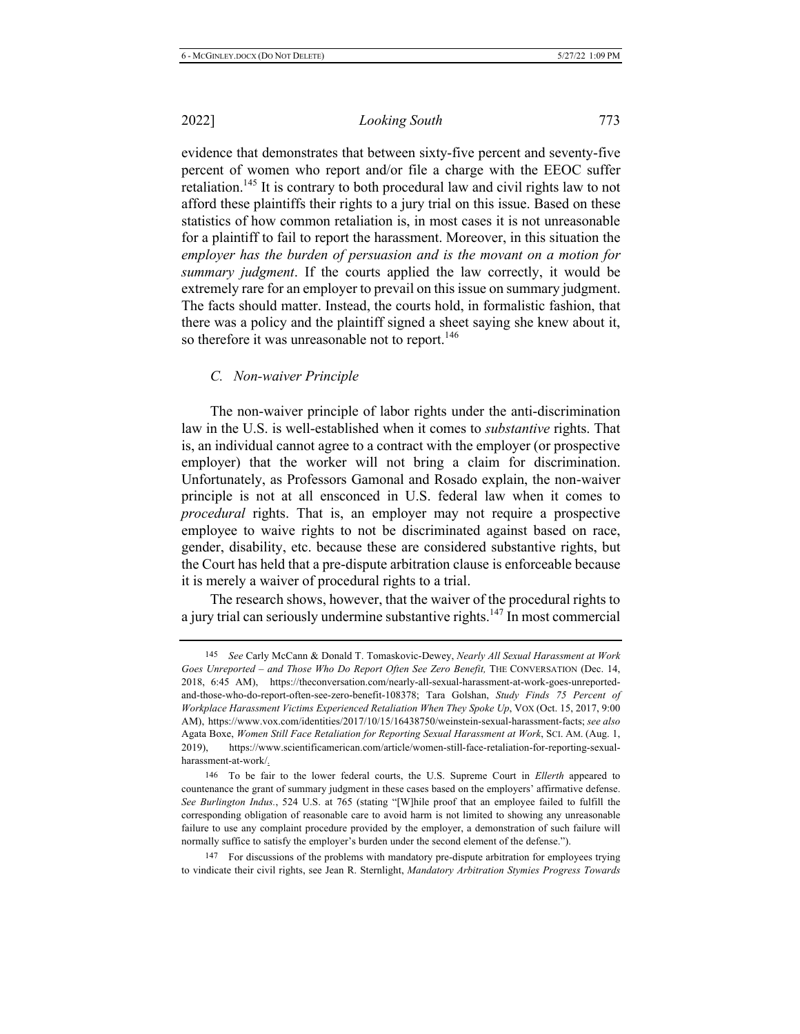evidence that demonstrates that between sixty-five percent and seventy-five percent of women who report and/or file a charge with the EEOC suffer retaliation.[145] It is contrary to both procedural law and civil rights law to not afford these plaintiffs their rights to a jury trial on this issue. Based on these statistics of how common retaliation is, in most cases it is not unreasonable for a plaintiff to fail to report the harassment. Moreover, in this situation the *employer has the burden of persuasion and is the movant on a motion for summary judgment*. If the courts applied the law correctly, it would be extremely rare for an employer to prevail on this issue on summary judgment. The facts should matter. Instead, the courts hold, in formalistic fashion, that there was a policy and the plaintiff signed a sheet saying she knew about it, so therefore it was unreasonable not to report.[146]

### *C. Non-waiver Principle*

The non-waiver principle of labor rights under the anti-discrimination law in the U.S. is well-established when it comes to *substantive* rights. That is, an individual cannot agree to a contract with the employer (or prospective employer) that the worker will not bring a claim for discrimination. Unfortunately, as Professors Gamonal and Rosado explain, the non-waiver principle is not at all ensconced in U.S. federal law when it comes to *procedural* rights. That is, an employer may not require a prospective employee to waive rights to not be discriminated against based on race, gender, disability, etc. because these are considered substantive rights, but the Court has held that a pre-dispute arbitration clause is enforceable because it is merely a waiver of procedural rights to a trial.

The research shows, however, that the waiver of the procedural rights to a jury trial can seriously undermine substantive rights.[147] In most commercial

---

145 *See* Carly McCann & Donald T. Tomaskovic-Dewey, *Nearly All Sexual Harassment at Work Goes Unreported – and Those Who Do Report Often See Zero Benefit,* THE CONVERSATION (Dec. 14, 2018, 6:45 AM), https://theconversation.com/nearly-all-sexual-harassment-at-work-goes-unreported-and-those-who-do-report-often-see-zero-benefit-108378; Tara Golshan, *Study Finds 75 Percent of Workplace Harassment Victims Experienced Retaliation When They Spoke Up*, VOX (Oct. 15, 2017, 9:00 AM), https://www.vox.com/identities/2017/10/15/16438750/weinstein-sexual-harassment-facts; *see also* Agata Boxe, *Women Still Face Retaliation for Reporting Sexual Harassment at Work*, SCI. AM. (Aug. 1, 2019), https://www.scientificamerican.com/article/women-still-face-retaliation-for-reporting-sexual-harassment-at-work/.

146 To be fair to the lower federal courts, the U.S. Supreme Court in *Ellerth* appeared to countenance the grant of summary judgment in these cases based on the employers' affirmative defense. *See Burlington Indus.*, 524 U.S. at 765 (stating "[W]hile proof that an employee failed to fulfill the corresponding obligation of reasonable care to avoid harm is not limited to showing any unreasonable failure to use any complaint procedure provided by the employer, a demonstration of such failure will normally suffice to satisfy the employer's burden under the second element of the defense.").

147 For discussions of the problems with mandatory pre-dispute arbitration for employees trying to vindicate their civil rights, see Jean R. Sternlight, *Mandatory Arbitration Stymies Progress Towards*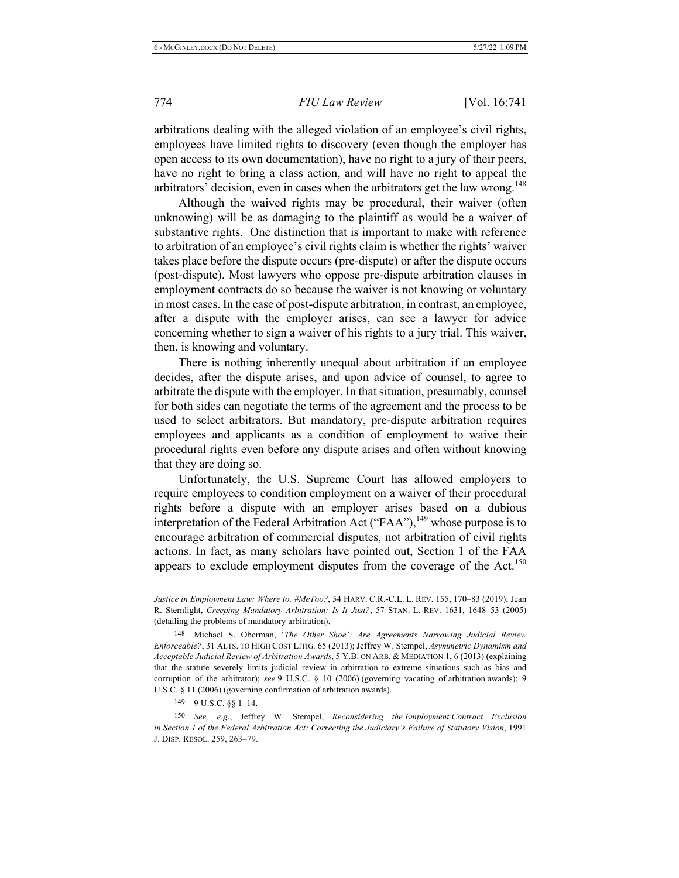arbitrations dealing with the alleged violation of an employee's civil rights, employees have limited rights to discovery (even though the employer has open access to its own documentation), have no right to a jury of their peers, have no right to bring a class action, and will have no right to appeal the arbitrators' decision, even in cases when the arbitrators get the law wrong.[148]

Although the waived rights may be procedural, their waiver (often unknowing) will be as damaging to the plaintiff as would be a waiver of substantive rights. One distinction that is important to make with reference to arbitration of an employee's civil rights claim is whether the rights' waiver takes place before the dispute occurs (pre-dispute) or after the dispute occurs (post-dispute). Most lawyers who oppose pre-dispute arbitration clauses in employment contracts do so because the waiver is not knowing or voluntary in most cases. In the case of post-dispute arbitration, in contrast, an employee, after a dispute with the employer arises, can see a lawyer for advice concerning whether to sign a waiver of his rights to a jury trial. This waiver, then, is knowing and voluntary.

There is nothing inherently unequal about arbitration if an employee decides, after the dispute arises, and upon advice of counsel, to agree to arbitrate the dispute with the employer. In that situation, presumably, counsel for both sides can negotiate the terms of the agreement and the process to be used to select arbitrators. But mandatory, pre-dispute arbitration requires employees and applicants as a condition of employment to waive their procedural rights even before any dispute arises and often without knowing that they are doing so.

Unfortunately, the U.S. Supreme Court has allowed employers to require employees to condition employment on a waiver of their procedural rights before a dispute with an employer arises based on a dubious interpretation of the Federal Arbitration Act ("FAA"),[149] whose purpose is to encourage arbitration of commercial disputes, not arbitration of civil rights actions. In fact, as many scholars have pointed out, Section 1 of the FAA appears to exclude employment disputes from the coverage of the Act.[150]

---

*Justice in Employment Law: Where to, #MeToo?*, 54 HARV. C.R.-C.L. L. REV. 155, 170–83 (2019); Jean R. Sternlight, *Creeping Mandatory Arbitration: Is It Just?*, 57 STAN. L. REV. 1631, 1648–53 (2005) (detailing the problems of mandatory arbitration).

148 Michael S. Oberman, '*The Other Shoe': Are Agreements Narrowing Judicial Review Enforceable?*, 31 ALTS. TO HIGH COST LITIG. 65 (2013); Jeffrey W. Stempel, *Asymmetric Dynamism and Acceptable Judicial Review of Arbitration Awards*, 5 Y.B. ON ARB. & MEDIATION 1, 6 (2013) (explaining that the statute severely limits judicial review in arbitration to extreme situations such as bias and corruption of the arbitrator); *see* 9 U.S.C. § 10 (2006) (governing vacating of arbitration awards); 9 U.S.C. § 11 (2006) (governing confirmation of arbitration awards).

149 9 U.S.C. §§ 1–14.

150 *See, e.g.*, Jeffrey W. Stempel, *Reconsidering the Employment Contract Exclusion in Section 1 of the Federal Arbitration Act: Correcting the Judiciary's Failure of Statutory Vision*, 1991 J. DISP. RESOL. 259, 263–79.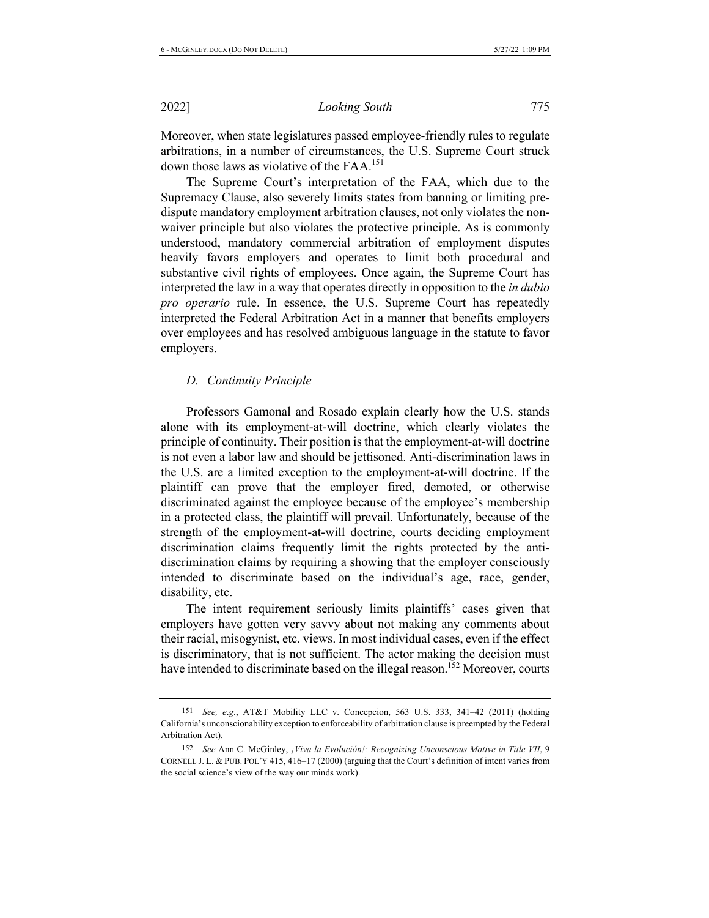Moreover, when state legislatures passed employee-friendly rules to regulate arbitrations, in a number of circumstances, the U.S. Supreme Court struck down those laws as violative of the FAA.[151]

The Supreme Court's interpretation of the FAA, which due to the Supremacy Clause, also severely limits states from banning or limiting pre-dispute mandatory employment arbitration clauses, not only violates the non-waiver principle but also violates the protective principle. As is commonly understood, mandatory commercial arbitration of employment disputes heavily favors employers and operates to limit both procedural and substantive civil rights of employees. Once again, the Supreme Court has interpreted the law in a way that operates directly in opposition to the *in dubio pro operario* rule. In essence, the U.S. Supreme Court has repeatedly interpreted the Federal Arbitration Act in a manner that benefits employers over employees and has resolved ambiguous language in the statute to favor employers.

### *D. Continuity Principle*

Professors Gamonal and Rosado explain clearly how the U.S. stands alone with its employment-at-will doctrine, which clearly violates the principle of continuity. Their position is that the employment-at-will doctrine is not even a labor law and should be jettisoned. Anti-discrimination laws in the U.S. are a limited exception to the employment-at-will doctrine. If the plaintiff can prove that the employer fired, demoted, or otherwise discriminated against the employee because of the employee's membership in a protected class, the plaintiff will prevail. Unfortunately, because of the strength of the employment-at-will doctrine, courts deciding employment discrimination claims frequently limit the rights protected by the anti-discrimination claims by requiring a showing that the employer consciously intended to discriminate based on the individual's age, race, gender, disability, etc.

The intent requirement seriously limits plaintiffs' cases given that employers have gotten very savvy about not making any comments about their racial, misogynist, etc. views. In most individual cases, even if the effect is discriminatory, that is not sufficient. The actor making the decision must have intended to discriminate based on the illegal reason.[152] Moreover, courts

---

151 *See, e.g.*, AT&T Mobility LLC v. Concepcion, 563 U.S. 333, 341–42 (2011) (holding California's unconscionability exception to enforceability of arbitration clause is preempted by the Federal Arbitration Act).

152 *See* Ann C. McGinley, *¡Viva la Evolución!: Recognizing Unconscious Motive in Title VII*, 9 CORNELL J. L. & PUB. POL'Y 415, 416–17 (2000) (arguing that the Court's definition of intent varies from the social science's view of the way our minds work).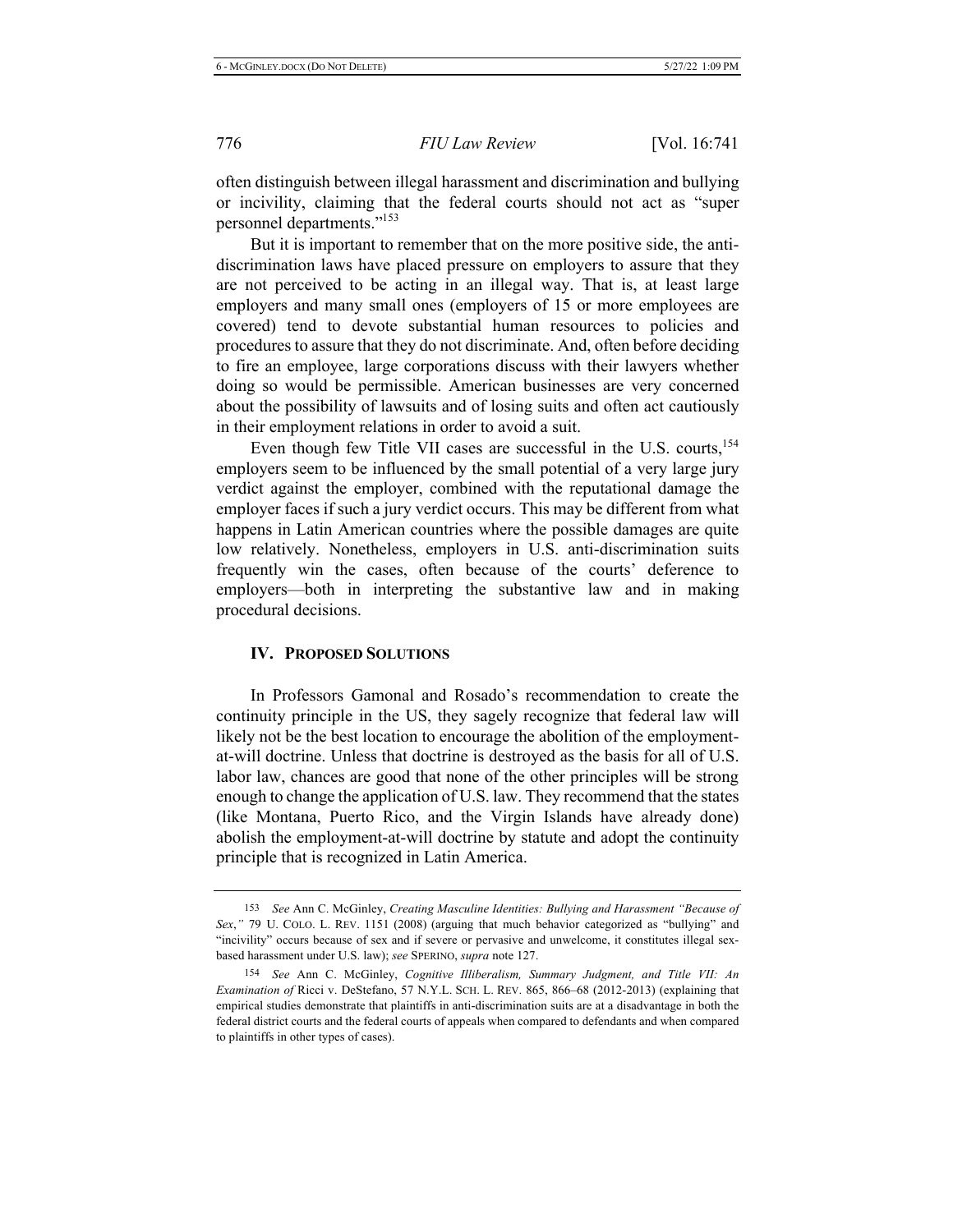often distinguish between illegal harassment and discrimination and bullying or incivility, claiming that the federal courts should not act as "super personnel departments."[153]

But it is important to remember that on the more positive side, the anti-discrimination laws have placed pressure on employers to assure that they are not perceived to be acting in an illegal way. That is, at least large employers and many small ones (employers of 15 or more employees are covered) tend to devote substantial human resources to policies and procedures to assure that they do not discriminate. And, often before deciding to fire an employee, large corporations discuss with their lawyers whether doing so would be permissible. American businesses are very concerned about the possibility of lawsuits and of losing suits and often act cautiously in their employment relations in order to avoid a suit.

Even though few Title VII cases are successful in the U.S. courts,[154] employers seem to be influenced by the small potential of a very large jury verdict against the employer, combined with the reputational damage the employer faces if such a jury verdict occurs. This may be different from what happens in Latin American countries where the possible damages are quite low relatively. Nonetheless, employers in U.S. anti-discrimination suits frequently win the cases, often because of the courts' deference to employers—both in interpreting the substantive law and in making procedural decisions.

## IV. PROPOSED SOLUTIONS

In Professors Gamonal and Rosado's recommendation to create the continuity principle in the US, they sagely recognize that federal law will likely not be the best location to encourage the abolition of the employment-at-will doctrine. Unless that doctrine is destroyed as the basis for all of U.S. labor law, chances are good that none of the other principles will be strong enough to change the application of U.S. law. They recommend that the states (like Montana, Puerto Rico, and the Virgin Islands have already done) abolish the employment-at-will doctrine by statute and adopt the continuity principle that is recognized in Latin America.

---

153 *See* Ann C. McGinley, *Creating Masculine Identities: Bullying and Harassment "Because of Sex*,*"* 79 U. COLO. L. REV. 1151 (2008) (arguing that much behavior categorized as "bullying" and "incivility" occurs because of sex and if severe or pervasive and unwelcome, it constitutes illegal sex-based harassment under U.S. law); *see* SPERINO, *supra* note 127.

154 *See* Ann C. McGinley, *Cognitive Illiberalism, Summary Judgment, and Title VII: An Examination of* Ricci v. DeStefano, 57 N.Y.L. SCH. L. REV. 865, 866–68 (2012-2013) (explaining that empirical studies demonstrate that plaintiffs in anti-discrimination suits are at a disadvantage in both the federal district courts and the federal courts of appeals when compared to defendants and when compared to plaintiffs in other types of cases).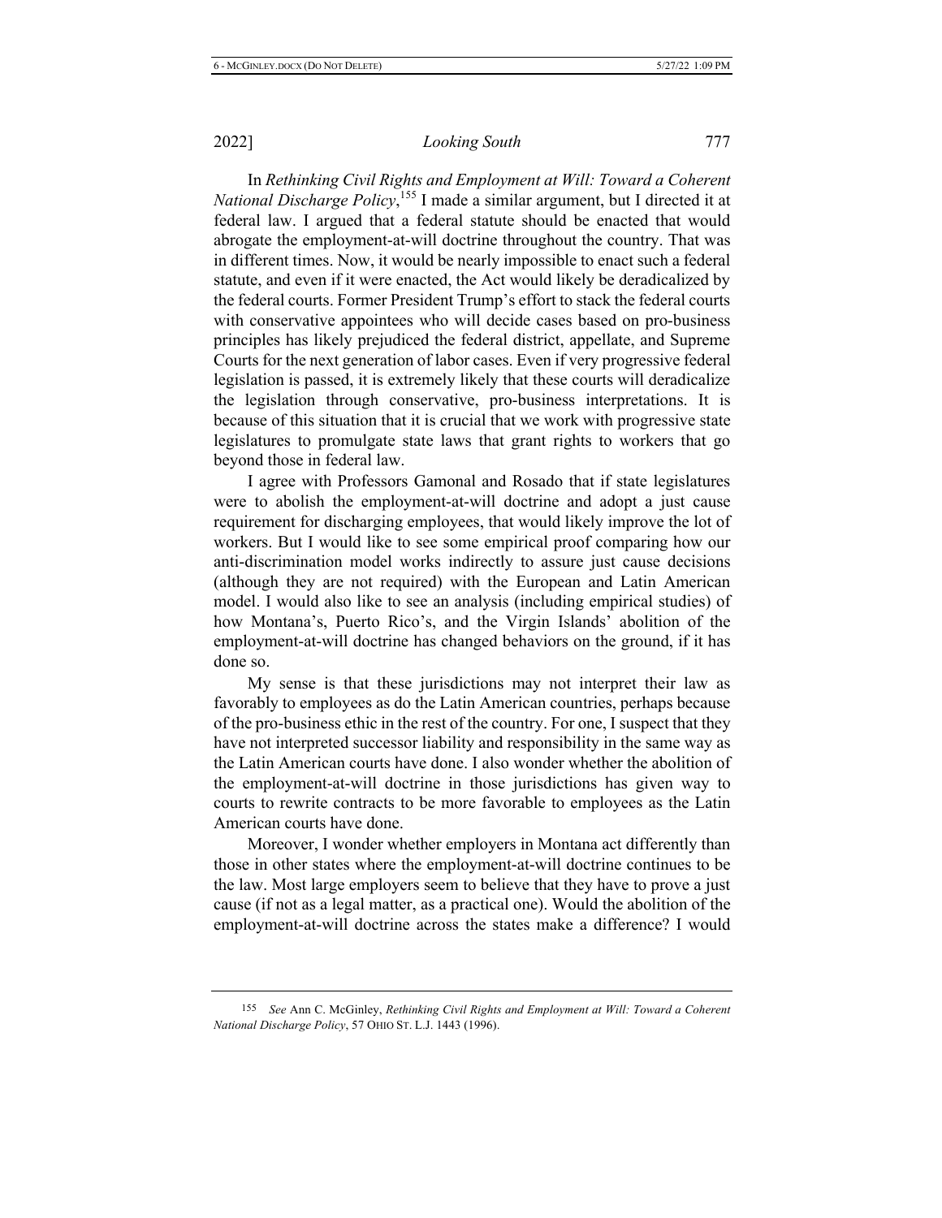In *Rethinking Civil Rights and Employment at Will: Toward a Coherent National Discharge Policy*,[155] I made a similar argument, but I directed it at federal law. I argued that a federal statute should be enacted that would abrogate the employment-at-will doctrine throughout the country. That was in different times. Now, it would be nearly impossible to enact such a federal statute, and even if it were enacted, the Act would likely be deradicalized by the federal courts. Former President Trump's effort to stack the federal courts with conservative appointees who will decide cases based on pro-business principles has likely prejudiced the federal district, appellate, and Supreme Courts for the next generation of labor cases. Even if very progressive federal legislation is passed, it is extremely likely that these courts will deradicalize the legislation through conservative, pro-business interpretations. It is because of this situation that it is crucial that we work with progressive state legislatures to promulgate state laws that grant rights to workers that go beyond those in federal law.

I agree with Professors Gamonal and Rosado that if state legislatures were to abolish the employment-at-will doctrine and adopt a just cause requirement for discharging employees, that would likely improve the lot of workers. But I would like to see some empirical proof comparing how our anti-discrimination model works indirectly to assure just cause decisions (although they are not required) with the European and Latin American model. I would also like to see an analysis (including empirical studies) of how Montana's, Puerto Rico's, and the Virgin Islands' abolition of the employment-at-will doctrine has changed behaviors on the ground, if it has done so.

My sense is that these jurisdictions may not interpret their law as favorably to employees as do the Latin American countries, perhaps because of the pro-business ethic in the rest of the country. For one, I suspect that they have not interpreted successor liability and responsibility in the same way as the Latin American courts have done. I also wonder whether the abolition of the employment-at-will doctrine in those jurisdictions has given way to courts to rewrite contracts to be more favorable to employees as the Latin American courts have done.

Moreover, I wonder whether employers in Montana act differently than those in other states where the employment-at-will doctrine continues to be the law. Most large employers seem to believe that they have to prove a just cause (if not as a legal matter, as a practical one). Would the abolition of the employment-at-will doctrine across the states make a difference? I would

---

[155] *See* Ann C. McGinley, *Rethinking Civil Rights and Employment at Will: Toward a Coherent National Discharge Policy*, 57 OHIO ST. L.J. 1443 (1996).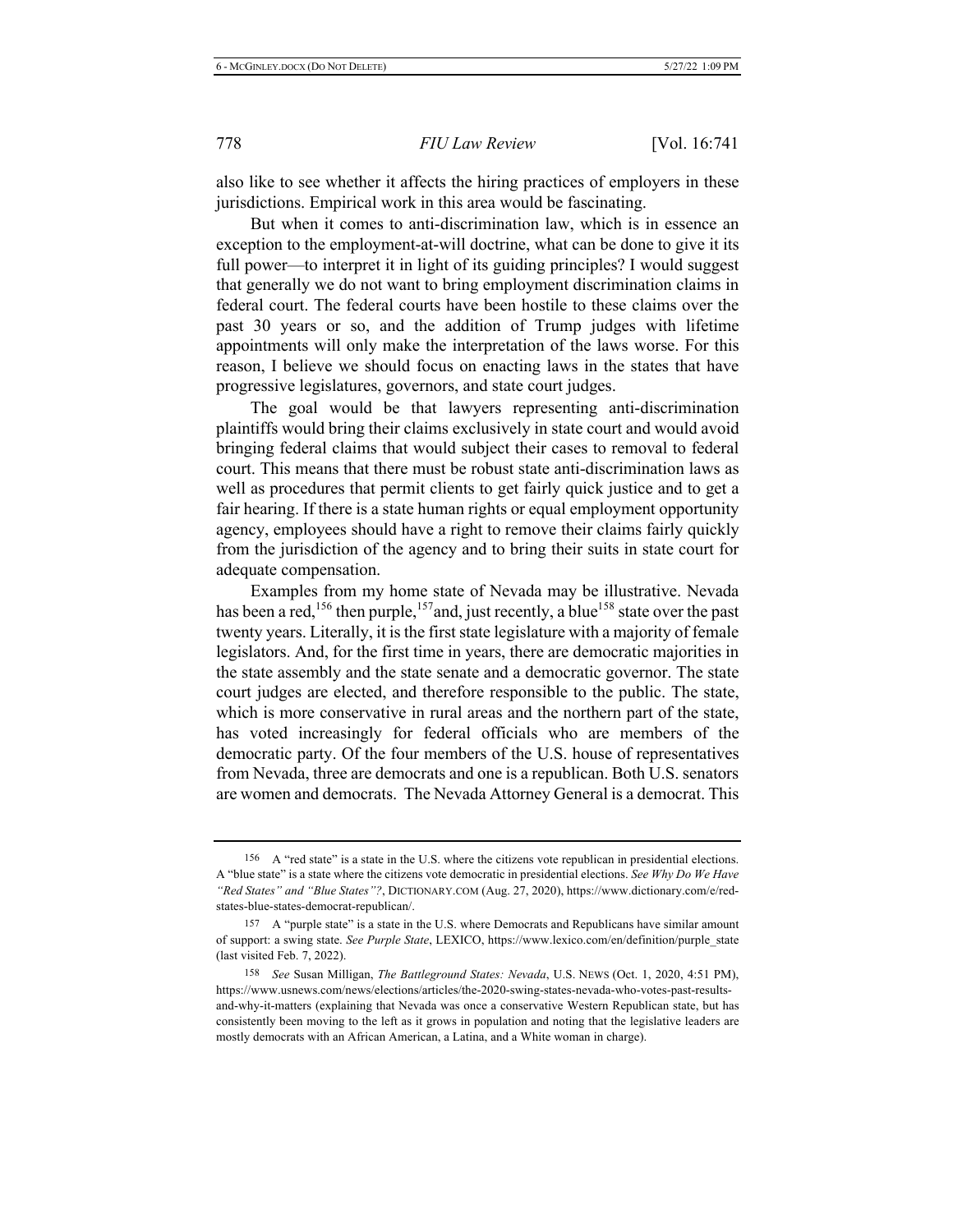also like to see whether it affects the hiring practices of employers in these jurisdictions. Empirical work in this area would be fascinating.

But when it comes to anti-discrimination law, which is in essence an exception to the employment-at-will doctrine, what can be done to give it its full power—to interpret it in light of its guiding principles? I would suggest that generally we do not want to bring employment discrimination claims in federal court. The federal courts have been hostile to these claims over the past 30 years or so, and the addition of Trump judges with lifetime appointments will only make the interpretation of the laws worse. For this reason, I believe we should focus on enacting laws in the states that have progressive legislatures, governors, and state court judges.

The goal would be that lawyers representing anti-discrimination plaintiffs would bring their claims exclusively in state court and would avoid bringing federal claims that would subject their cases to removal to federal court. This means that there must be robust state anti-discrimination laws as well as procedures that permit clients to get fairly quick justice and to get a fair hearing. If there is a state human rights or equal employment opportunity agency, employees should have a right to remove their claims fairly quickly from the jurisdiction of the agency and to bring their suits in state court for adequate compensation.

Examples from my home state of Nevada may be illustrative. Nevada has been a red,[156] then purple,[157] and, just recently, a blue[158] state over the past twenty years. Literally, it is the first state legislature with a majority of female legislators. And, for the first time in years, there are democratic majorities in the state assembly and the state senate and a democratic governor. The state court judges are elected, and therefore responsible to the public. The state, which is more conservative in rural areas and the northern part of the state, has voted increasingly for federal officials who are members of the democratic party. Of the four members of the U.S. house of representatives from Nevada, three are democrats and one is a republican. Both U.S. senators are women and democrats. The Nevada Attorney General is a democrat. This

---

156 A "red state" is a state in the U.S. where the citizens vote republican in presidential elections. A "blue state" is a state where the citizens vote democratic in presidential elections. *See Why Do We Have "Red States" and "Blue States"?*, DICTIONARY.COM (Aug. 27, 2020), https://www.dictionary.com/e/red-states-blue-states-democrat-republican/.

157 A "purple state" is a state in the U.S. where Democrats and Republicans have similar amount of support: a swing state. *See Purple State*, LEXICO, https://www.lexico.com/en/definition/purple_state (last visited Feb. 7, 2022).

158 *See* Susan Milligan, *The Battleground States: Nevada*, U.S. NEWS (Oct. 1, 2020, 4:51 PM), https://www.usnews.com/news/elections/articles/the-2020-swing-states-nevada-who-votes-past-results-and-why-it-matters (explaining that Nevada was once a conservative Western Republican state, but has consistently been moving to the left as it grows in population and noting that the legislative leaders are mostly democrats with an African American, a Latina, and a White woman in charge).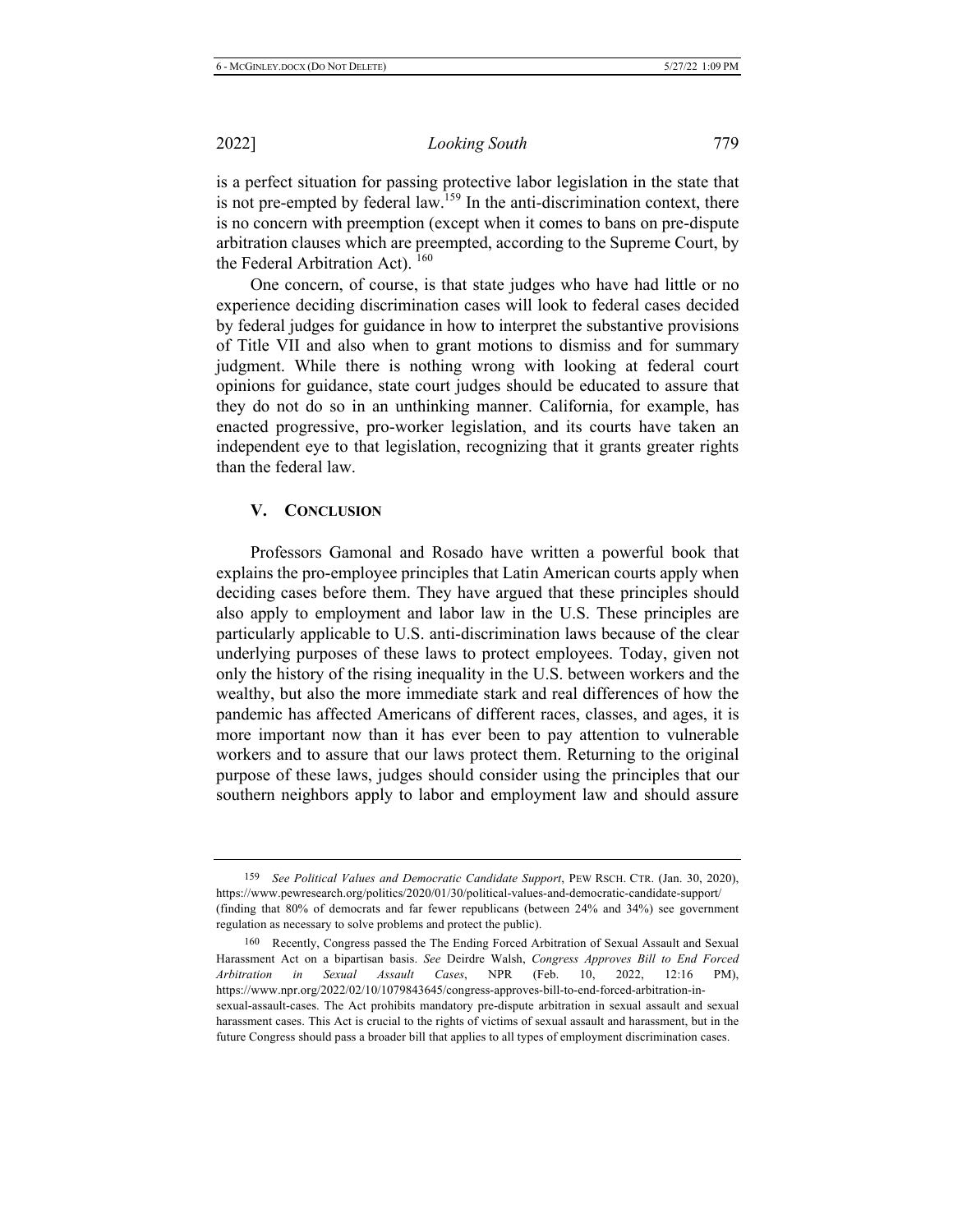is a perfect situation for passing protective labor legislation in the state that is not pre-empted by federal law.[159] In the anti-discrimination context, there is no concern with preemption (except when it comes to bans on pre-dispute arbitration clauses which are preempted, according to the Supreme Court, by the Federal Arbitration Act).[160]

One concern, of course, is that state judges who have had little or no experience deciding discrimination cases will look to federal cases decided by federal judges for guidance in how to interpret the substantive provisions of Title VII and also when to grant motions to dismiss and for summary judgment. While there is nothing wrong with looking at federal court opinions for guidance, state court judges should be educated to assure that they do not do so in an unthinking manner. California, for example, has enacted progressive, pro-worker legislation, and its courts have taken an independent eye to that legislation, recognizing that it grants greater rights than the federal law.

## V. CONCLUSION

Professors Gamonal and Rosado have written a powerful book that explains the pro-employee principles that Latin American courts apply when deciding cases before them. They have argued that these principles should also apply to employment and labor law in the U.S. These principles are particularly applicable to U.S. anti-discrimination laws because of the clear underlying purposes of these laws to protect employees. Today, given not only the history of the rising inequality in the U.S. between workers and the wealthy, but also the more immediate stark and real differences of how the pandemic has affected Americans of different races, classes, and ages, it is more important now than it has ever been to pay attention to vulnerable workers and to assure that our laws protect them. Returning to the original purpose of these laws, judges should consider using the principles that our southern neighbors apply to labor and employment law and should assure

---

159 *See Political Values and Democratic Candidate Support*, PEW RSCH. CTR. (Jan. 30, 2020), https://www.pewresearch.org/politics/2020/01/30/political-values-and-democratic-candidate-support/ (finding that 80% of democrats and far fewer republicans (between 24% and 34%) see government regulation as necessary to solve problems and protect the public).

160 Recently, Congress passed the The Ending Forced Arbitration of Sexual Assault and Sexual Harassment Act on a bipartisan basis. *See* Deirdre Walsh, *Congress Approves Bill to End Forced Arbitration in Sexual Assault Cases*, NPR (Feb. 10, 2022, 12:16 PM), https://www.npr.org/2022/02/10/1079843645/congress-approves-bill-to-end-forced-arbitration-in-sexual-assault-cases. The Act prohibits mandatory pre-dispute arbitration in sexual assault and sexual harassment cases. This Act is crucial to the rights of victims of sexual assault and harassment, but in the future Congress should pass a broader bill that applies to all types of employment discrimination cases.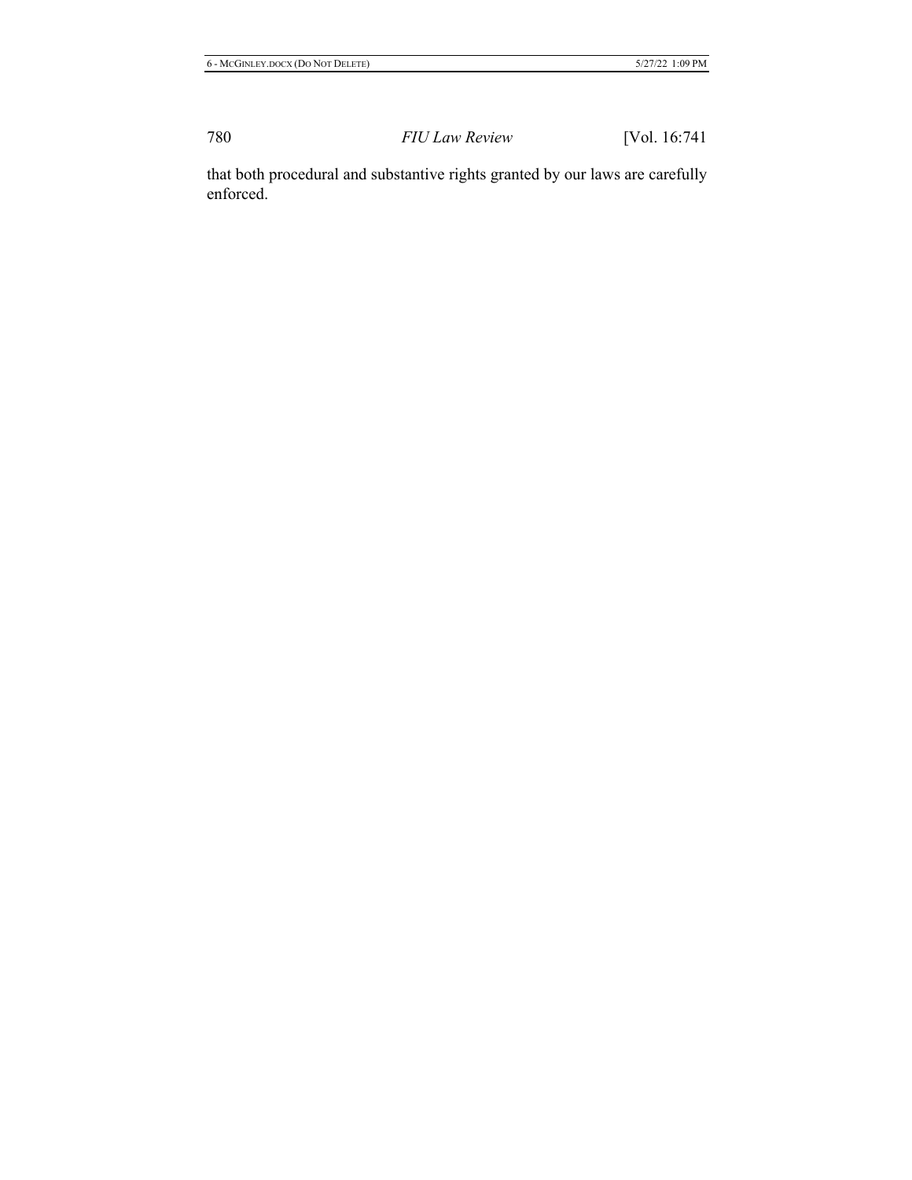that both procedural and substantive rights granted by our laws are carefully enforced.